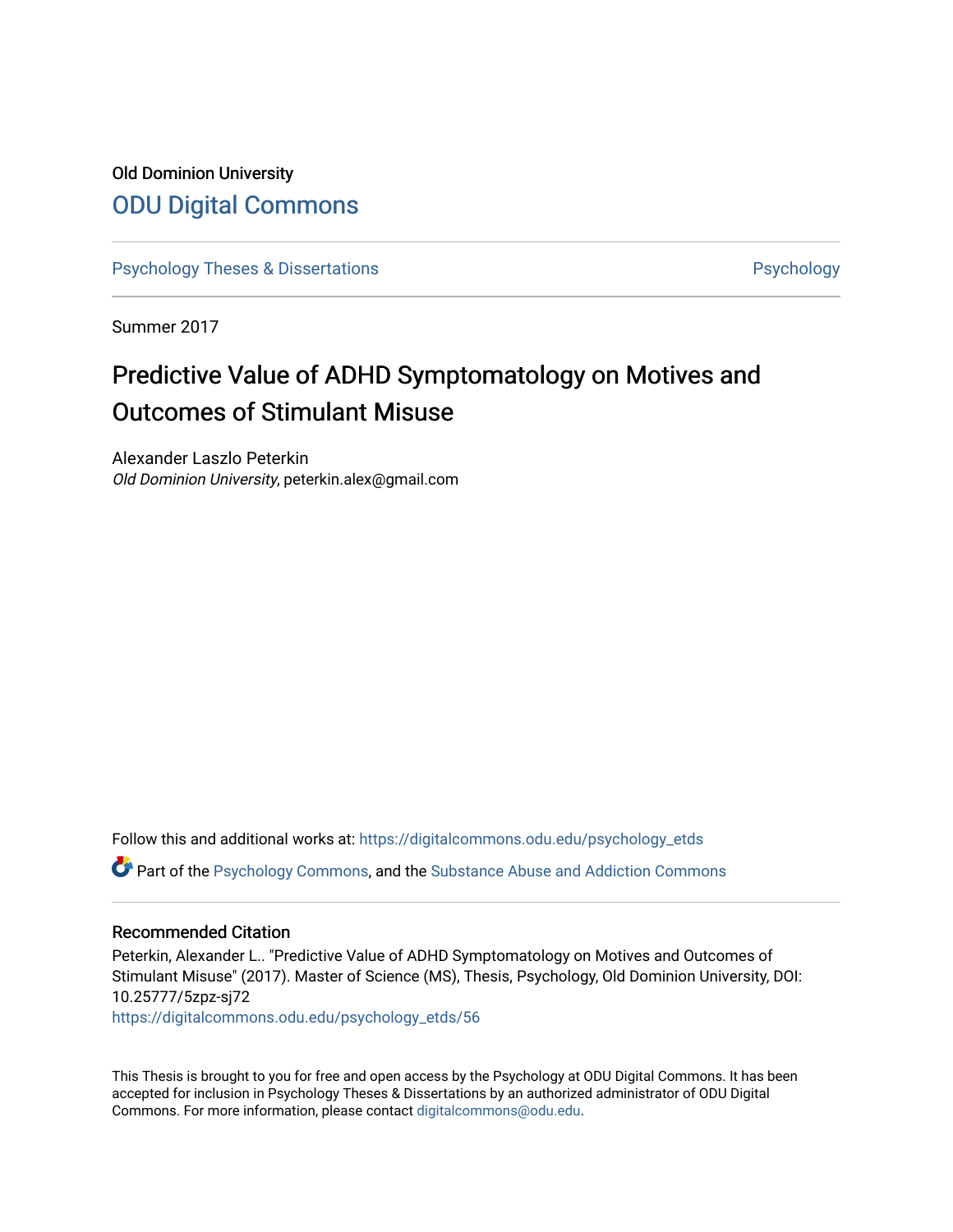Old Dominion University

ODU Digital Commons

Psychology Theses & Dissertations | Psychology

Summer 2017

# Predictive Value of ADHD Symptomatology on Motives and Outcomes of Stimulant Misuse

Alexander Laszlo Peterkin
*Old Dominion University*, peterkin.alex@gmail.com

Follow this and additional works at: https://digitalcommons.odu.edu/psychology_etds

Part of the Psychology Commons, and the Substance Abuse and Addiction Commons

## Recommended Citation

Peterkin, Alexander L.. "Predictive Value of ADHD Symptomatology on Motives and Outcomes of Stimulant Misuse" (2017). Master of Science (MS), Thesis, Psychology, Old Dominion University, DOI: 10.25777/5zpz-sj72
https://digitalcommons.odu.edu/psychology_etds/56

This Thesis is brought to you for free and open access by the Psychology at ODU Digital Commons. It has been accepted for inclusion in Psychology Theses & Dissertations by an authorized administrator of ODU Digital Commons. For more information, please contact digitalcommons@odu.edu.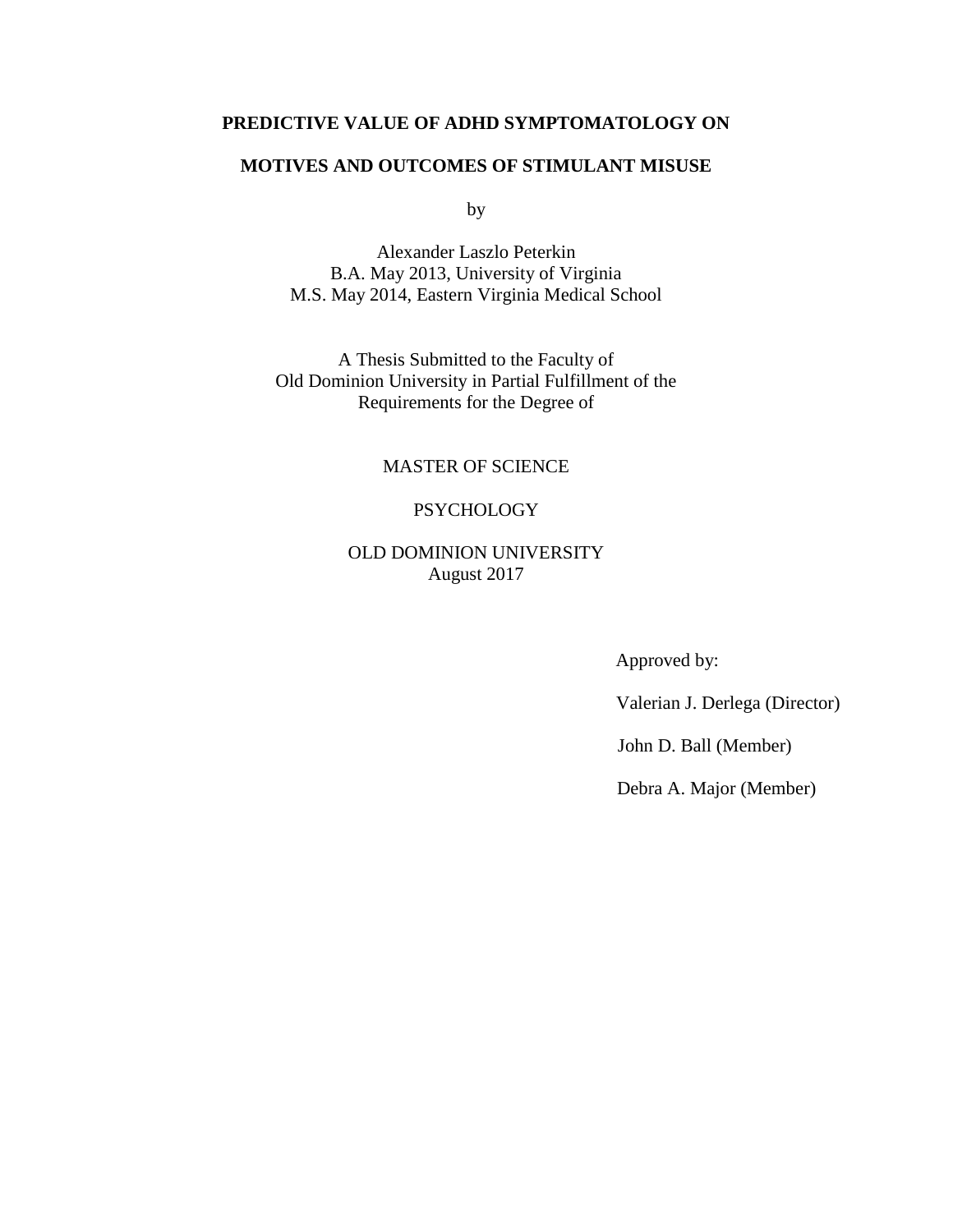**PREDICTIVE VALUE OF ADHD SYMPTOMATOLOGY ON**

**MOTIVES AND OUTCOMES OF STIMULANT MISUSE**

by

Alexander Laszlo Peterkin
B.A. May 2013, University of Virginia
M.S. May 2014, Eastern Virginia Medical School

A Thesis Submitted to the Faculty of
Old Dominion University in Partial Fulfillment of the
Requirements for the Degree of

MASTER OF SCIENCE

PSYCHOLOGY

OLD DOMINION UNIVERSITY
August 2017

Approved by:

Valerian J. Derlega (Director)

John D. Ball (Member)

Debra A. Major (Member)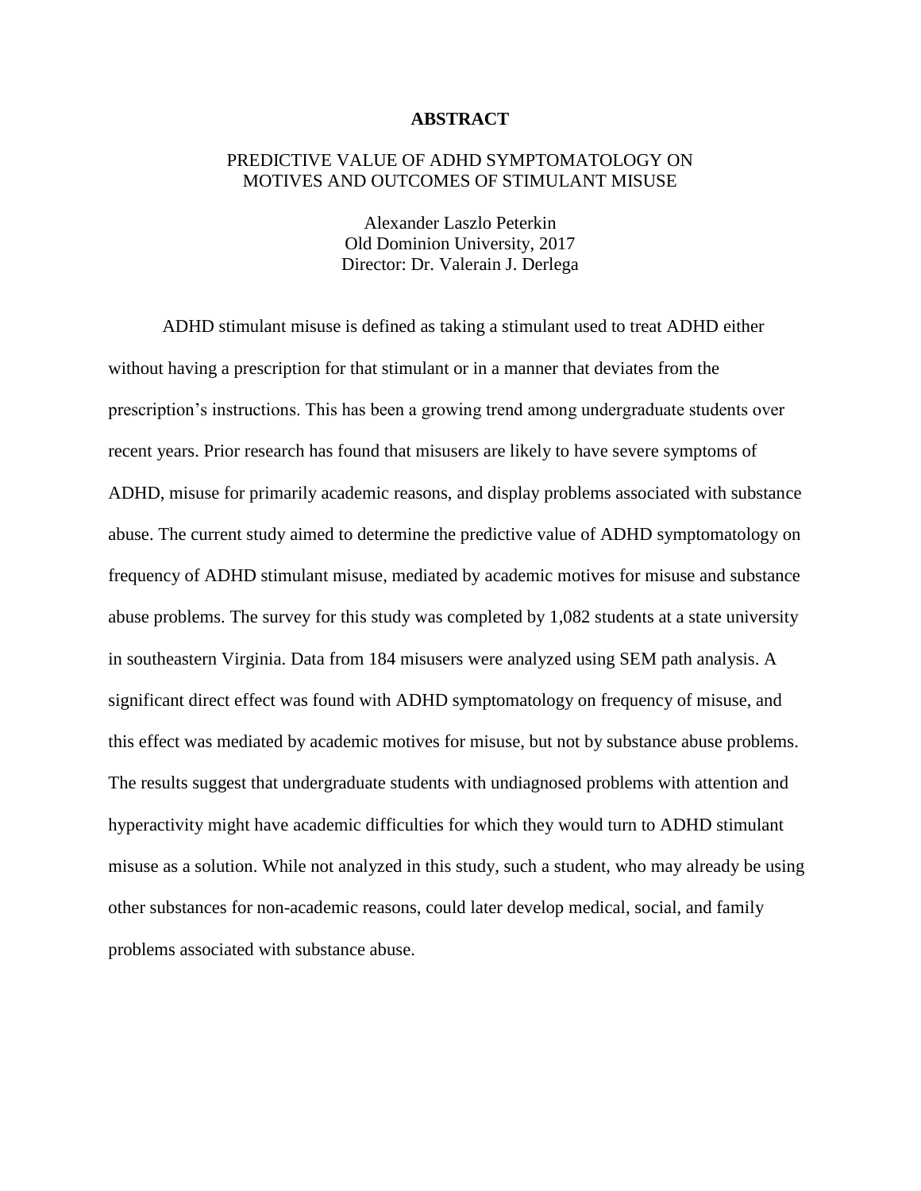# ABSTRACT

## PREDICTIVE VALUE OF ADHD SYMPTOMATOLOGY ON MOTIVES AND OUTCOMES OF STIMULANT MISUSE

Alexander Laszlo Peterkin
Old Dominion University, 2017
Director: Dr. Valerain J. Derlega

ADHD stimulant misuse is defined as taking a stimulant used to treat ADHD either without having a prescription for that stimulant or in a manner that deviates from the prescription's instructions. This has been a growing trend among undergraduate students over recent years. Prior research has found that misusers are likely to have severe symptoms of ADHD, misuse for primarily academic reasons, and display problems associated with substance abuse. The current study aimed to determine the predictive value of ADHD symptomatology on frequency of ADHD stimulant misuse, mediated by academic motives for misuse and substance abuse problems. The survey for this study was completed by 1,082 students at a state university in southeastern Virginia. Data from 184 misusers were analyzed using SEM path analysis. A significant direct effect was found with ADHD symptomatology on frequency of misuse, and this effect was mediated by academic motives for misuse, but not by substance abuse problems. The results suggest that undergraduate students with undiagnosed problems with attention and hyperactivity might have academic difficulties for which they would turn to ADHD stimulant misuse as a solution. While not analyzed in this study, such a student, who may already be using other substances for non-academic reasons, could later develop medical, social, and family problems associated with substance abuse.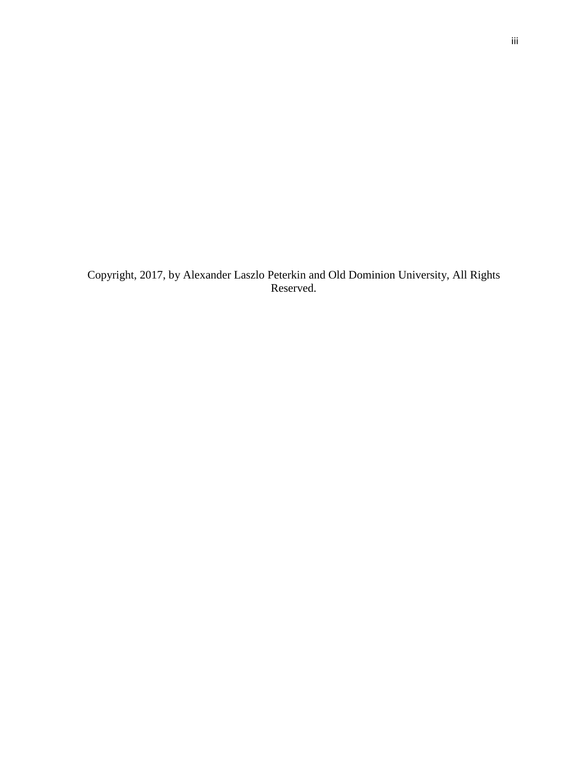Copyright, 2017, by Alexander Laszlo Peterkin and Old Dominion University, All Rights Reserved.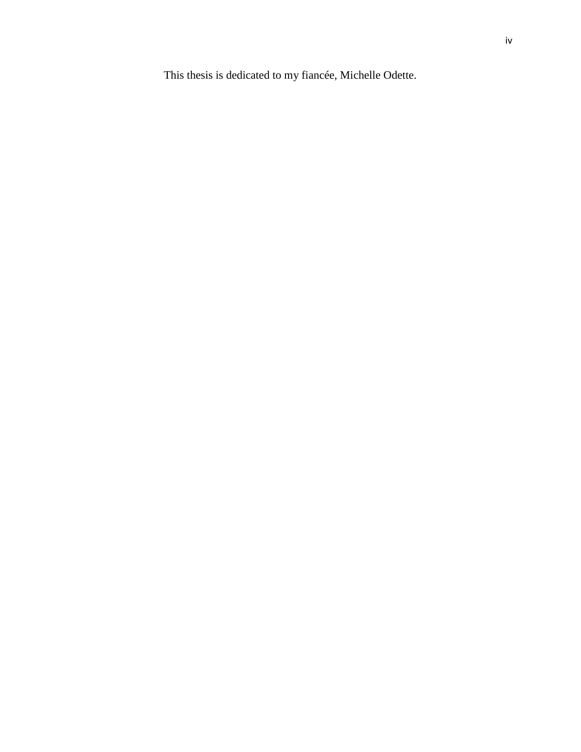This thesis is dedicated to my fiancée, Michelle Odette.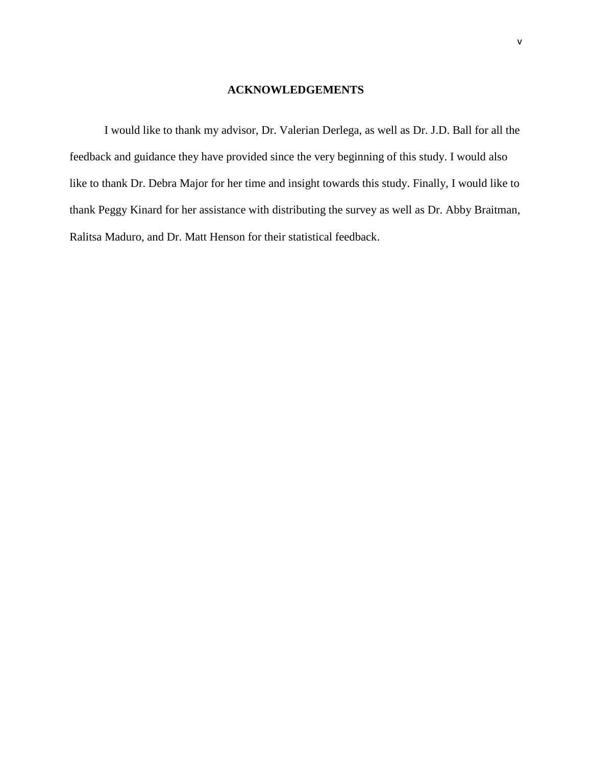## ACKNOWLEDGEMENTS

I would like to thank my advisor, Dr. Valerian Derlega, as well as Dr. J.D. Ball for all the feedback and guidance they have provided since the very beginning of this study. I would also like to thank Dr. Debra Major for her time and insight towards this study. Finally, I would like to thank Peggy Kinard for her assistance with distributing the survey as well as Dr. Abby Braitman, Ralitsa Maduro, and Dr. Matt Henson for their statistical feedback.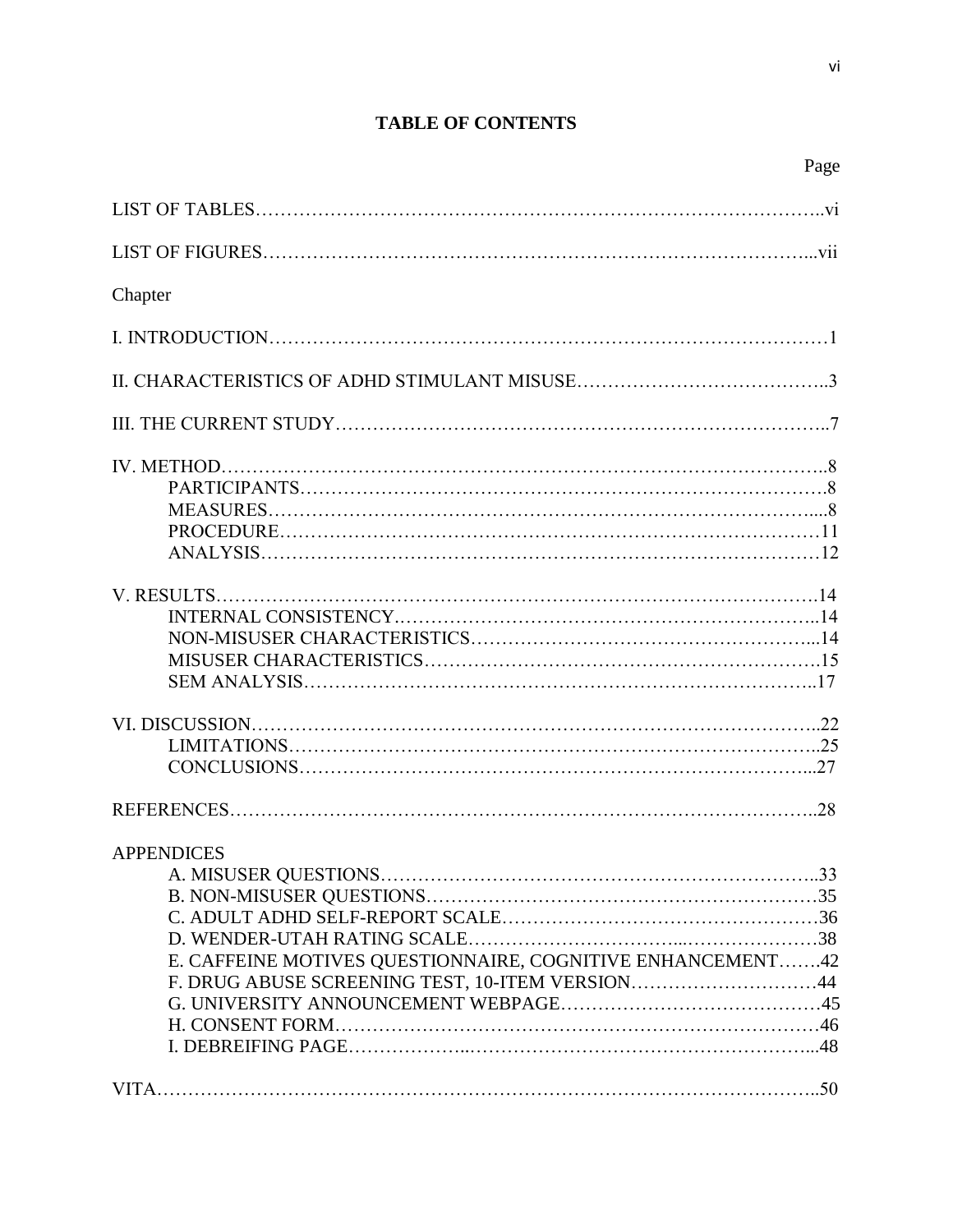## TABLE OF CONTENTS

| | Page |
|---|---|
| LIST OF TABLES | vi |
| LIST OF FIGURES | vii |
| Chapter | |
| I. INTRODUCTION | 1 |
| II. CHARACTERISTICS OF ADHD STIMULANT MISUSE | 3 |
| III. THE CURRENT STUDY | 7 |
| IV. METHOD | 8 |
| PARTICIPANTS | 8 |
| MEASURES | 8 |
| PROCEDURE | 11 |
| ANALYSIS | 12 |
| V. RESULTS | 14 |
| INTERNAL CONSISTENCY | 14 |
| NON-MISUSER CHARACTERISTICS | 14 |
| MISUSER CHARACTERISTICS | 15 |
| SEM ANALYSIS | 17 |
| VI. DISCUSSION | 22 |
| LIMITATIONS | 25 |
| CONCLUSIONS | 27 |
| REFERENCES | 28 |
| APPENDICES | |
| A. MISUSER QUESTIONS | 33 |
| B. NON-MISUSER QUESTIONS | 35 |
| C. ADULT ADHD SELF-REPORT SCALE | 36 |
| D. WENDER-UTAH RATING SCALE | 38 |
| E. CAFFEINE MOTIVES QUESTIONNAIRE, COGNITIVE ENHANCEMENT | 42 |
| F. DRUG ABUSE SCREENING TEST, 10-ITEM VERSION | 44 |
| G. UNIVERSITY ANNOUNCEMENT WEBPAGE | 45 |
| H. CONSENT FORM | 46 |
| I. DEBREIFING PAGE | 48 |
| VITA | 50 |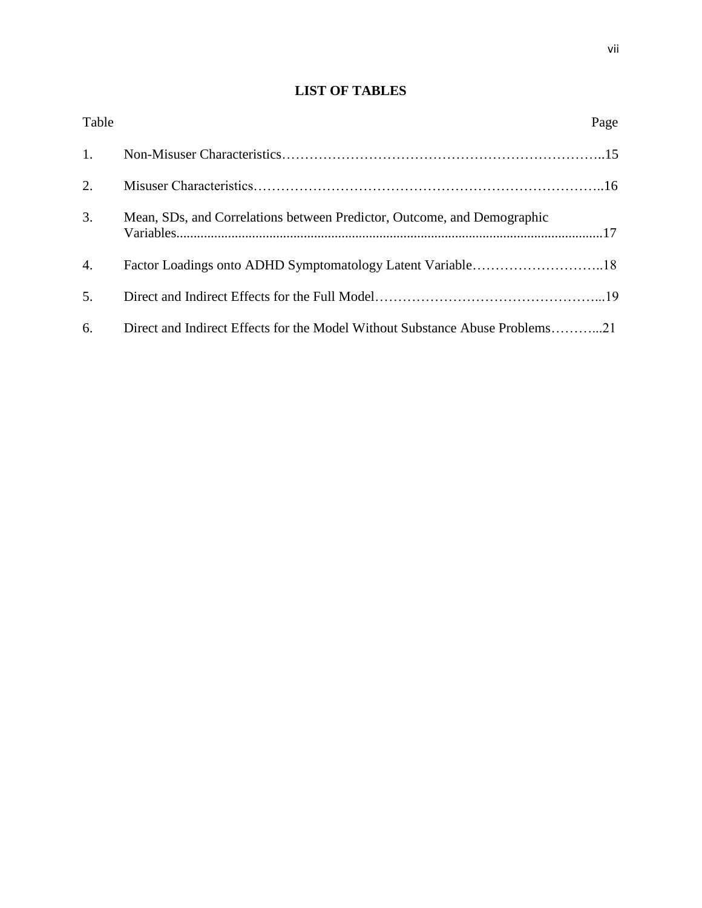# LIST OF TABLES

| Table | | Page |
|---|---|---|
| 1. | Non-Misuser Characteristics | 15 |
| 2. | Misuser Characteristics | 16 |
| 3. | Mean, SDs, and Correlations between Predictor, Outcome, and Demographic Variables | 17 |
| 4. | Factor Loadings onto ADHD Symptomatology Latent Variable | 18 |
| 5. | Direct and Indirect Effects for the Full Model | 19 |
| 6. | Direct and Indirect Effects for the Model Without Substance Abuse Problems | 21 |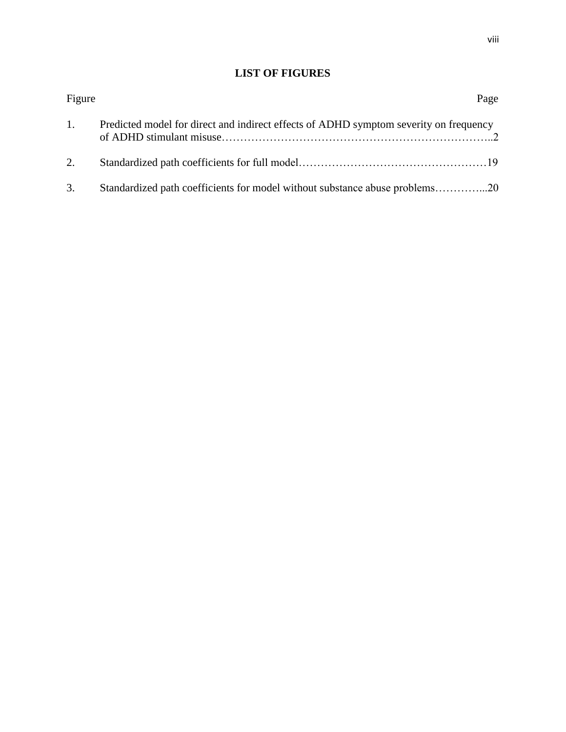## LIST OF FIGURES

| Figure | | Page |
|---|---|---|
| 1. | Predicted model for direct and indirect effects of ADHD symptom severity on frequency of ADHD stimulant misuse | 2 |
| 2. | Standardized path coefficients for full model | 19 |
| 3. | Standardized path coefficients for model without substance abuse problems | 20 |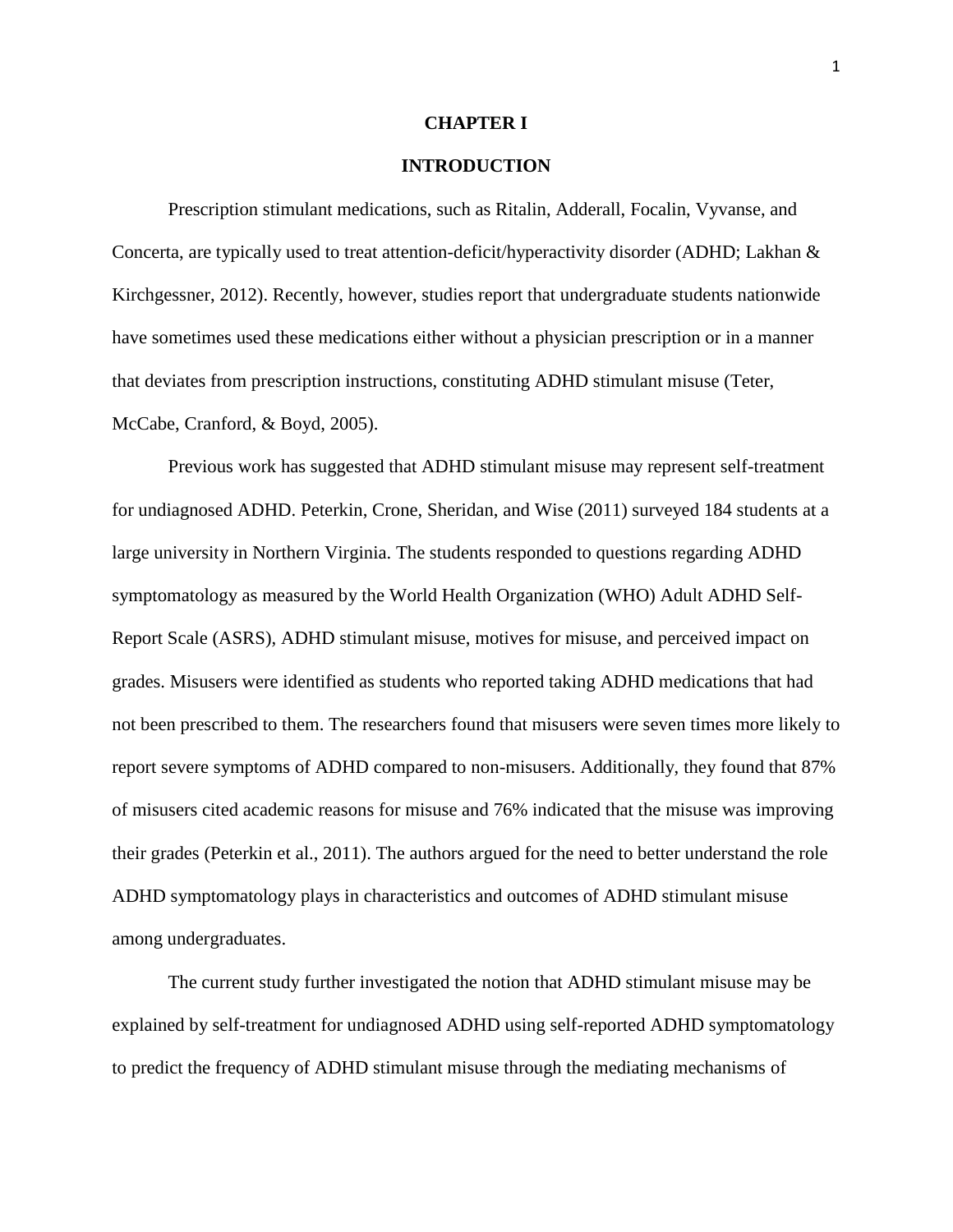# CHAPTER I

## INTRODUCTION

Prescription stimulant medications, such as Ritalin, Adderall, Focalin, Vyvanse, and Concerta, are typically used to treat attention-deficit/hyperactivity disorder (ADHD; Lakhan & Kirchgessner, 2012). Recently, however, studies report that undergraduate students nationwide have sometimes used these medications either without a physician prescription or in a manner that deviates from prescription instructions, constituting ADHD stimulant misuse (Teter, McCabe, Cranford, & Boyd, 2005).

Previous work has suggested that ADHD stimulant misuse may represent self-treatment for undiagnosed ADHD. Peterkin, Crone, Sheridan, and Wise (2011) surveyed 184 students at a large university in Northern Virginia. The students responded to questions regarding ADHD symptomatology as measured by the World Health Organization (WHO) Adult ADHD Self-Report Scale (ASRS), ADHD stimulant misuse, motives for misuse, and perceived impact on grades. Misusers were identified as students who reported taking ADHD medications that had not been prescribed to them. The researchers found that misusers were seven times more likely to report severe symptoms of ADHD compared to non-misusers. Additionally, they found that 87% of misusers cited academic reasons for misuse and 76% indicated that the misuse was improving their grades (Peterkin et al., 2011). The authors argued for the need to better understand the role ADHD symptomatology plays in characteristics and outcomes of ADHD stimulant misuse among undergraduates.

The current study further investigated the notion that ADHD stimulant misuse may be explained by self-treatment for undiagnosed ADHD using self-reported ADHD symptomatology to predict the frequency of ADHD stimulant misuse through the mediating mechanisms of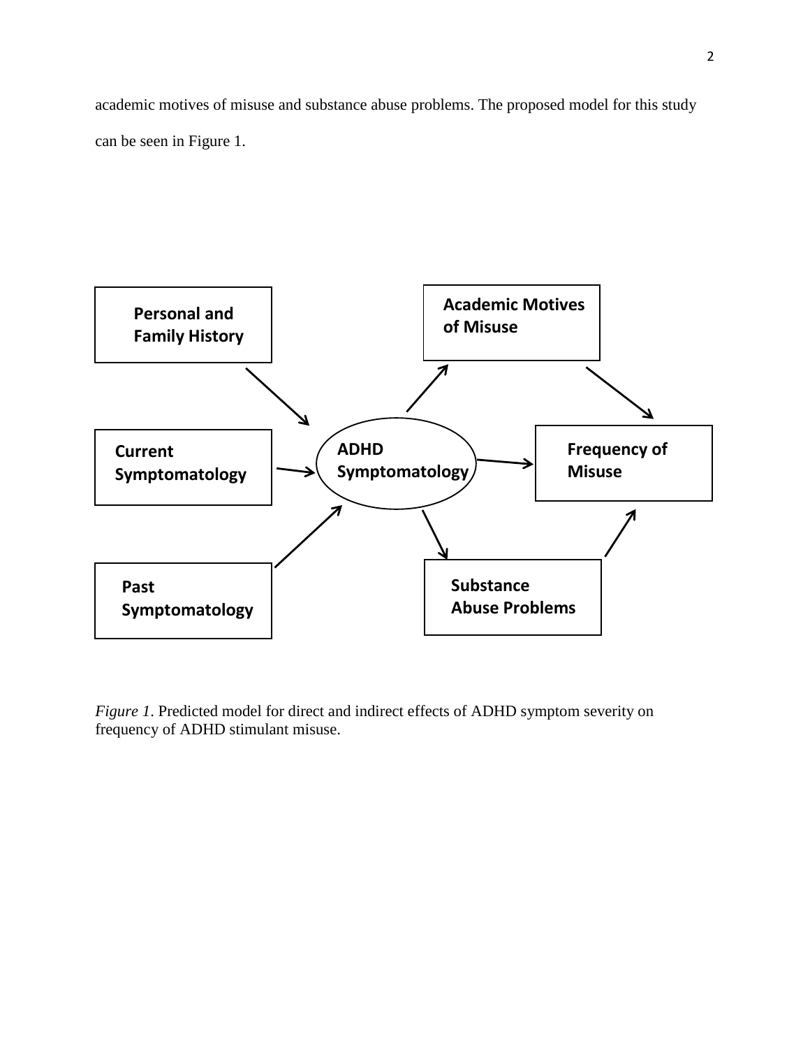academic motives of misuse and substance abuse problems. The proposed model for this study can be seen in Figure 1.

*Figure 1*. Predicted model for direct and indirect effects of ADHD symptom severity on frequency of ADHD stimulant misuse.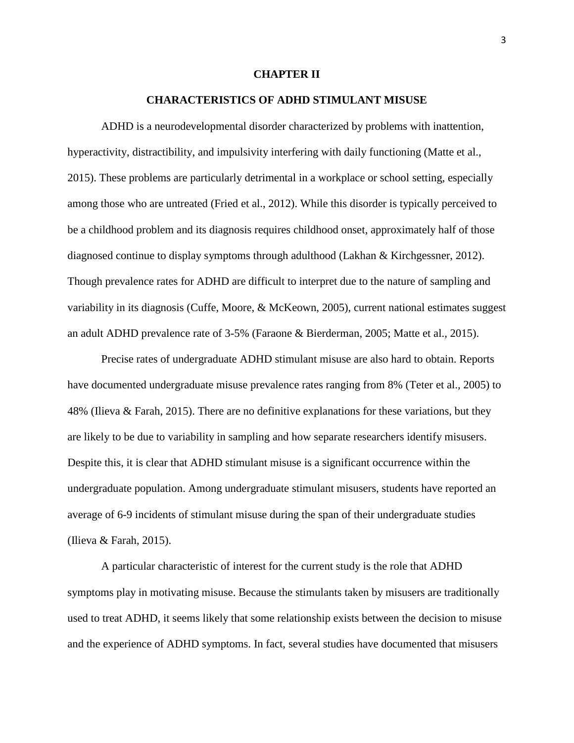## CHAPTER II

## CHARACTERISTICS OF ADHD STIMULANT MISUSE

ADHD is a neurodevelopmental disorder characterized by problems with inattention, hyperactivity, distractibility, and impulsivity interfering with daily functioning (Matte et al., 2015). These problems are particularly detrimental in a workplace or school setting, especially among those who are untreated (Fried et al., 2012). While this disorder is typically perceived to be a childhood problem and its diagnosis requires childhood onset, approximately half of those diagnosed continue to display symptoms through adulthood (Lakhan & Kirchgessner, 2012). Though prevalence rates for ADHD are difficult to interpret due to the nature of sampling and variability in its diagnosis (Cuffe, Moore, & McKeown, 2005), current national estimates suggest an adult ADHD prevalence rate of 3-5% (Faraone & Bierderman, 2005; Matte et al., 2015).

Precise rates of undergraduate ADHD stimulant misuse are also hard to obtain. Reports have documented undergraduate misuse prevalence rates ranging from 8% (Teter et al., 2005) to 48% (Ilieva & Farah, 2015). There are no definitive explanations for these variations, but they are likely to be due to variability in sampling and how separate researchers identify misusers. Despite this, it is clear that ADHD stimulant misuse is a significant occurrence within the undergraduate population. Among undergraduate stimulant misusers, students have reported an average of 6-9 incidents of stimulant misuse during the span of their undergraduate studies (Ilieva & Farah, 2015).

A particular characteristic of interest for the current study is the role that ADHD symptoms play in motivating misuse. Because the stimulants taken by misusers are traditionally used to treat ADHD, it seems likely that some relationship exists between the decision to misuse and the experience of ADHD symptoms. In fact, several studies have documented that misusers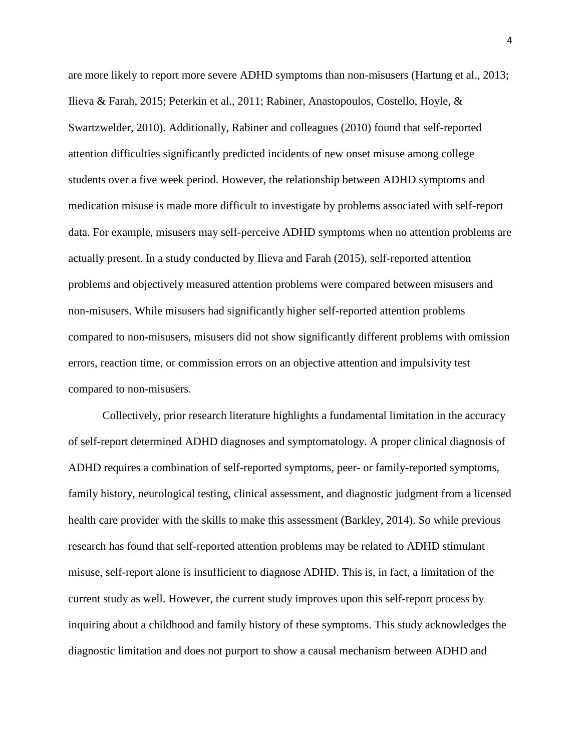are more likely to report more severe ADHD symptoms than non-misusers (Hartung et al., 2013; Ilieva & Farah, 2015; Peterkin et al., 2011; Rabiner, Anastopoulos, Costello, Hoyle, & Swartzwelder, 2010). Additionally, Rabiner and colleagues (2010) found that self-reported attention difficulties significantly predicted incidents of new onset misuse among college students over a five week period. However, the relationship between ADHD symptoms and medication misuse is made more difficult to investigate by problems associated with self-report data. For example, misusers may self-perceive ADHD symptoms when no attention problems are actually present. In a study conducted by Ilieva and Farah (2015), self-reported attention problems and objectively measured attention problems were compared between misusers and non-misusers. While misusers had significantly higher self-reported attention problems compared to non-misusers, misusers did not show significantly different problems with omission errors, reaction time, or commission errors on an objective attention and impulsivity test compared to non-misusers.

Collectively, prior research literature highlights a fundamental limitation in the accuracy of self-report determined ADHD diagnoses and symptomatology. A proper clinical diagnosis of ADHD requires a combination of self-reported symptoms, peer- or family-reported symptoms, family history, neurological testing, clinical assessment, and diagnostic judgment from a licensed health care provider with the skills to make this assessment (Barkley, 2014). So while previous research has found that self-reported attention problems may be related to ADHD stimulant misuse, self-report alone is insufficient to diagnose ADHD. This is, in fact, a limitation of the current study as well. However, the current study improves upon this self-report process by inquiring about a childhood and family history of these symptoms. This study acknowledges the diagnostic limitation and does not purport to show a causal mechanism between ADHD and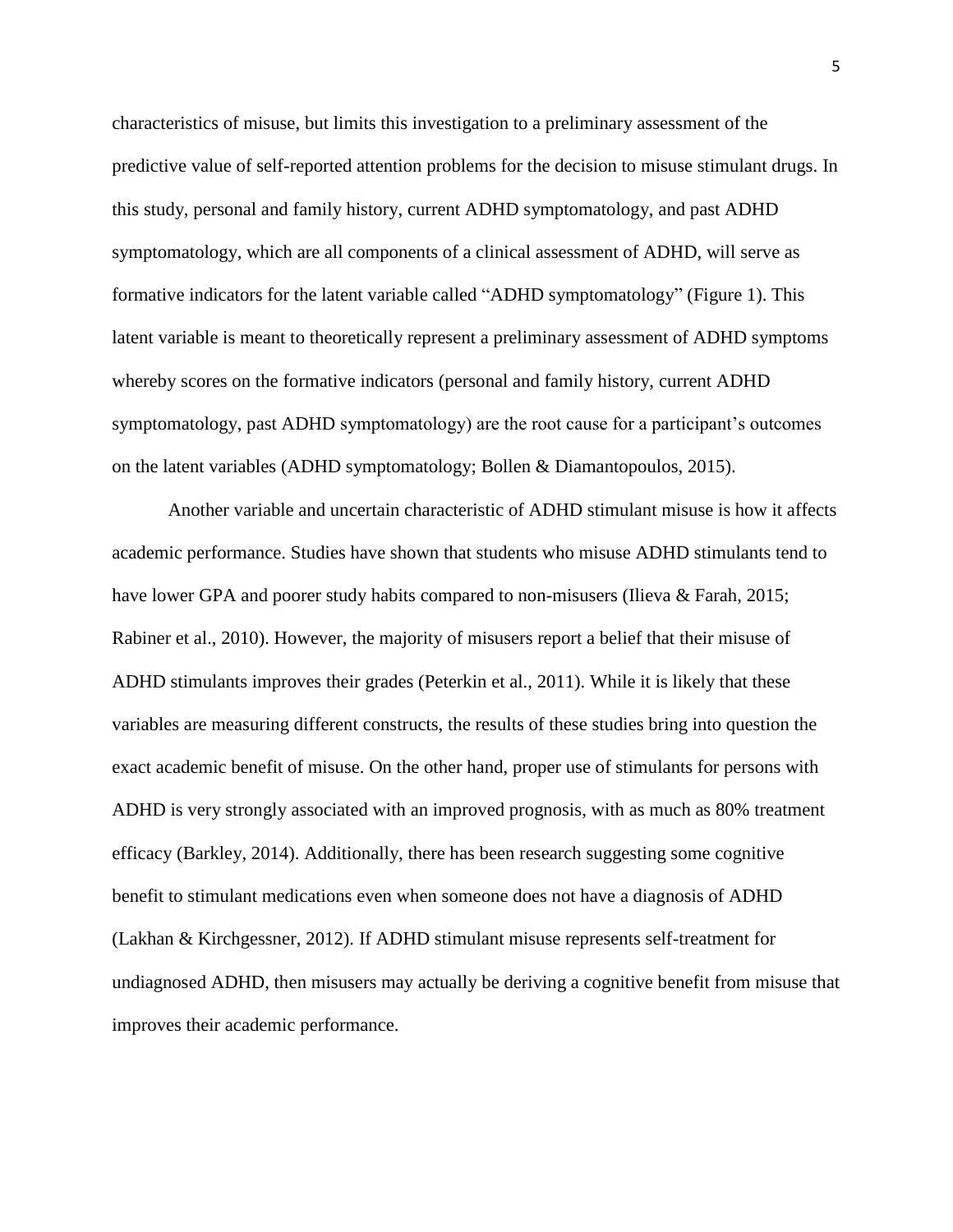characteristics of misuse, but limits this investigation to a preliminary assessment of the predictive value of self-reported attention problems for the decision to misuse stimulant drugs. In this study, personal and family history, current ADHD symptomatology, and past ADHD symptomatology, which are all components of a clinical assessment of ADHD, will serve as formative indicators for the latent variable called "ADHD symptomatology" (Figure 1). This latent variable is meant to theoretically represent a preliminary assessment of ADHD symptoms whereby scores on the formative indicators (personal and family history, current ADHD symptomatology, past ADHD symptomatology) are the root cause for a participant's outcomes on the latent variables (ADHD symptomatology; Bollen & Diamantopoulos, 2015).

Another variable and uncertain characteristic of ADHD stimulant misuse is how it affects academic performance. Studies have shown that students who misuse ADHD stimulants tend to have lower GPA and poorer study habits compared to non-misusers (Ilieva & Farah, 2015; Rabiner et al., 2010). However, the majority of misusers report a belief that their misuse of ADHD stimulants improves their grades (Peterkin et al., 2011). While it is likely that these variables are measuring different constructs, the results of these studies bring into question the exact academic benefit of misuse. On the other hand, proper use of stimulants for persons with ADHD is very strongly associated with an improved prognosis, with as much as 80% treatment efficacy (Barkley, 2014). Additionally, there has been research suggesting some cognitive benefit to stimulant medications even when someone does not have a diagnosis of ADHD (Lakhan & Kirchgessner, 2012). If ADHD stimulant misuse represents self-treatment for undiagnosed ADHD, then misusers may actually be deriving a cognitive benefit from misuse that improves their academic performance.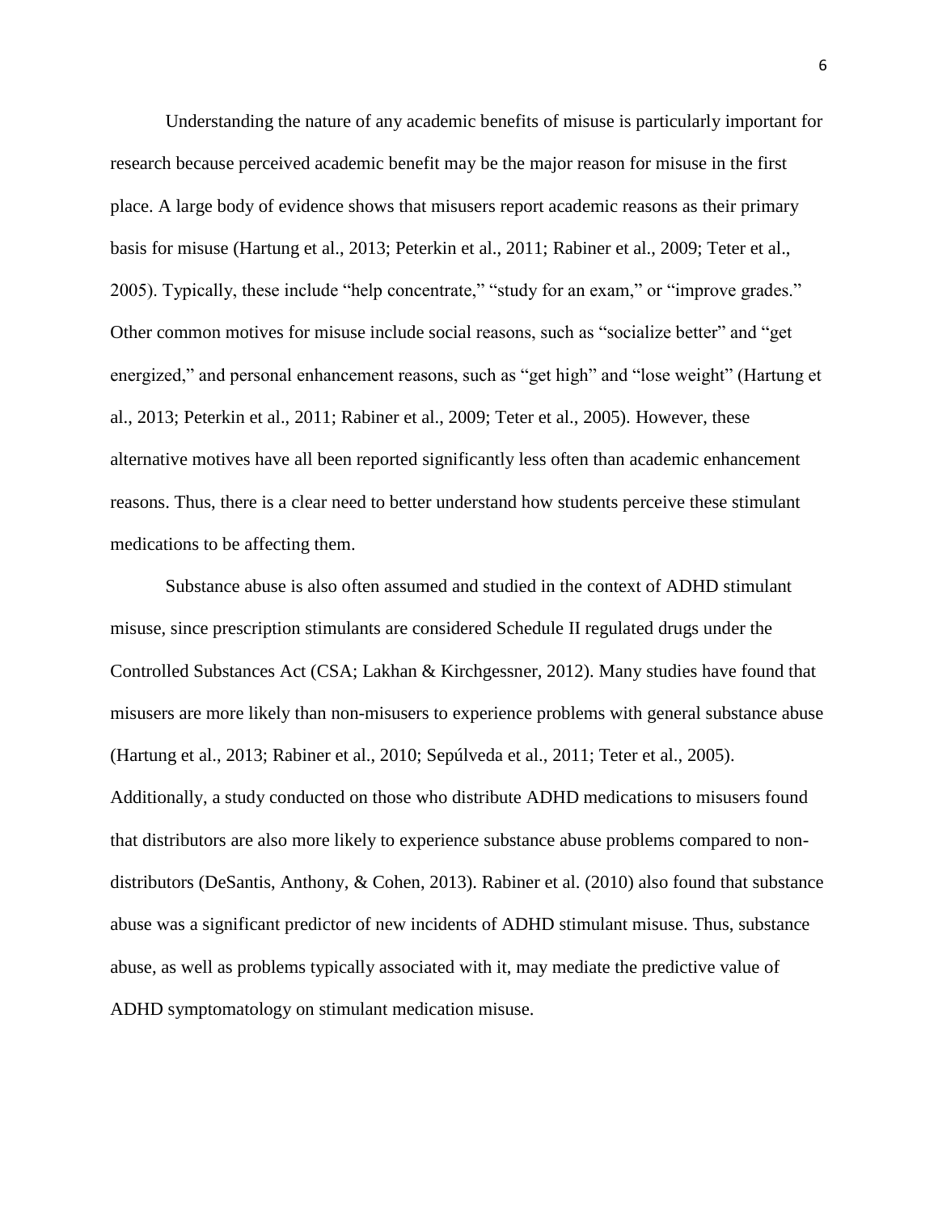Understanding the nature of any academic benefits of misuse is particularly important for research because perceived academic benefit may be the major reason for misuse in the first place. A large body of evidence shows that misusers report academic reasons as their primary basis for misuse (Hartung et al., 2013; Peterkin et al., 2011; Rabiner et al., 2009; Teter et al., 2005). Typically, these include "help concentrate," "study for an exam," or "improve grades." Other common motives for misuse include social reasons, such as "socialize better" and "get energized," and personal enhancement reasons, such as "get high" and "lose weight" (Hartung et al., 2013; Peterkin et al., 2011; Rabiner et al., 2009; Teter et al., 2005). However, these alternative motives have all been reported significantly less often than academic enhancement reasons. Thus, there is a clear need to better understand how students perceive these stimulant medications to be affecting them.

Substance abuse is also often assumed and studied in the context of ADHD stimulant misuse, since prescription stimulants are considered Schedule II regulated drugs under the Controlled Substances Act (CSA; Lakhan & Kirchgessner, 2012). Many studies have found that misusers are more likely than non-misusers to experience problems with general substance abuse (Hartung et al., 2013; Rabiner et al., 2010; Sepúlveda et al., 2011; Teter et al., 2005). Additionally, a study conducted on those who distribute ADHD medications to misusers found that distributors are also more likely to experience substance abuse problems compared to non-distributors (DeSantis, Anthony, & Cohen, 2013). Rabiner et al. (2010) also found that substance abuse was a significant predictor of new incidents of ADHD stimulant misuse. Thus, substance abuse, as well as problems typically associated with it, may mediate the predictive value of ADHD symptomatology on stimulant medication misuse.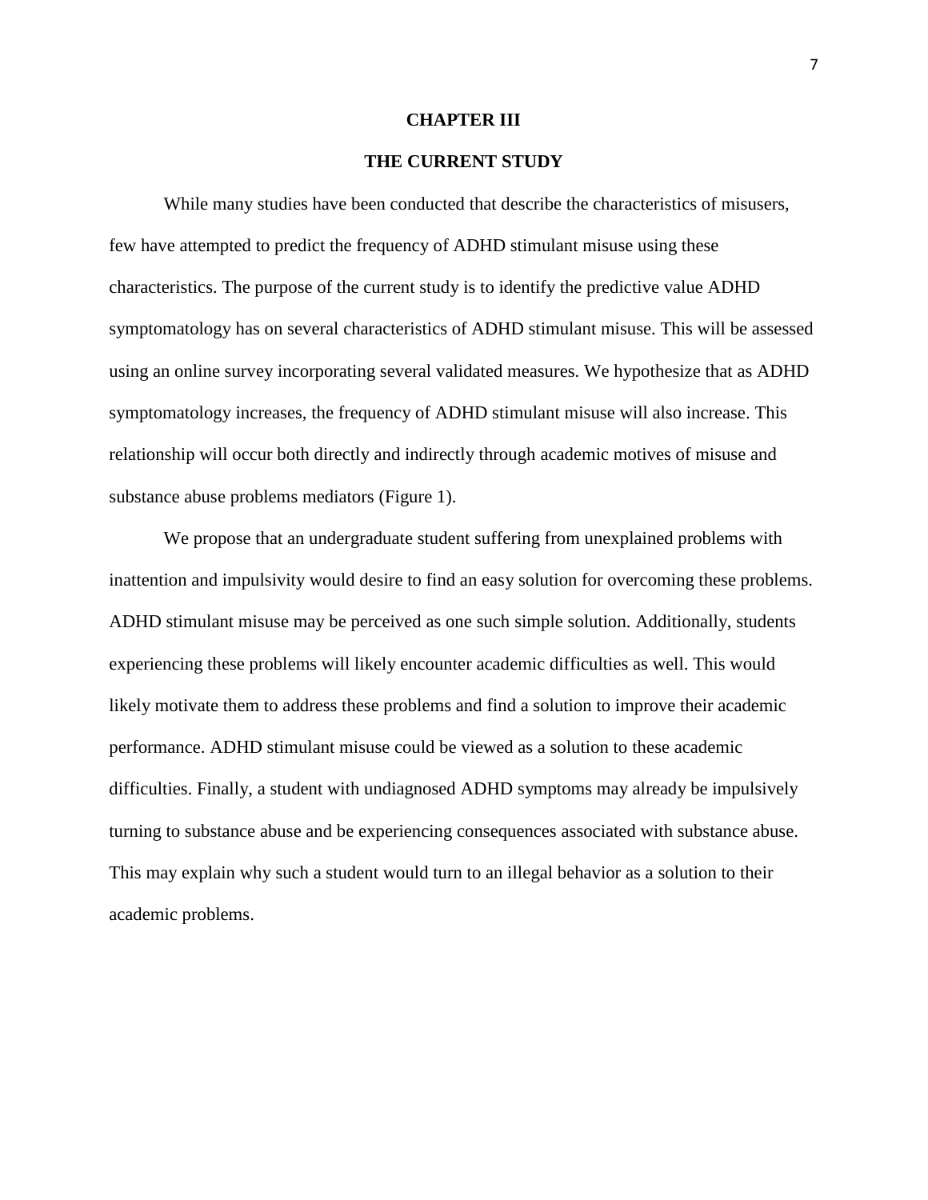# CHAPTER III

## THE CURRENT STUDY

While many studies have been conducted that describe the characteristics of misusers, few have attempted to predict the frequency of ADHD stimulant misuse using these characteristics. The purpose of the current study is to identify the predictive value ADHD symptomatology has on several characteristics of ADHD stimulant misuse. This will be assessed using an online survey incorporating several validated measures. We hypothesize that as ADHD symptomatology increases, the frequency of ADHD stimulant misuse will also increase. This relationship will occur both directly and indirectly through academic motives of misuse and substance abuse problems mediators (Figure 1).

We propose that an undergraduate student suffering from unexplained problems with inattention and impulsivity would desire to find an easy solution for overcoming these problems. ADHD stimulant misuse may be perceived as one such simple solution. Additionally, students experiencing these problems will likely encounter academic difficulties as well. This would likely motivate them to address these problems and find a solution to improve their academic performance. ADHD stimulant misuse could be viewed as a solution to these academic difficulties. Finally, a student with undiagnosed ADHD symptoms may already be impulsively turning to substance abuse and be experiencing consequences associated with substance abuse. This may explain why such a student would turn to an illegal behavior as a solution to their academic problems.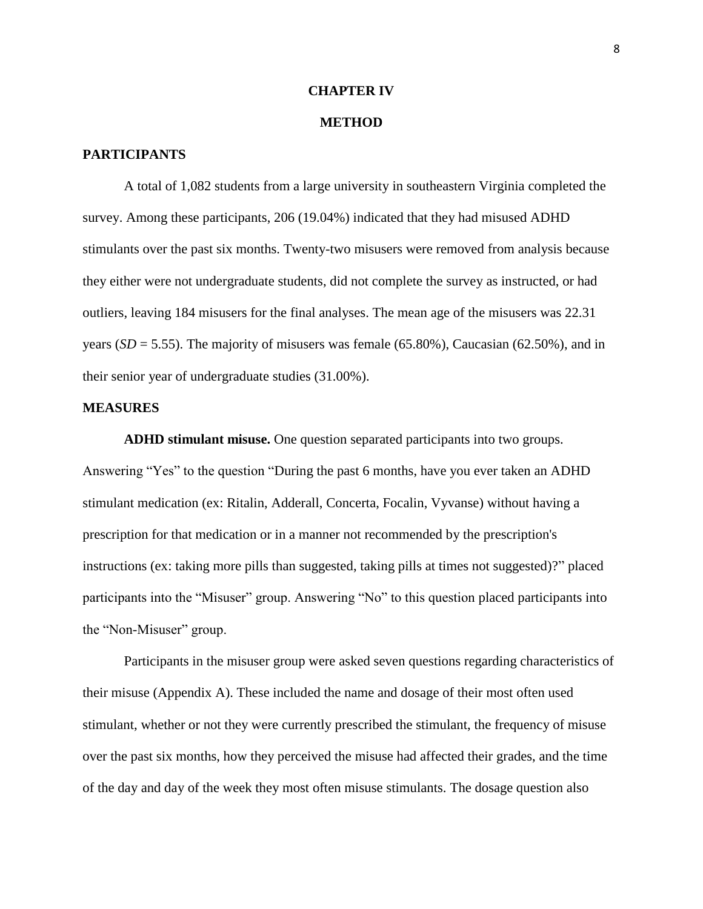# CHAPTER IV

# METHOD

## PARTICIPANTS

A total of 1,082 students from a large university in southeastern Virginia completed the survey. Among these participants, 206 (19.04%) indicated that they had misused ADHD stimulants over the past six months. Twenty-two misusers were removed from analysis because they either were not undergraduate students, did not complete the survey as instructed, or had outliers, leaving 184 misusers for the final analyses. The mean age of the misusers was 22.31 years (*SD* = 5.55). The majority of misusers was female (65.80%), Caucasian (62.50%), and in their senior year of undergraduate studies (31.00%).

## MEASURES

**ADHD stimulant misuse.** One question separated participants into two groups. Answering "Yes" to the question "During the past 6 months, have you ever taken an ADHD stimulant medication (ex: Ritalin, Adderall, Concerta, Focalin, Vyvanse) without having a prescription for that medication or in a manner not recommended by the prescription's instructions (ex: taking more pills than suggested, taking pills at times not suggested)?" placed participants into the "Misuser" group. Answering "No" to this question placed participants into the "Non-Misuser" group.

Participants in the misuser group were asked seven questions regarding characteristics of their misuse (Appendix A). These included the name and dosage of their most often used stimulant, whether or not they were currently prescribed the stimulant, the frequency of misuse over the past six months, how they perceived the misuse had affected their grades, and the time of the day and day of the week they most often misuse stimulants. The dosage question also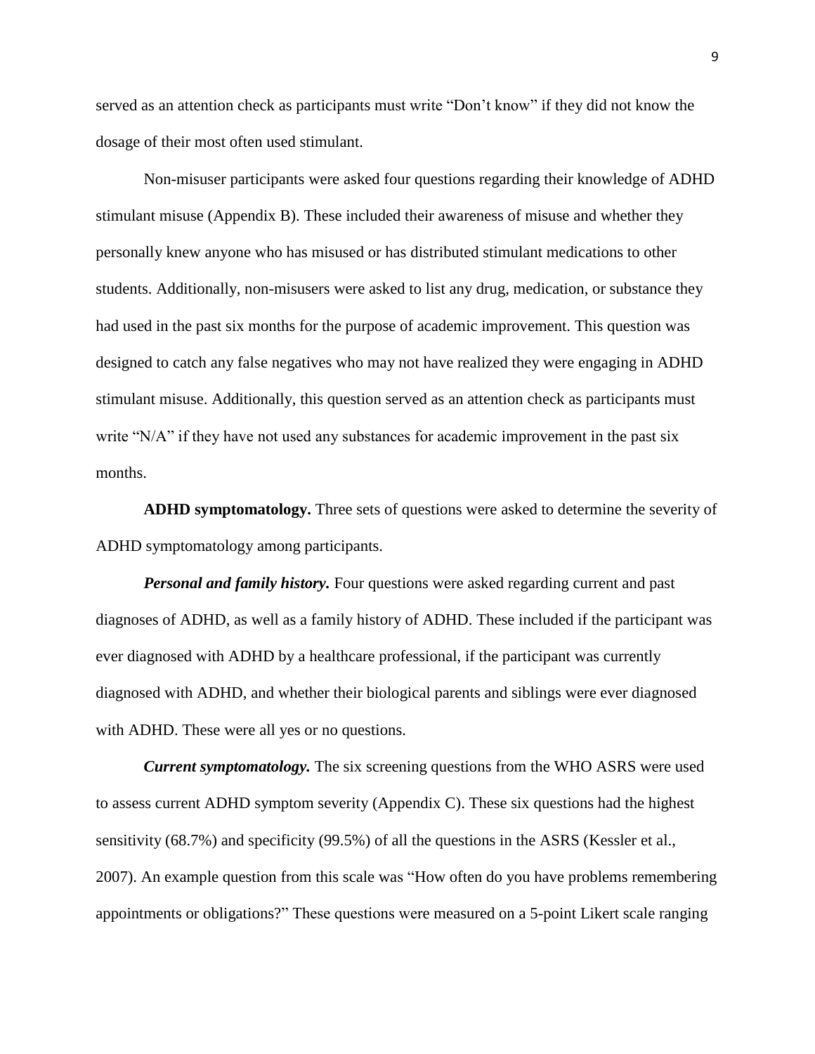served as an attention check as participants must write "Don't know" if they did not know the dosage of their most often used stimulant.

Non-misuser participants were asked four questions regarding their knowledge of ADHD stimulant misuse (Appendix B). These included their awareness of misuse and whether they personally knew anyone who has misused or has distributed stimulant medications to other students. Additionally, non-misusers were asked to list any drug, medication, or substance they had used in the past six months for the purpose of academic improvement. This question was designed to catch any false negatives who may not have realized they were engaging in ADHD stimulant misuse. Additionally, this question served as an attention check as participants must write "N/A" if they have not used any substances for academic improvement in the past six months.

**ADHD symptomatology.** Three sets of questions were asked to determine the severity of ADHD symptomatology among participants.

***Personal and family history.*** Four questions were asked regarding current and past diagnoses of ADHD, as well as a family history of ADHD. These included if the participant was ever diagnosed with ADHD by a healthcare professional, if the participant was currently diagnosed with ADHD, and whether their biological parents and siblings were ever diagnosed with ADHD. These were all yes or no questions.

***Current symptomatology.*** The six screening questions from the WHO ASRS were used to assess current ADHD symptom severity (Appendix C). These six questions had the highest sensitivity (68.7%) and specificity (99.5%) of all the questions in the ASRS (Kessler et al., 2007). An example question from this scale was "How often do you have problems remembering appointments or obligations?" These questions were measured on a 5-point Likert scale ranging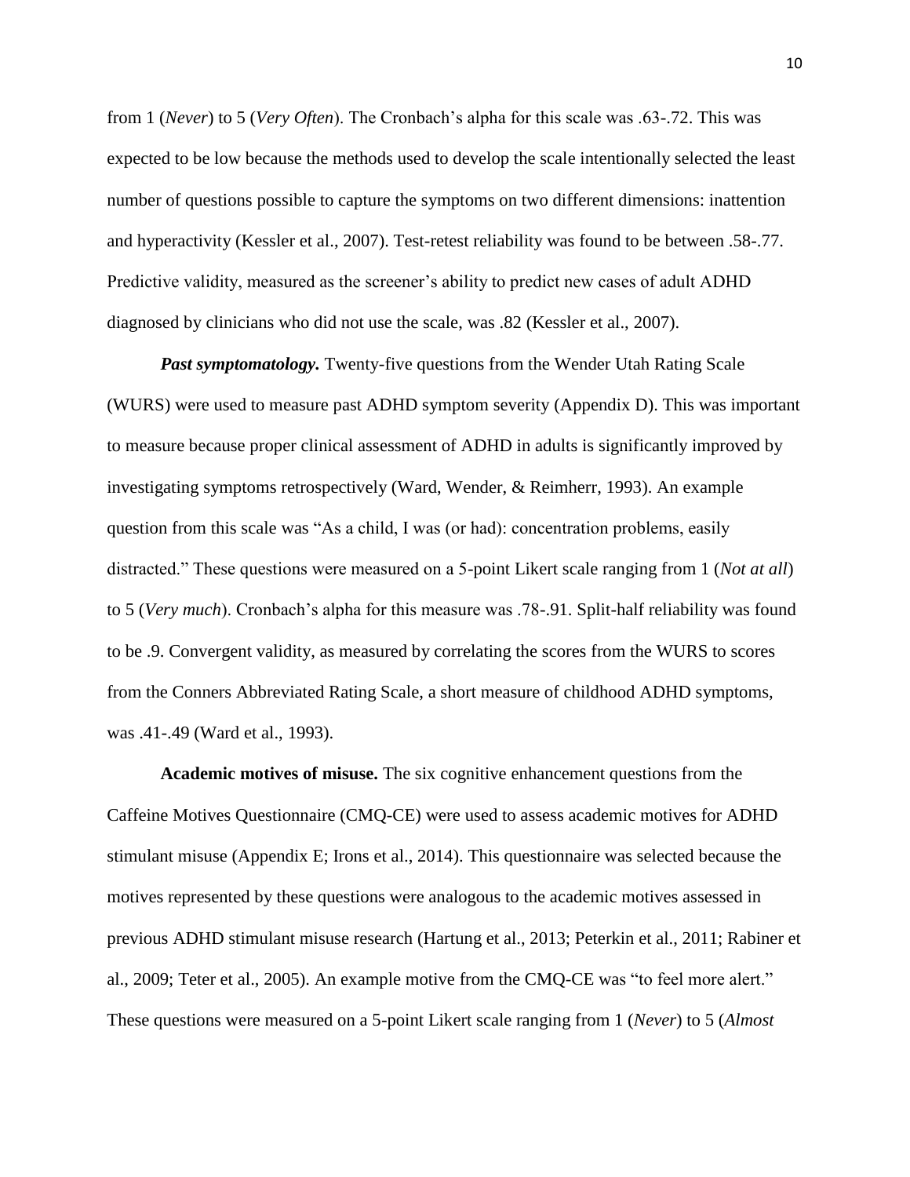from 1 (*Never*) to 5 (*Very Often*). The Cronbach's alpha for this scale was .63-.72. This was expected to be low because the methods used to develop the scale intentionally selected the least number of questions possible to capture the symptoms on two different dimensions: inattention and hyperactivity (Kessler et al., 2007). Test-retest reliability was found to be between .58-.77. Predictive validity, measured as the screener's ability to predict new cases of adult ADHD diagnosed by clinicians who did not use the scale, was .82 (Kessler et al., 2007).

***Past symptomatology.*** Twenty-five questions from the Wender Utah Rating Scale (WURS) were used to measure past ADHD symptom severity (Appendix D). This was important to measure because proper clinical assessment of ADHD in adults is significantly improved by investigating symptoms retrospectively (Ward, Wender, & Reimherr, 1993). An example question from this scale was "As a child, I was (or had): concentration problems, easily distracted." These questions were measured on a 5-point Likert scale ranging from 1 (*Not at all*) to 5 (*Very much*). Cronbach's alpha for this measure was .78-.91. Split-half reliability was found to be .9. Convergent validity, as measured by correlating the scores from the WURS to scores from the Conners Abbreviated Rating Scale, a short measure of childhood ADHD symptoms, was .41-.49 (Ward et al., 1993).

**Academic motives of misuse.** The six cognitive enhancement questions from the Caffeine Motives Questionnaire (CMQ-CE) were used to assess academic motives for ADHD stimulant misuse (Appendix E; Irons et al., 2014). This questionnaire was selected because the motives represented by these questions were analogous to the academic motives assessed in previous ADHD stimulant misuse research (Hartung et al., 2013; Peterkin et al., 2011; Rabiner et al., 2009; Teter et al., 2005). An example motive from the CMQ-CE was "to feel more alert." These questions were measured on a 5-point Likert scale ranging from 1 (*Never*) to 5 (*Almost*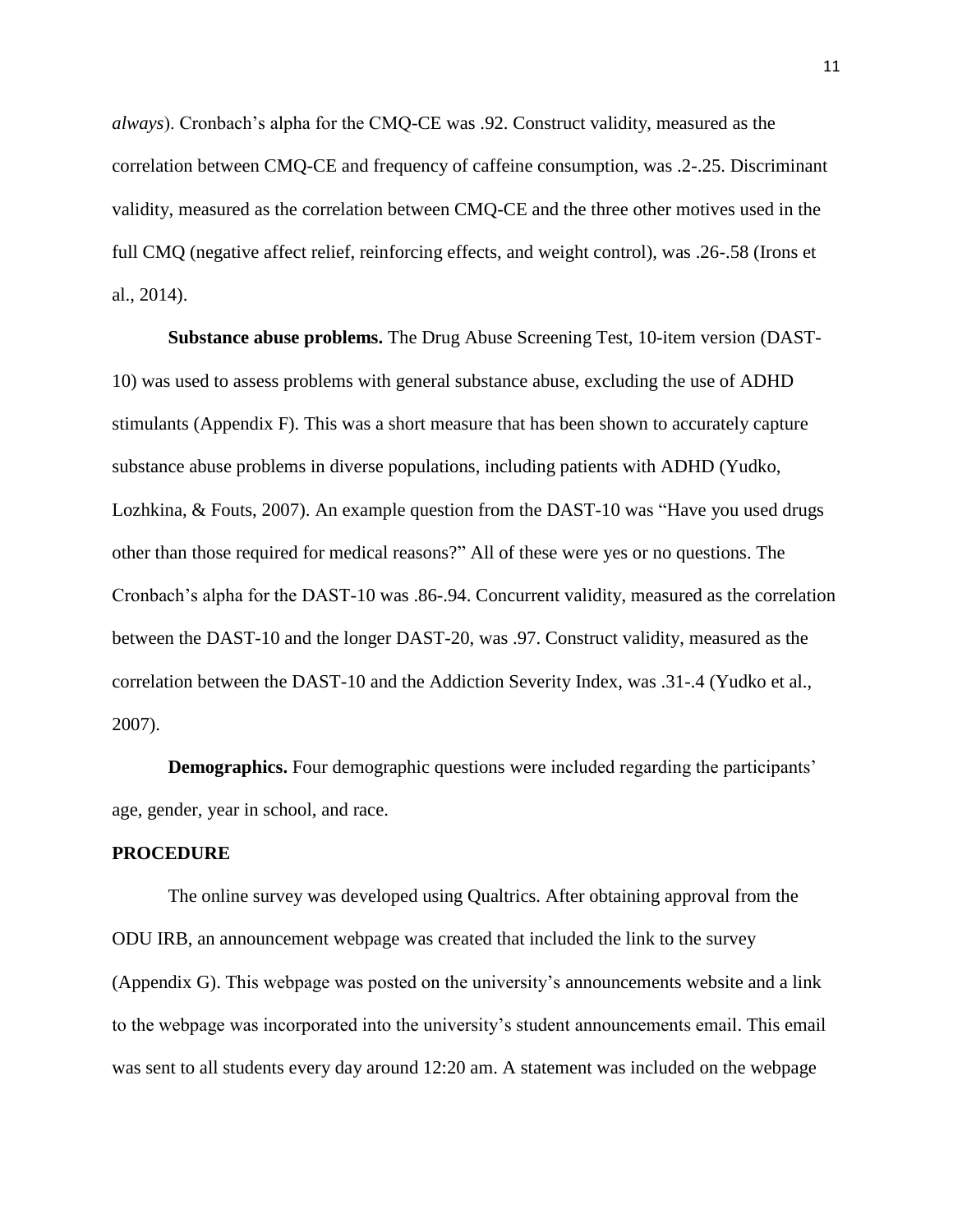*always*). Cronbach's alpha for the CMQ-CE was .92. Construct validity, measured as the correlation between CMQ-CE and frequency of caffeine consumption, was .2-.25. Discriminant validity, measured as the correlation between CMQ-CE and the three other motives used in the full CMQ (negative affect relief, reinforcing effects, and weight control), was .26-.58 (Irons et al., 2014).

**Substance abuse problems.** The Drug Abuse Screening Test, 10-item version (DAST-10) was used to assess problems with general substance abuse, excluding the use of ADHD stimulants (Appendix F). This was a short measure that has been shown to accurately capture substance abuse problems in diverse populations, including patients with ADHD (Yudko, Lozhkina, & Fouts, 2007). An example question from the DAST-10 was "Have you used drugs other than those required for medical reasons?" All of these were yes or no questions. The Cronbach's alpha for the DAST-10 was .86-.94. Concurrent validity, measured as the correlation between the DAST-10 and the longer DAST-20, was .97. Construct validity, measured as the correlation between the DAST-10 and the Addiction Severity Index, was .31-.4 (Yudko et al., 2007).

**Demographics.** Four demographic questions were included regarding the participants' age, gender, year in school, and race.

## PROCEDURE

The online survey was developed using Qualtrics. After obtaining approval from the ODU IRB, an announcement webpage was created that included the link to the survey (Appendix G). This webpage was posted on the university's announcements website and a link to the webpage was incorporated into the university's student announcements email. This email was sent to all students every day around 12:20 am. A statement was included on the webpage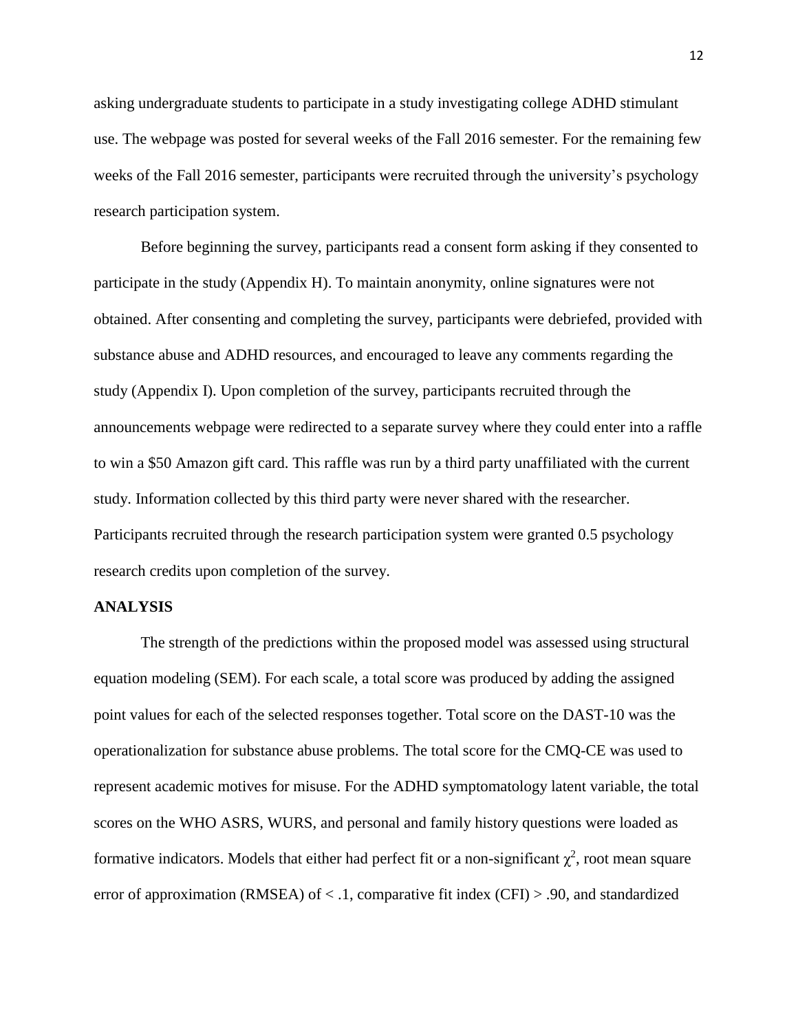asking undergraduate students to participate in a study investigating college ADHD stimulant use. The webpage was posted for several weeks of the Fall 2016 semester. For the remaining few weeks of the Fall 2016 semester, participants were recruited through the university's psychology research participation system.

Before beginning the survey, participants read a consent form asking if they consented to participate in the study (Appendix H). To maintain anonymity, online signatures were not obtained. After consenting and completing the survey, participants were debriefed, provided with substance abuse and ADHD resources, and encouraged to leave any comments regarding the study (Appendix I). Upon completion of the survey, participants recruited through the announcements webpage were redirected to a separate survey where they could enter into a raffle to win a $50 Amazon gift card. This raffle was run by a third party unaffiliated with the current study. Information collected by this third party were never shared with the researcher. Participants recruited through the research participation system were granted 0.5 psychology research credits upon completion of the survey.

## ANALYSIS

The strength of the predictions within the proposed model was assessed using structural equation modeling (SEM). For each scale, a total score was produced by adding the assigned point values for each of the selected responses together. Total score on the DAST-10 was the operationalization for substance abuse problems. The total score for the CMQ-CE was used to represent academic motives for misuse. For the ADHD symptomatology latent variable, the total scores on the WHO ASRS, WURS, and personal and family history questions were loaded as formative indicators. Models that either had perfect fit or a non-significant $\chi^2$, root mean square error of approximation (RMSEA) of < .1, comparative fit index (CFI) > .90, and standardized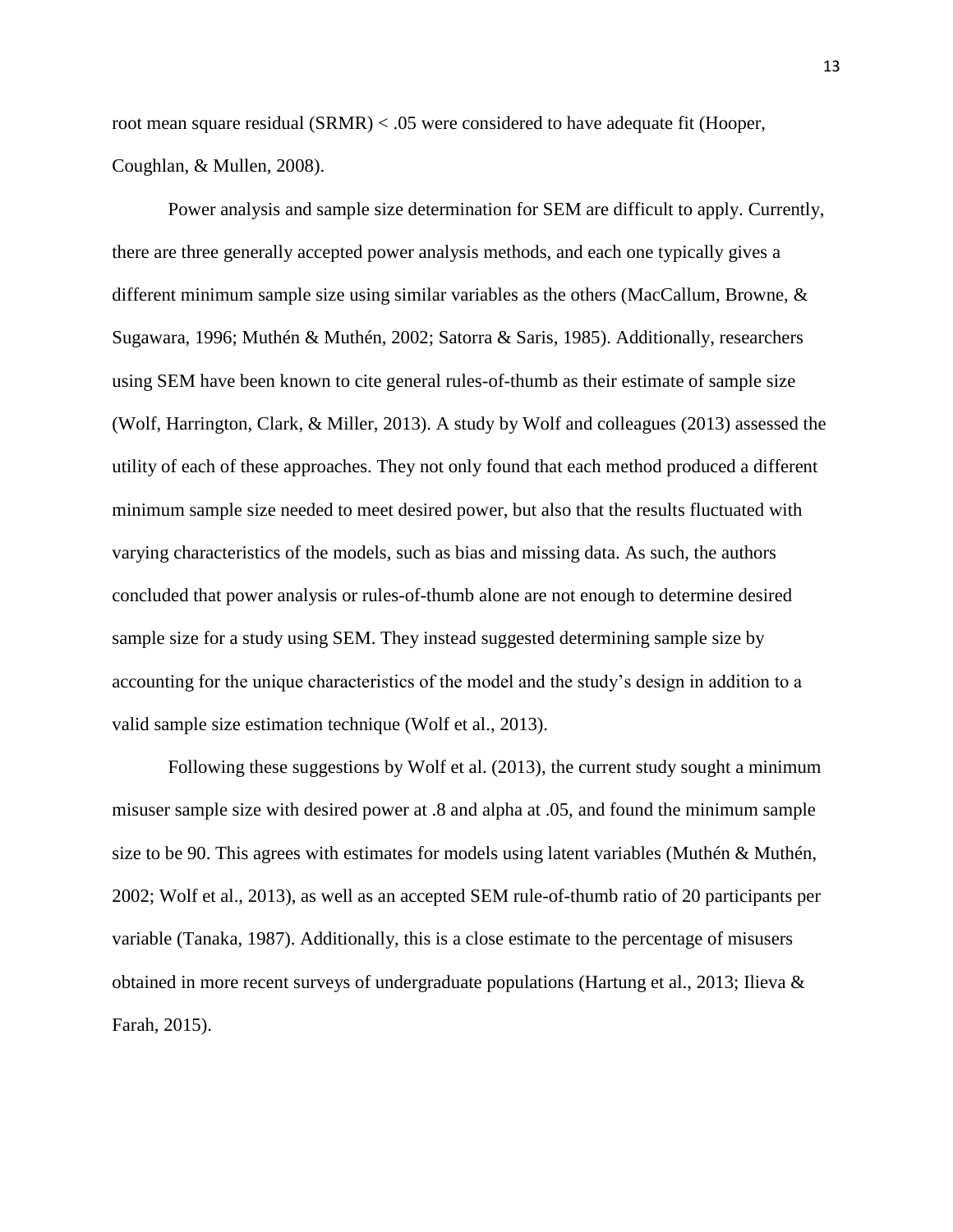root mean square residual (SRMR) < .05 were considered to have adequate fit (Hooper, Coughlan, & Mullen, 2008).

Power analysis and sample size determination for SEM are difficult to apply. Currently, there are three generally accepted power analysis methods, and each one typically gives a different minimum sample size using similar variables as the others (MacCallum, Browne, & Sugawara, 1996; Muthén & Muthén, 2002; Satorra & Saris, 1985). Additionally, researchers using SEM have been known to cite general rules-of-thumb as their estimate of sample size (Wolf, Harrington, Clark, & Miller, 2013). A study by Wolf and colleagues (2013) assessed the utility of each of these approaches. They not only found that each method produced a different minimum sample size needed to meet desired power, but also that the results fluctuated with varying characteristics of the models, such as bias and missing data. As such, the authors concluded that power analysis or rules-of-thumb alone are not enough to determine desired sample size for a study using SEM. They instead suggested determining sample size by accounting for the unique characteristics of the model and the study's design in addition to a valid sample size estimation technique (Wolf et al., 2013).

Following these suggestions by Wolf et al. (2013), the current study sought a minimum misuser sample size with desired power at .8 and alpha at .05, and found the minimum sample size to be 90. This agrees with estimates for models using latent variables (Muthén & Muthén, 2002; Wolf et al., 2013), as well as an accepted SEM rule-of-thumb ratio of 20 participants per variable (Tanaka, 1987). Additionally, this is a close estimate to the percentage of misusers obtained in more recent surveys of undergraduate populations (Hartung et al., 2013; Ilieva & Farah, 2015).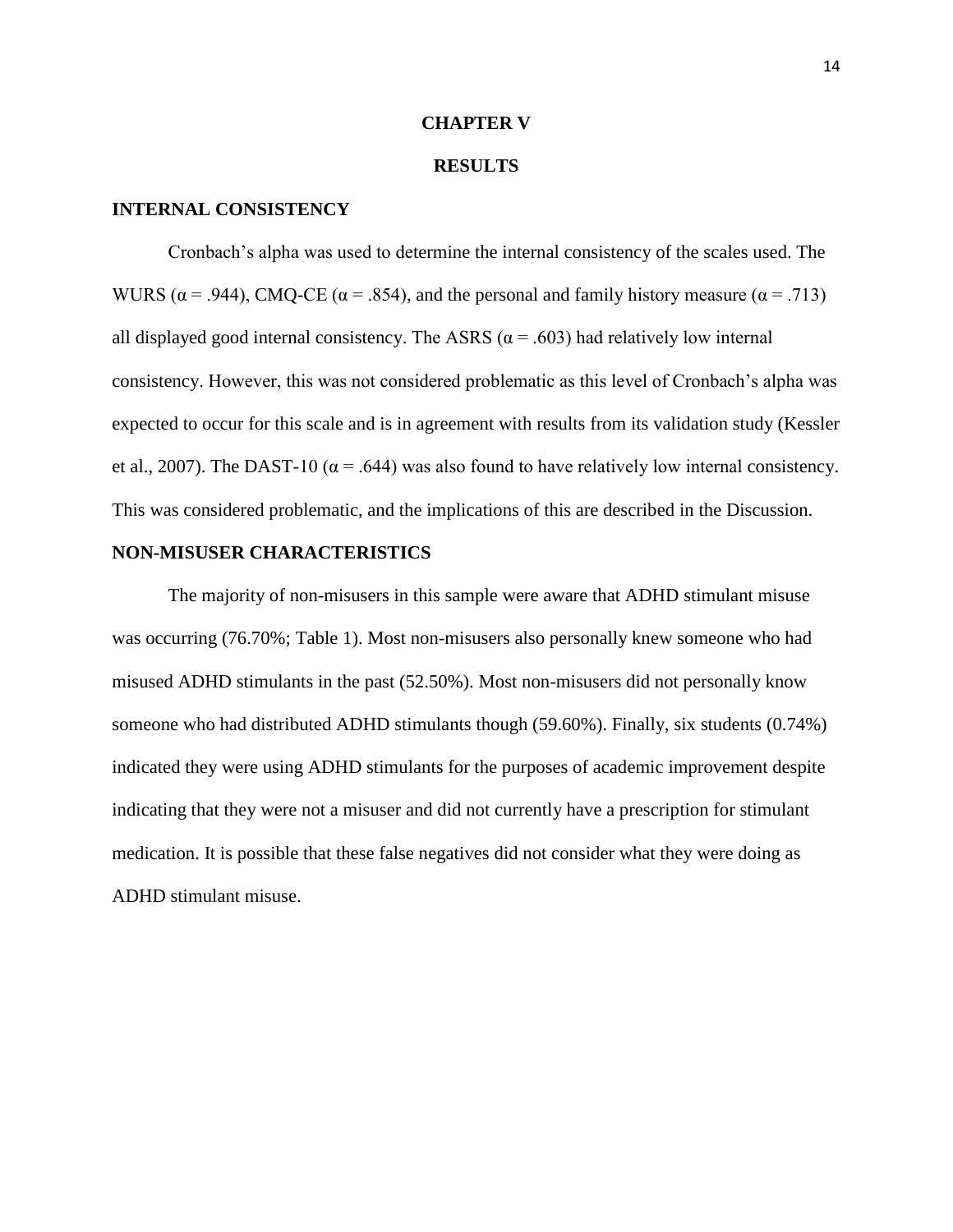# CHAPTER V

# RESULTS

## INTERNAL CONSISTENCY

Cronbach's alpha was used to determine the internal consistency of the scales used. The WURS ($\alpha = .944$), CMQ-CE ($\alpha = .854$), and the personal and family history measure ($\alpha = .713$) all displayed good internal consistency. The ASRS ($\alpha = .603$) had relatively low internal consistency. However, this was not considered problematic as this level of Cronbach's alpha was expected to occur for this scale and is in agreement with results from its validation study (Kessler et al., 2007). The DAST-10 ($\alpha = .644$) was also found to have relatively low internal consistency. This was considered problematic, and the implications of this are described in the Discussion.

## NON-MISUSER CHARACTERISTICS

The majority of non-misusers in this sample were aware that ADHD stimulant misuse was occurring (76.70%; Table 1). Most non-misusers also personally knew someone who had misused ADHD stimulants in the past (52.50%). Most non-misusers did not personally know someone who had distributed ADHD stimulants though (59.60%). Finally, six students (0.74%) indicated they were using ADHD stimulants for the purposes of academic improvement despite indicating that they were not a misuser and did not currently have a prescription for stimulant medication. It is possible that these false negatives did not consider what they were doing as ADHD stimulant misuse.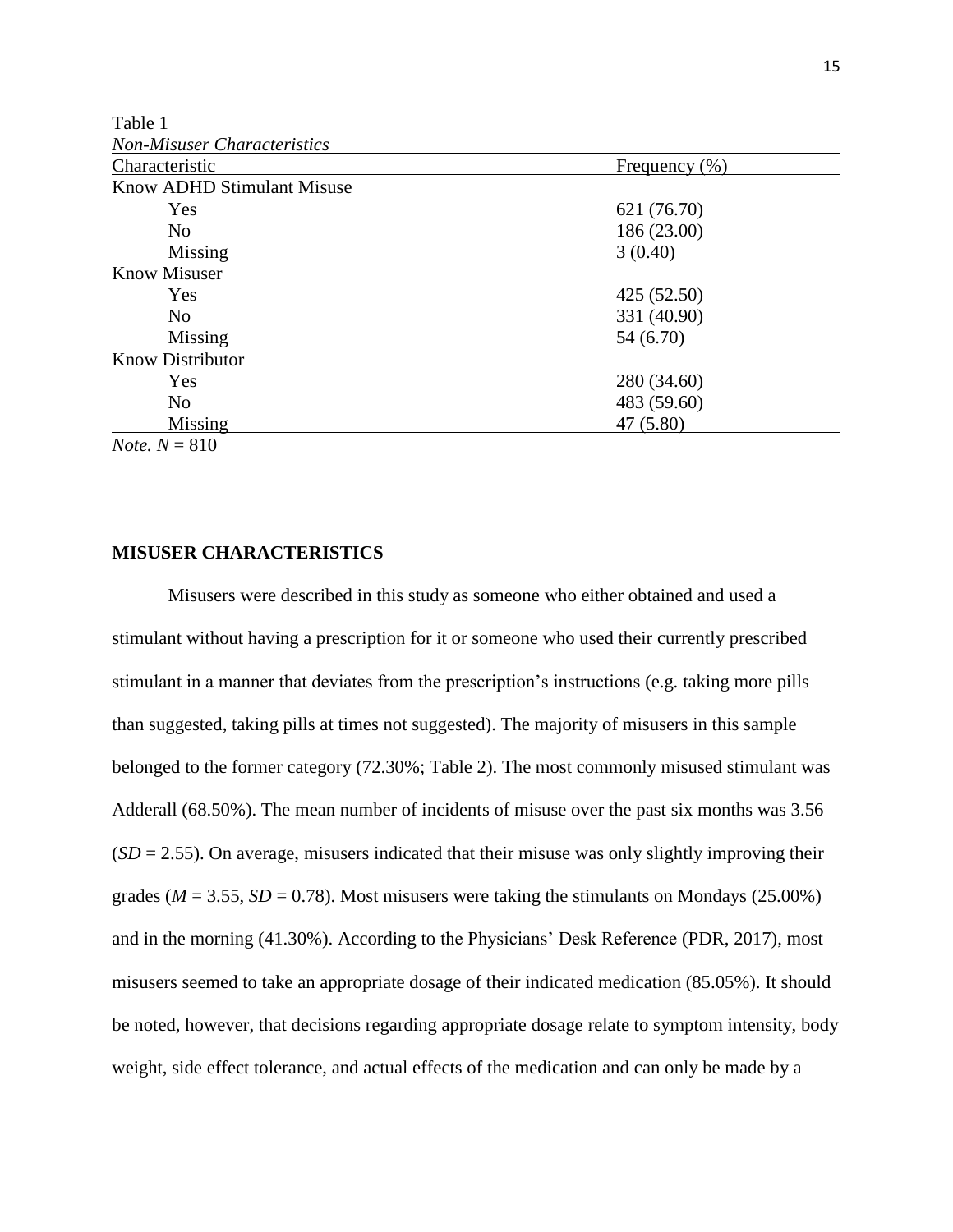Table 1

*Non-Misuser Characteristics*

| Characteristic | Frequency (%) |
|---|---|
| Know ADHD Stimulant Misuse | |
| Yes | 621 (76.70) |
| No | 186 (23.00) |
| Missing | 3 (0.40) |
| Know Misuser | |
| Yes | 425 (52.50) |
| No | 331 (40.90) |
| Missing | 54 (6.70) |
| Know Distributor | |
| Yes | 280 (34.60) |
| No | 483 (59.60) |
| Missing | 47 (5.80) |

*Note.* $N = 810$

## MISUSER CHARACTERISTICS

Misusers were described in this study as someone who either obtained and used a stimulant without having a prescription for it or someone who used their currently prescribed stimulant in a manner that deviates from the prescription's instructions (e.g. taking more pills than suggested, taking pills at times not suggested). The majority of misusers in this sample belonged to the former category (72.30%; Table 2). The most commonly misused stimulant was Adderall (68.50%). The mean number of incidents of misuse over the past six months was 3.56 ($SD = 2.55$). On average, misusers indicated that their misuse was only slightly improving their grades ($M = 3.55$, $SD = 0.78$). Most misusers were taking the stimulants on Mondays (25.00%) and in the morning (41.30%). According to the Physicians' Desk Reference (PDR, 2017), most misusers seemed to take an appropriate dosage of their indicated medication (85.05%). It should be noted, however, that decisions regarding appropriate dosage relate to symptom intensity, body weight, side effect tolerance, and actual effects of the medication and can only be made by a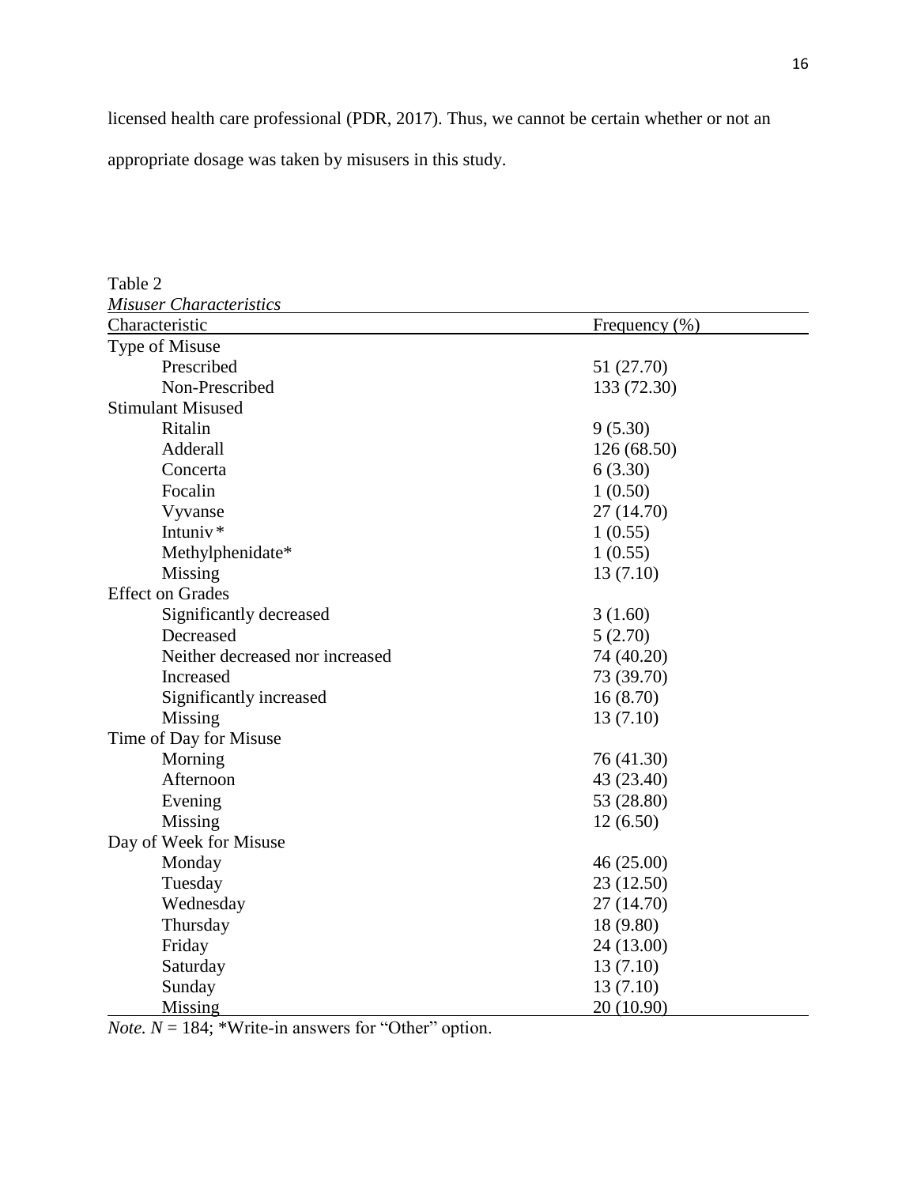licensed health care professional (PDR, 2017). Thus, we cannot be certain whether or not an appropriate dosage was taken by misusers in this study.

Table 2

*Misuser Characteristics*

| Characteristic | Frequency (%) |
|---|---|
| Type of Misuse | |
| Prescribed | 51 (27.70) |
| Non-Prescribed | 133 (72.30) |
| Stimulant Misused | |
| Ritalin | 9 (5.30) |
| Adderall | 126 (68.50) |
| Concerta | 6 (3.30) |
| Focalin | 1 (0.50) |
| Vyvanse | 27 (14.70) |
| Intuniv* | 1 (0.55) |
| Methylphenidate* | 1 (0.55) |
| Missing | 13 (7.10) |
| Effect on Grades | |
| Significantly decreased | 3 (1.60) |
| Decreased | 5 (2.70) |
| Neither decreased nor increased | 74 (40.20) |
| Increased | 73 (39.70) |
| Significantly increased | 16 (8.70) |
| Missing | 13 (7.10) |
| Time of Day for Misuse | |
| Morning | 76 (41.30) |
| Afternoon | 43 (23.40) |
| Evening | 53 (28.80) |
| Missing | 12 (6.50) |
| Day of Week for Misuse | |
| Monday | 46 (25.00) |
| Tuesday | 23 (12.50) |
| Wednesday | 27 (14.70) |
| Thursday | 18 (9.80) |
| Friday | 24 (13.00) |
| Saturday | 13 (7.10) |
| Sunday | 13 (7.10) |
| Missing | 20 (10.90) |

*Note.* $N$ = 184; *Write-in answers for "Other" option.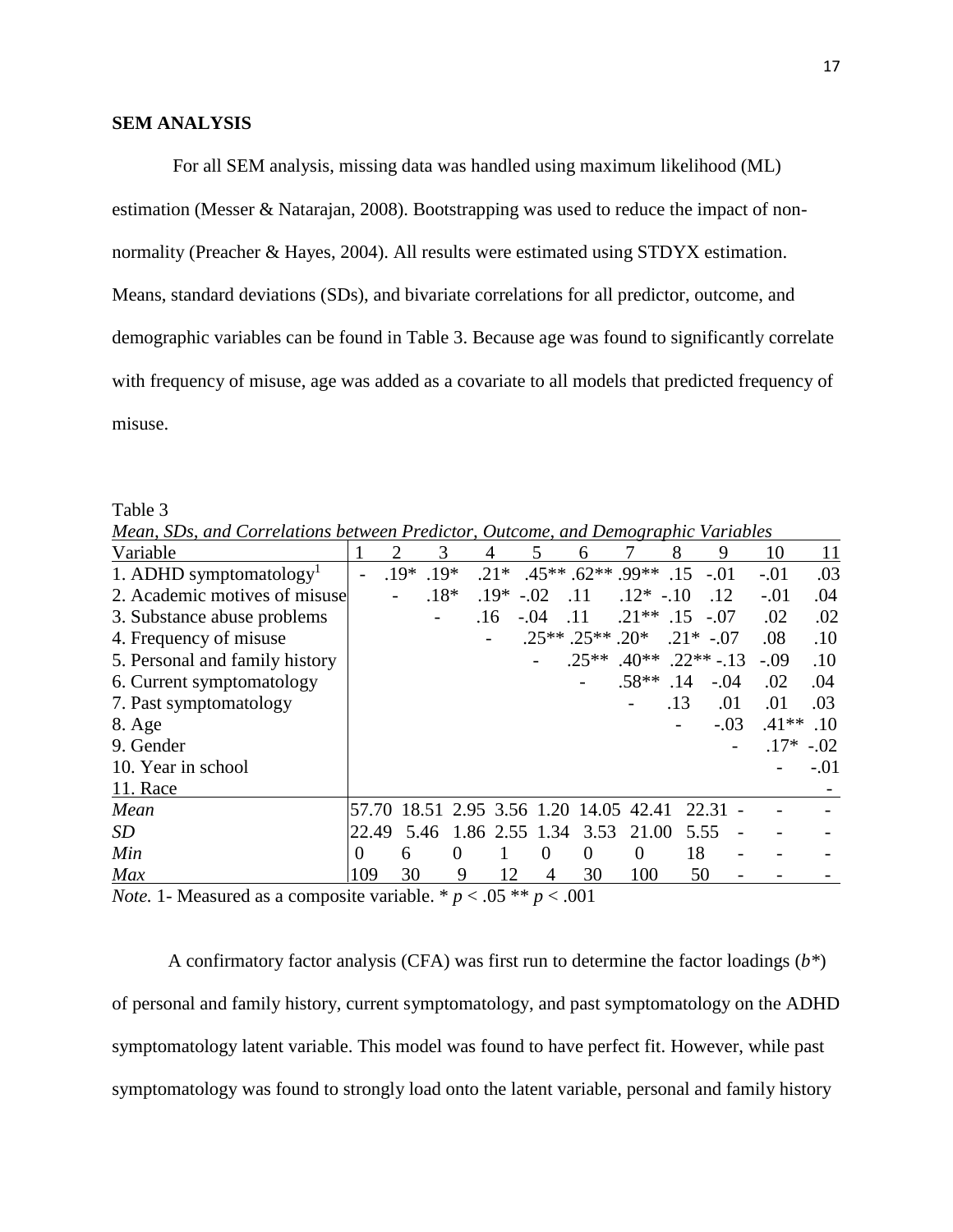## SEM ANALYSIS

For all SEM analysis, missing data was handled using maximum likelihood (ML) estimation (Messer & Natarajan, 2008). Bootstrapping was used to reduce the impact of non-normality (Preacher & Hayes, 2004). All results were estimated using STDYX estimation. Means, standard deviations (SDs), and bivariate correlations for all predictor, outcome, and demographic variables can be found in Table 3. Because age was found to significantly correlate with frequency of misuse, age was added as a covariate to all models that predicted frequency of misuse.

Table 3

*Mean, SDs, and Correlations between Predictor, Outcome, and Demographic Variables*

| Variable | 1 | 2 | 3 | 4 | 5 | 6 | 7 | 8 | 9 | 10 | 11 |
|---|---|---|---|---|---|---|---|---|---|---|---|
| 1. ADHD symptomatology[1] | - | .19* | .19* | .21* | .45** | .62** | .99** | .15 | -.01 | -.01 | .03 |
| 2. Academic motives of misuse | | - | .18* | .19* | -.02 | .11 | .12* | -.10 | .12 | -.01 | .04 |
| 3. Substance abuse problems | | | - | .16 | -.04 | .11 | .21** | .15 | -.07 | .02 | .02 |
| 4. Frequency of misuse | | | | - | .25** | .25** | .20* | .21* | -.07 | .08 | .10 |
| 5. Personal and family history | | | | | - | .25** | .40** | .22** | -.13 | -.09 | .10 |
| 6. Current symptomatology | | | | | | - | .58** | .14 | -.04 | .02 | .04 |
| 7. Past symptomatology | | | | | | | - | .13 | .01 | .01 | .03 |
| 8. Age | | | | | | | | - | -.03 | .41** | .10 |
| 9. Gender | | | | | | | | | - | .17* | -.02 |
| 10. Year in school | | | | | | | | | | - | -.01 |
| 11. Race | | | | | | | | | | | - |
| *Mean* | 57.70 | 18.51 | 2.95 | 3.56 | 1.20 | 14.05 | 42.41 | 22.31 | - | - | - |
| *SD* | 22.49 | 5.46 | 1.86 | 2.55 | 1.34 | 3.53 | 21.00 | 5.55 | - | - | - |
| *Min* | 0 | 6 | 0 | 1 | 0 | 0 | 0 | 18 | - | - | - |
| *Max* | 109 | 30 | 9 | 12 | 4 | 30 | 100 | 50 | - | - | - |

*Note.* 1- Measured as a composite variable. * $p < .05$ ** $p < .001$

A confirmatory factor analysis (CFA) was first run to determine the factor loadings (*b**) of personal and family history, current symptomatology, and past symptomatology on the ADHD symptomatology latent variable. This model was found to have perfect fit. However, while past symptomatology was found to strongly load onto the latent variable, personal and family history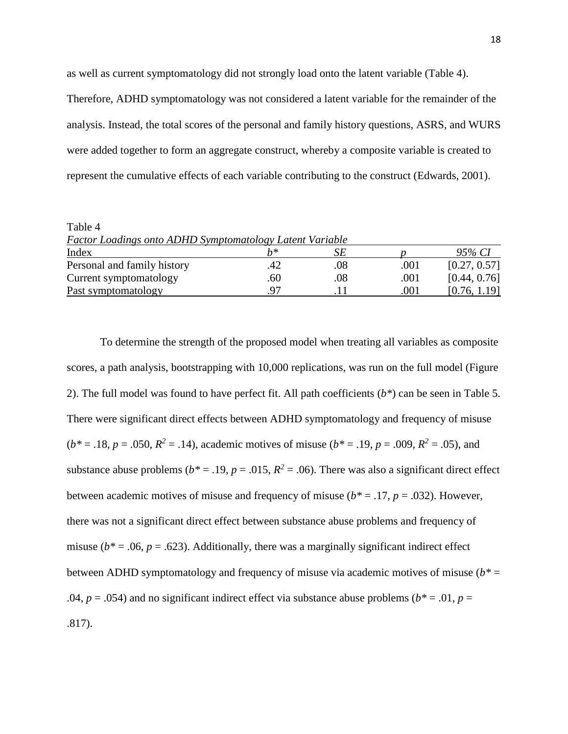as well as current symptomatology did not strongly load onto the latent variable (Table 4). Therefore, ADHD symptomatology was not considered a latent variable for the remainder of the analysis. Instead, the total scores of the personal and family history questions, ASRS, and WURS were added together to form an aggregate construct, whereby a composite variable is created to represent the cumulative effects of each variable contributing to the construct (Edwards, 2001).

Table 4

*Factor Loadings onto ADHD Symptomatology Latent Variable*

| Index | *b\** | *SE* | *p* | *95% CI* |
|---|---|---|---|---|
| Personal and family history | .42 | .08 | .001 | [0.27, 0.57] |
| Current symptomatology | .60 | .08 | .001 | [0.44, 0.76] |
| Past symptomatology | .97 | .11 | .001 | [0.76, 1.19] |

To determine the strength of the proposed model when treating all variables as composite scores, a path analysis, bootstrapping with 10,000 replications, was run on the full model (Figure 2). The full model was found to have perfect fit. All path coefficients (*b\**) can be seen in Table 5. There were significant direct effects between ADHD symptomatology and frequency of misuse ($b^* = .18$, $p = .050$, $R^2 = .14$), academic motives of misuse ($b^* = .19$, $p = .009$, $R^2 = .05$), and substance abuse problems ($b^* = .19$, $p = .015$, $R^2 = .06$). There was also a significant direct effect between academic motives of misuse and frequency of misuse ($b^* = .17$, $p = .032$). However, there was not a significant direct effect between substance abuse problems and frequency of misuse ($b^* = .06$, $p = .623$). Additionally, there was a marginally significant indirect effect between ADHD symptomatology and frequency of misuse via academic motives of misuse ($b^* = .04$, $p = .054$) and no significant indirect effect via substance abuse problems ($b^* = .01$, $p = .817$).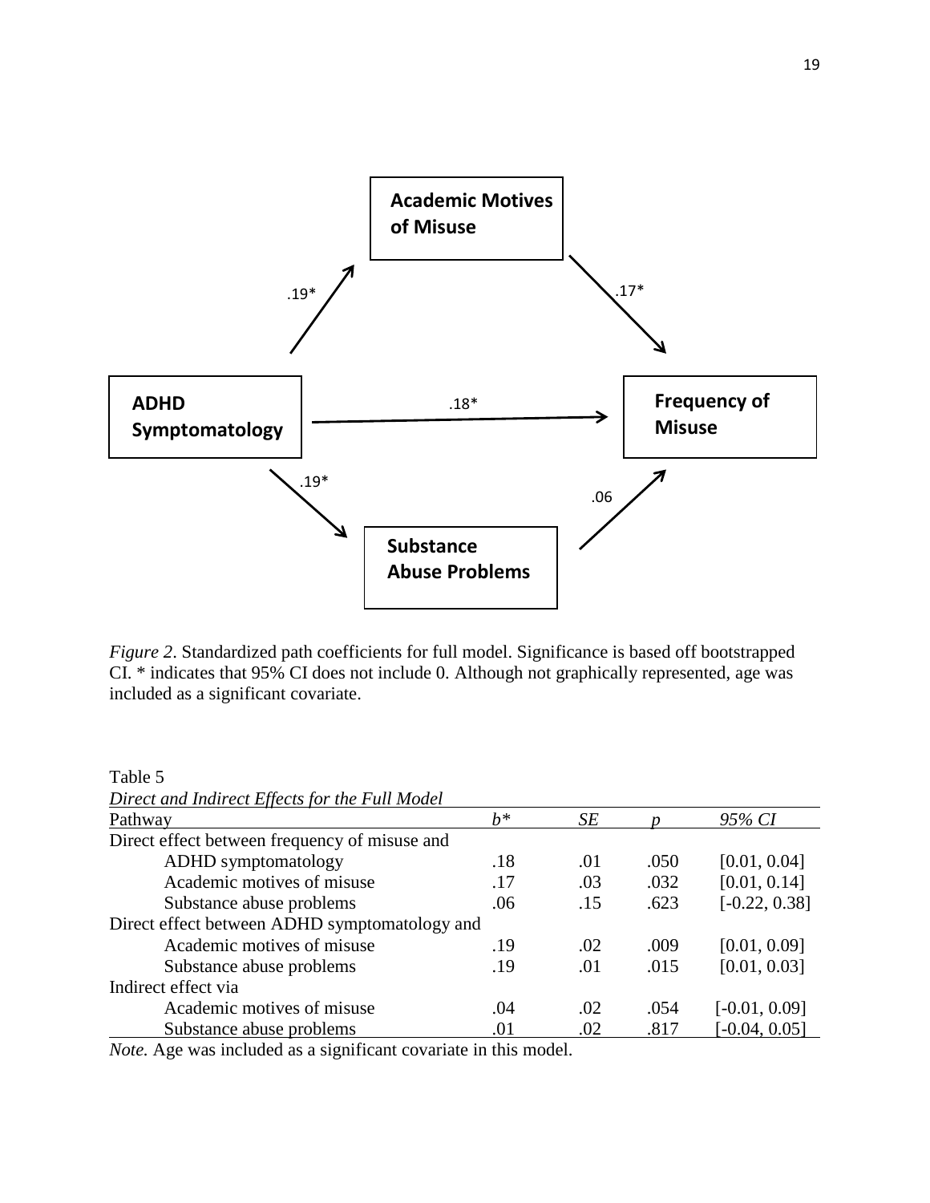*Figure 2*. Standardized path coefficients for full model. Significance is based off bootstrapped CI. * indicates that 95% CI does not include 0. Although not graphically represented, age was included as a significant covariate.

Table 5

*Direct and Indirect Effects for the Full Model*

| Pathway | *b** | *SE* | *p* | *95% CI* |
|---|---|---|---|---|
| Direct effect between frequency of misuse and | | | | |
| ADHD symptomatology | .18 | .01 | .050 | [0.01, 0.04] |
| Academic motives of misuse | .17 | .03 | .032 | [0.01, 0.14] |
| Substance abuse problems | .06 | .15 | .623 | [-0.22, 0.38] |
| Direct effect between ADHD symptomatology and | | | | |
| Academic motives of misuse | .19 | .02 | .009 | [0.01, 0.09] |
| Substance abuse problems | .19 | .01 | .015 | [0.01, 0.03] |
| Indirect effect via | | | | |
| Academic motives of misuse | .04 | .02 | .054 | [-0.01, 0.09] |
| Substance abuse problems | .01 | .02 | .817 | [-0.04, 0.05] |

*Note.* Age was included as a significant covariate in this model.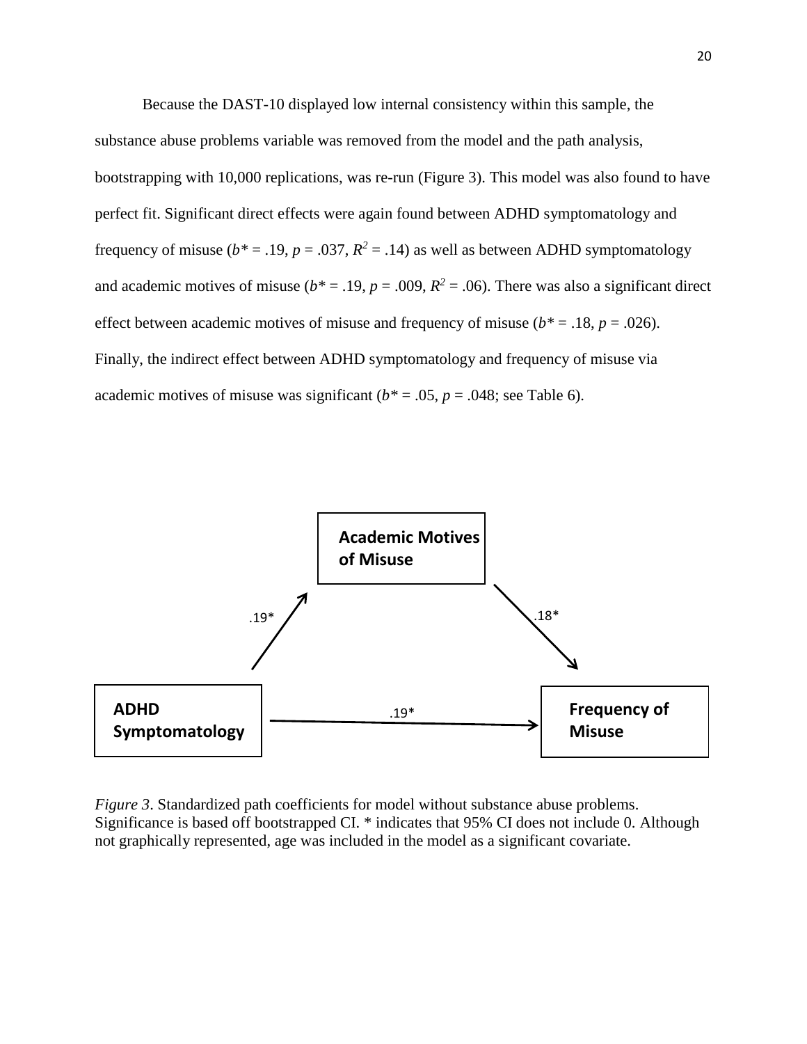Because the DAST-10 displayed low internal consistency within this sample, the substance abuse problems variable was removed from the model and the path analysis, bootstrapping with 10,000 replications, was re-run (Figure 3). This model was also found to have perfect fit. Significant direct effects were again found between ADHD symptomatology and frequency of misuse ($b^* = .19$, $p = .037$, $R^2 = .14$) as well as between ADHD symptomatology and academic motives of misuse ($b^* = .19$, $p = .009$, $R^2 = .06$). There was also a significant direct effect between academic motives of misuse and frequency of misuse ($b^* = .18$, $p = .026$). Finally, the indirect effect between ADHD symptomatology and frequency of misuse via academic motives of misuse was significant ($b^* = .05$, $p = .048$; see Table 6).

**Academic Motives of Misuse**

.19*

.18*

**ADHD Symptomatology**

.19*

**Frequency of Misuse**

*Figure 3*. Standardized path coefficients for model without substance abuse problems. Significance is based off bootstrapped CI. * indicates that 95% CI does not include 0. Although not graphically represented, age was included in the model as a significant covariate.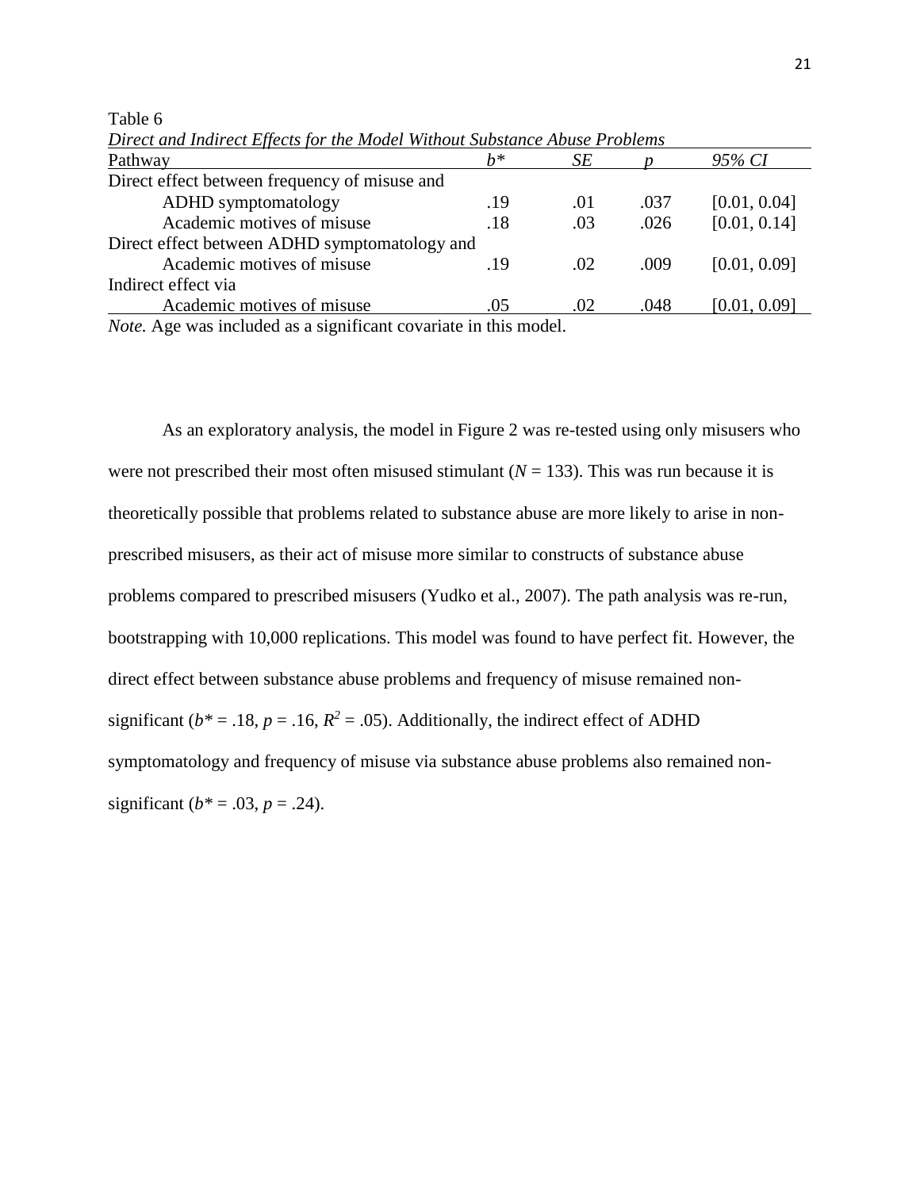Table 6

*Direct and Indirect Effects for the Model Without Substance Abuse Problems*

| Pathway | $b^*$ | *SE* | *p* | *95% CI* |
|---|---|---|---|---|
| Direct effect between frequency of misuse and | | | | |
| ADHD symptomatology | .19 | .01 | .037 | [0.01, 0.04] |
| Academic motives of misuse | .18 | .03 | .026 | [0.01, 0.14] |
| Direct effect between ADHD symptomatology and | | | | |
| Academic motives of misuse | .19 | .02 | .009 | [0.01, 0.09] |
| Indirect effect via | | | | |
| Academic motives of misuse | .05 | .02 | .048 | [0.01, 0.09] |

*Note.* Age was included as a significant covariate in this model.

As an exploratory analysis, the model in Figure 2 was re-tested using only misusers who were not prescribed their most often misused stimulant ($N$ = 133). This was run because it is theoretically possible that problems related to substance abuse are more likely to arise in non-prescribed misusers, as their act of misuse more similar to constructs of substance abuse problems compared to prescribed misusers (Yudko et al., 2007). The path analysis was re-run, bootstrapping with 10,000 replications. This model was found to have perfect fit. However, the direct effect between substance abuse problems and frequency of misuse remained non-significant ($b^*$ = .18, $p$ = .16, $R^2$ = .05). Additionally, the indirect effect of ADHD symptomatology and frequency of misuse via substance abuse problems also remained non-significant ($b^*$ = .03, $p$ = .24).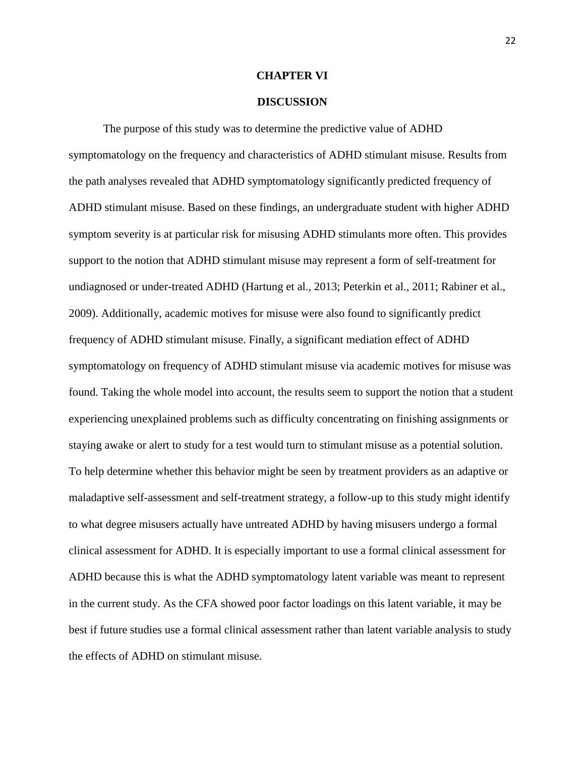# CHAPTER VI

## DISCUSSION

The purpose of this study was to determine the predictive value of ADHD symptomatology on the frequency and characteristics of ADHD stimulant misuse. Results from the path analyses revealed that ADHD symptomatology significantly predicted frequency of ADHD stimulant misuse. Based on these findings, an undergraduate student with higher ADHD symptom severity is at particular risk for misusing ADHD stimulants more often. This provides support to the notion that ADHD stimulant misuse may represent a form of self-treatment for undiagnosed or under-treated ADHD (Hartung et al., 2013; Peterkin et al., 2011; Rabiner et al., 2009). Additionally, academic motives for misuse were also found to significantly predict frequency of ADHD stimulant misuse. Finally, a significant mediation effect of ADHD symptomatology on frequency of ADHD stimulant misuse via academic motives for misuse was found. Taking the whole model into account, the results seem to support the notion that a student experiencing unexplained problems such as difficulty concentrating on finishing assignments or staying awake or alert to study for a test would turn to stimulant misuse as a potential solution. To help determine whether this behavior might be seen by treatment providers as an adaptive or maladaptive self-assessment and self-treatment strategy, a follow-up to this study might identify to what degree misusers actually have untreated ADHD by having misusers undergo a formal clinical assessment for ADHD. It is especially important to use a formal clinical assessment for ADHD because this is what the ADHD symptomatology latent variable was meant to represent in the current study. As the CFA showed poor factor loadings on this latent variable, it may be best if future studies use a formal clinical assessment rather than latent variable analysis to study the effects of ADHD on stimulant misuse.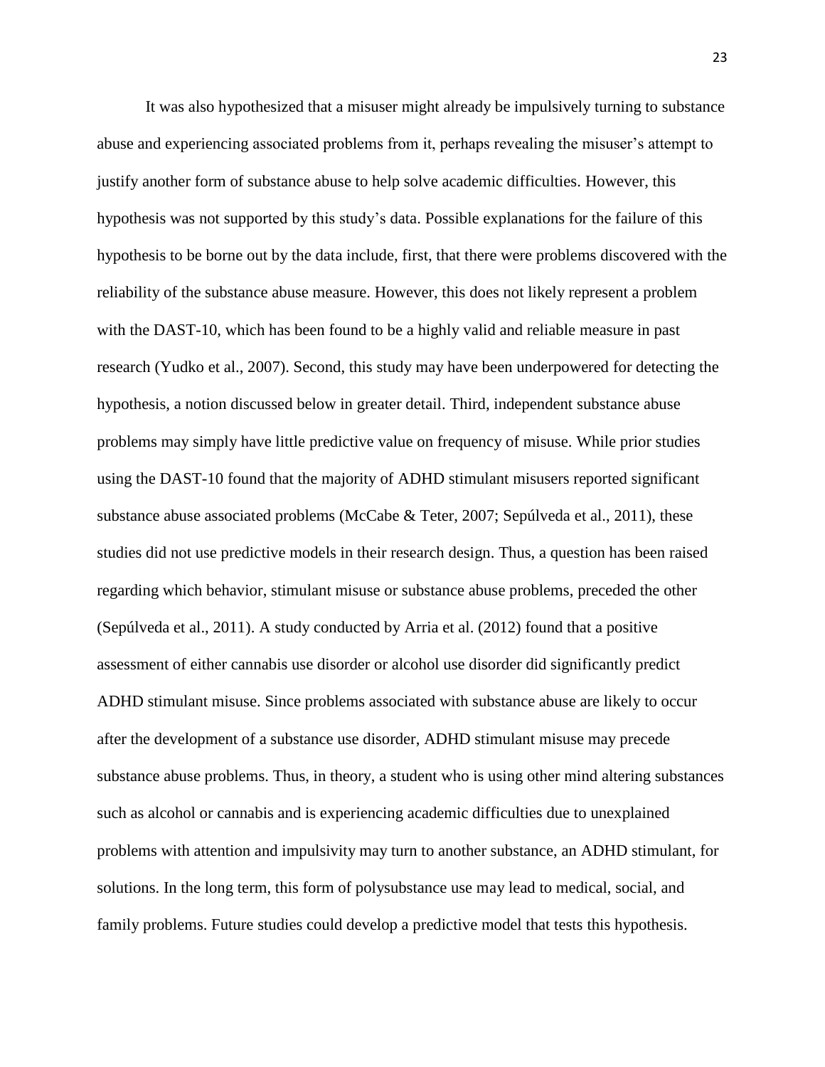It was also hypothesized that a misuser might already be impulsively turning to substance abuse and experiencing associated problems from it, perhaps revealing the misuser's attempt to justify another form of substance abuse to help solve academic difficulties. However, this hypothesis was not supported by this study's data. Possible explanations for the failure of this hypothesis to be borne out by the data include, first, that there were problems discovered with the reliability of the substance abuse measure. However, this does not likely represent a problem with the DAST-10, which has been found to be a highly valid and reliable measure in past research (Yudko et al., 2007). Second, this study may have been underpowered for detecting the hypothesis, a notion discussed below in greater detail. Third, independent substance abuse problems may simply have little predictive value on frequency of misuse. While prior studies using the DAST-10 found that the majority of ADHD stimulant misusers reported significant substance abuse associated problems (McCabe & Teter, 2007; Sepúlveda et al., 2011), these studies did not use predictive models in their research design. Thus, a question has been raised regarding which behavior, stimulant misuse or substance abuse problems, preceded the other (Sepúlveda et al., 2011). A study conducted by Arria et al. (2012) found that a positive assessment of either cannabis use disorder or alcohol use disorder did significantly predict ADHD stimulant misuse. Since problems associated with substance abuse are likely to occur after the development of a substance use disorder, ADHD stimulant misuse may precede substance abuse problems. Thus, in theory, a student who is using other mind altering substances such as alcohol or cannabis and is experiencing academic difficulties due to unexplained problems with attention and impulsivity may turn to another substance, an ADHD stimulant, for solutions. In the long term, this form of polysubstance use may lead to medical, social, and family problems. Future studies could develop a predictive model that tests this hypothesis.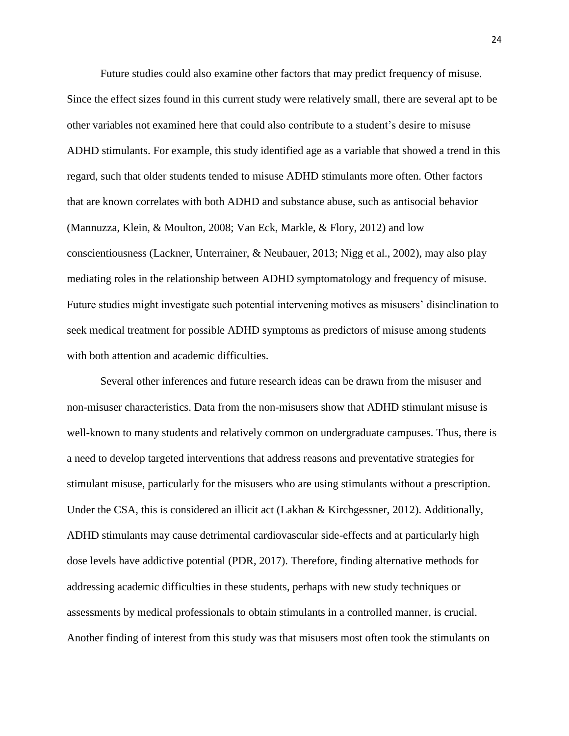Future studies could also examine other factors that may predict frequency of misuse. Since the effect sizes found in this current study were relatively small, there are several apt to be other variables not examined here that could also contribute to a student's desire to misuse ADHD stimulants. For example, this study identified age as a variable that showed a trend in this regard, such that older students tended to misuse ADHD stimulants more often. Other factors that are known correlates with both ADHD and substance abuse, such as antisocial behavior (Mannuzza, Klein, & Moulton, 2008; Van Eck, Markle, & Flory, 2012) and low conscientiousness (Lackner, Unterrainer, & Neubauer, 2013; Nigg et al., 2002), may also play mediating roles in the relationship between ADHD symptomatology and frequency of misuse. Future studies might investigate such potential intervening motives as misusers' disinclination to seek medical treatment for possible ADHD symptoms as predictors of misuse among students with both attention and academic difficulties.

Several other inferences and future research ideas can be drawn from the misuser and non-misuser characteristics. Data from the non-misusers show that ADHD stimulant misuse is well-known to many students and relatively common on undergraduate campuses. Thus, there is a need to develop targeted interventions that address reasons and preventative strategies for stimulant misuse, particularly for the misusers who are using stimulants without a prescription. Under the CSA, this is considered an illicit act (Lakhan & Kirchgessner, 2012). Additionally, ADHD stimulants may cause detrimental cardiovascular side-effects and at particularly high dose levels have addictive potential (PDR, 2017). Therefore, finding alternative methods for addressing academic difficulties in these students, perhaps with new study techniques or assessments by medical professionals to obtain stimulants in a controlled manner, is crucial. Another finding of interest from this study was that misusers most often took the stimulants on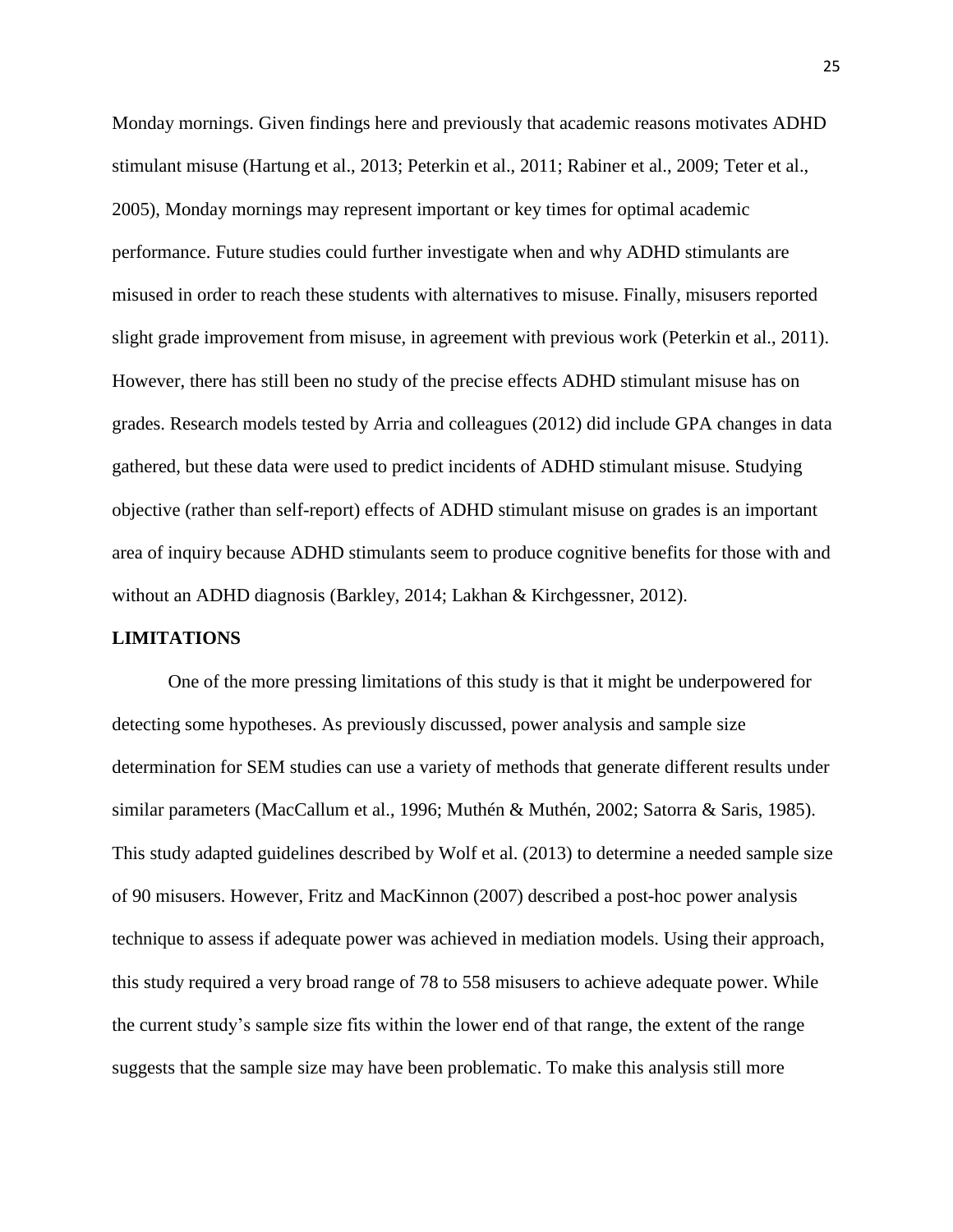Monday mornings. Given findings here and previously that academic reasons motivates ADHD stimulant misuse (Hartung et al., 2013; Peterkin et al., 2011; Rabiner et al., 2009; Teter et al., 2005), Monday mornings may represent important or key times for optimal academic performance. Future studies could further investigate when and why ADHD stimulants are misused in order to reach these students with alternatives to misuse. Finally, misusers reported slight grade improvement from misuse, in agreement with previous work (Peterkin et al., 2011). However, there has still been no study of the precise effects ADHD stimulant misuse has on grades. Research models tested by Arria and colleagues (2012) did include GPA changes in data gathered, but these data were used to predict incidents of ADHD stimulant misuse. Studying objective (rather than self-report) effects of ADHD stimulant misuse on grades is an important area of inquiry because ADHD stimulants seem to produce cognitive benefits for those with and without an ADHD diagnosis (Barkley, 2014; Lakhan & Kirchgessner, 2012).

## LIMITATIONS

One of the more pressing limitations of this study is that it might be underpowered for detecting some hypotheses. As previously discussed, power analysis and sample size determination for SEM studies can use a variety of methods that generate different results under similar parameters (MacCallum et al., 1996; Muthén & Muthén, 2002; Satorra & Saris, 1985). This study adapted guidelines described by Wolf et al. (2013) to determine a needed sample size of 90 misusers. However, Fritz and MacKinnon (2007) described a post-hoc power analysis technique to assess if adequate power was achieved in mediation models. Using their approach, this study required a very broad range of 78 to 558 misusers to achieve adequate power. While the current study's sample size fits within the lower end of that range, the extent of the range suggests that the sample size may have been problematic. To make this analysis still more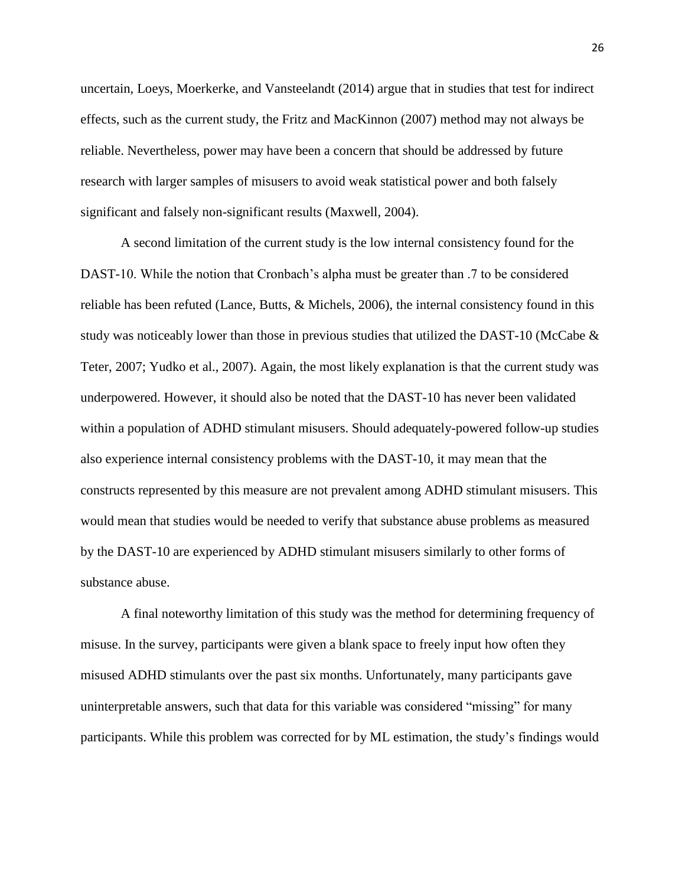uncertain, Loeys, Moerkerke, and Vansteelandt (2014) argue that in studies that test for indirect effects, such as the current study, the Fritz and MacKinnon (2007) method may not always be reliable. Nevertheless, power may have been a concern that should be addressed by future research with larger samples of misusers to avoid weak statistical power and both falsely significant and falsely non-significant results (Maxwell, 2004).

A second limitation of the current study is the low internal consistency found for the DAST-10. While the notion that Cronbach's alpha must be greater than .7 to be considered reliable has been refuted (Lance, Butts, & Michels, 2006), the internal consistency found in this study was noticeably lower than those in previous studies that utilized the DAST-10 (McCabe & Teter, 2007; Yudko et al., 2007). Again, the most likely explanation is that the current study was underpowered. However, it should also be noted that the DAST-10 has never been validated within a population of ADHD stimulant misusers. Should adequately-powered follow-up studies also experience internal consistency problems with the DAST-10, it may mean that the constructs represented by this measure are not prevalent among ADHD stimulant misusers. This would mean that studies would be needed to verify that substance abuse problems as measured by the DAST-10 are experienced by ADHD stimulant misusers similarly to other forms of substance abuse.

A final noteworthy limitation of this study was the method for determining frequency of misuse. In the survey, participants were given a blank space to freely input how often they misused ADHD stimulants over the past six months. Unfortunately, many participants gave uninterpretable answers, such that data for this variable was considered "missing" for many participants. While this problem was corrected for by ML estimation, the study's findings would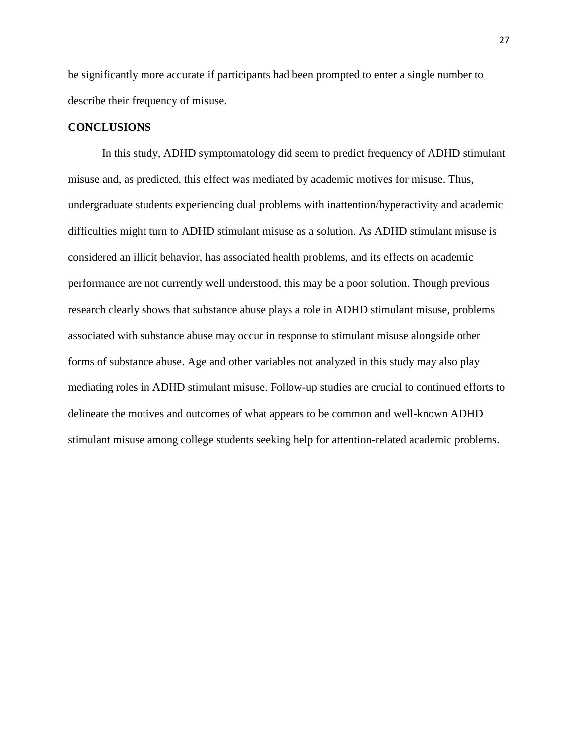be significantly more accurate if participants had been prompted to enter a single number to describe their frequency of misuse.

## CONCLUSIONS

In this study, ADHD symptomatology did seem to predict frequency of ADHD stimulant misuse and, as predicted, this effect was mediated by academic motives for misuse. Thus, undergraduate students experiencing dual problems with inattention/hyperactivity and academic difficulties might turn to ADHD stimulant misuse as a solution. As ADHD stimulant misuse is considered an illicit behavior, has associated health problems, and its effects on academic performance are not currently well understood, this may be a poor solution. Though previous research clearly shows that substance abuse plays a role in ADHD stimulant misuse, problems associated with substance abuse may occur in response to stimulant misuse alongside other forms of substance abuse. Age and other variables not analyzed in this study may also play mediating roles in ADHD stimulant misuse. Follow-up studies are crucial to continued efforts to delineate the motives and outcomes of what appears to be common and well-known ADHD stimulant misuse among college students seeking help for attention-related academic problems.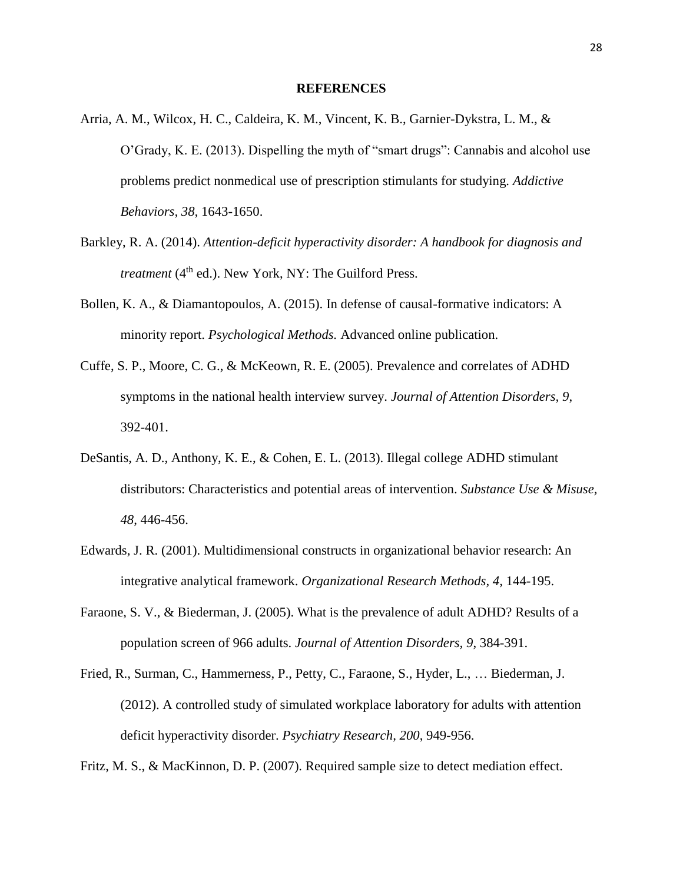## REFERENCES

Arria, A. M., Wilcox, H. C., Caldeira, K. M., Vincent, K. B., Garnier-Dykstra, L. M., & O'Grady, K. E. (2013). Dispelling the myth of "smart drugs": Cannabis and alcohol use problems predict nonmedical use of prescription stimulants for studying. *Addictive Behaviors, 38*, 1643-1650.

Barkley, R. A. (2014). *Attention-deficit hyperactivity disorder: A handbook for diagnosis and treatment* (4th ed.). New York, NY: The Guilford Press.

Bollen, K. A., & Diamantopoulos, A. (2015). In defense of causal-formative indicators: A minority report. *Psychological Methods.* Advanced online publication.

Cuffe, S. P., Moore, C. G., & McKeown, R. E. (2005). Prevalence and correlates of ADHD symptoms in the national health interview survey. *Journal of Attention Disorders, 9*, 392-401.

DeSantis, A. D., Anthony, K. E., & Cohen, E. L. (2013). Illegal college ADHD stimulant distributors: Characteristics and potential areas of intervention. *Substance Use & Misuse, 48*, 446-456.

Edwards, J. R. (2001). Multidimensional constructs in organizational behavior research: An integrative analytical framework. *Organizational Research Methods, 4*, 144-195.

Faraone, S. V., & Biederman, J. (2005). What is the prevalence of adult ADHD? Results of a population screen of 966 adults. *Journal of Attention Disorders, 9*, 384-391.

Fried, R., Surman, C., Hammerness, P., Petty, C., Faraone, S., Hyder, L., … Biederman, J. (2012). A controlled study of simulated workplace laboratory for adults with attention deficit hyperactivity disorder. *Psychiatry Research, 200*, 949-956.

Fritz, M. S., & MacKinnon, D. P. (2007). Required sample size to detect mediation effect.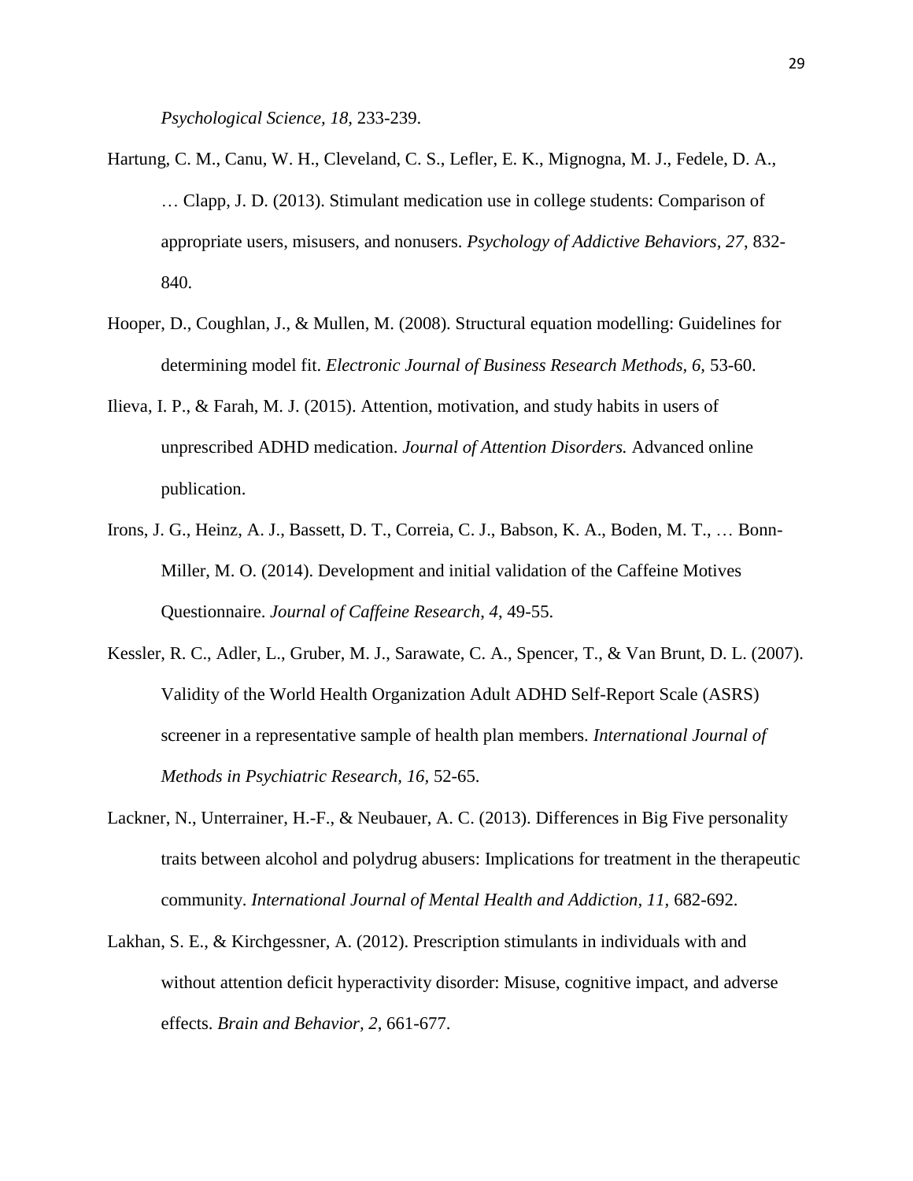*Psychological Science, 18,* 233-239.

Hartung, C. M., Canu, W. H., Cleveland, C. S., Lefler, E. K., Mignogna, M. J., Fedele, D. A., … Clapp, J. D. (2013). Stimulant medication use in college students: Comparison of appropriate users, misusers, and nonusers. *Psychology of Addictive Behaviors, 27*, 832-840.

Hooper, D., Coughlan, J., & Mullen, M. (2008). Structural equation modelling: Guidelines for determining model fit. *Electronic Journal of Business Research Methods, 6,* 53-60.

Ilieva, I. P., & Farah, M. J. (2015). Attention, motivation, and study habits in users of unprescribed ADHD medication. *Journal of Attention Disorders.* Advanced online publication.

Irons, J. G., Heinz, A. J., Bassett, D. T., Correia, C. J., Babson, K. A., Boden, M. T., … Bonn-Miller, M. O. (2014). Development and initial validation of the Caffeine Motives Questionnaire. *Journal of Caffeine Research, 4,* 49-55.

Kessler, R. C., Adler, L., Gruber, M. J., Sarawate, C. A., Spencer, T., & Van Brunt, D. L. (2007). Validity of the World Health Organization Adult ADHD Self-Report Scale (ASRS) screener in a representative sample of health plan members. *International Journal of Methods in Psychiatric Research, 16,* 52-65.

Lackner, N., Unterrainer, H.-F., & Neubauer, A. C. (2013). Differences in Big Five personality traits between alcohol and polydrug abusers: Implications for treatment in the therapeutic community. *International Journal of Mental Health and Addiction, 11,* 682-692.

Lakhan, S. E., & Kirchgessner, A. (2012). Prescription stimulants in individuals with and without attention deficit hyperactivity disorder: Misuse, cognitive impact, and adverse effects. *Brain and Behavior, 2*, 661-677.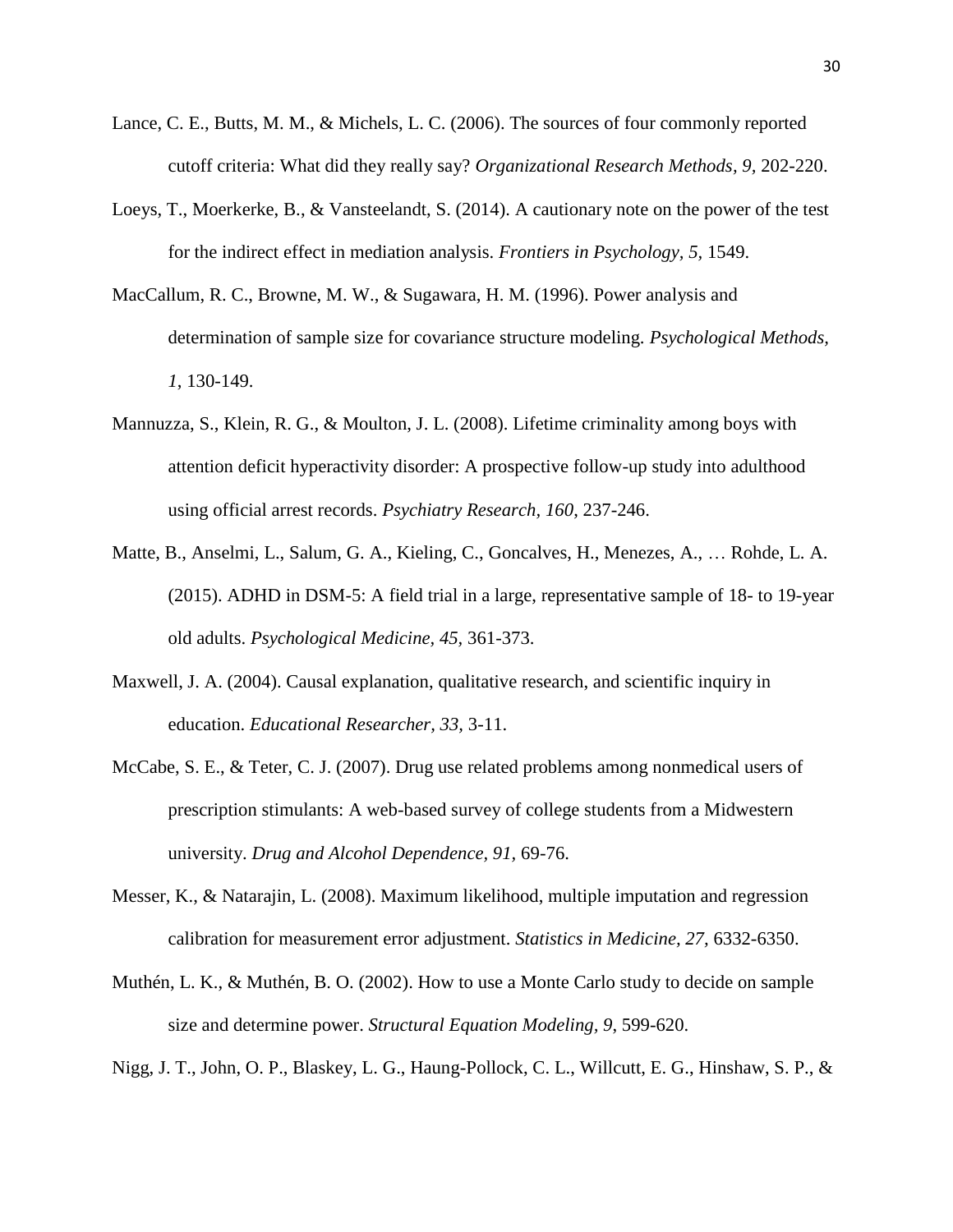Lance, C. E., Butts, M. M., & Michels, L. C. (2006). The sources of four commonly reported cutoff criteria: What did they really say? *Organizational Research Methods, 9,* 202-220.

Loeys, T., Moerkerke, B., & Vansteelandt, S. (2014). A cautionary note on the power of the test for the indirect effect in mediation analysis. *Frontiers in Psychology, 5,* 1549.

MacCallum, R. C., Browne, M. W., & Sugawara, H. M. (1996). Power analysis and determination of sample size for covariance structure modeling. *Psychological Methods, 1*, 130-149.

Mannuzza, S., Klein, R. G., & Moulton, J. L. (2008). Lifetime criminality among boys with attention deficit hyperactivity disorder: A prospective follow-up study into adulthood using official arrest records. *Psychiatry Research, 160*, 237-246.

Matte, B., Anselmi, L., Salum, G. A., Kieling, C., Goncalves, H., Menezes, A., … Rohde, L. A. (2015). ADHD in DSM-5: A field trial in a large, representative sample of 18- to 19-year old adults. *Psychological Medicine, 45,* 361-373.

Maxwell, J. A. (2004). Causal explanation, qualitative research, and scientific inquiry in education. *Educational Researcher, 33,* 3-11.

McCabe, S. E., & Teter, C. J. (2007). Drug use related problems among nonmedical users of prescription stimulants: A web-based survey of college students from a Midwestern university. *Drug and Alcohol Dependence, 91,* 69-76.

Messer, K., & Natarajin, L. (2008). Maximum likelihood, multiple imputation and regression calibration for measurement error adjustment. *Statistics in Medicine, 27,* 6332-6350.

Muthén, L. K., & Muthén, B. O. (2002). How to use a Monte Carlo study to decide on sample size and determine power. *Structural Equation Modeling, 9*, 599-620.

Nigg, J. T., John, O. P., Blaskey, L. G., Haung-Pollock, C. L., Willcutt, E. G., Hinshaw, S. P., &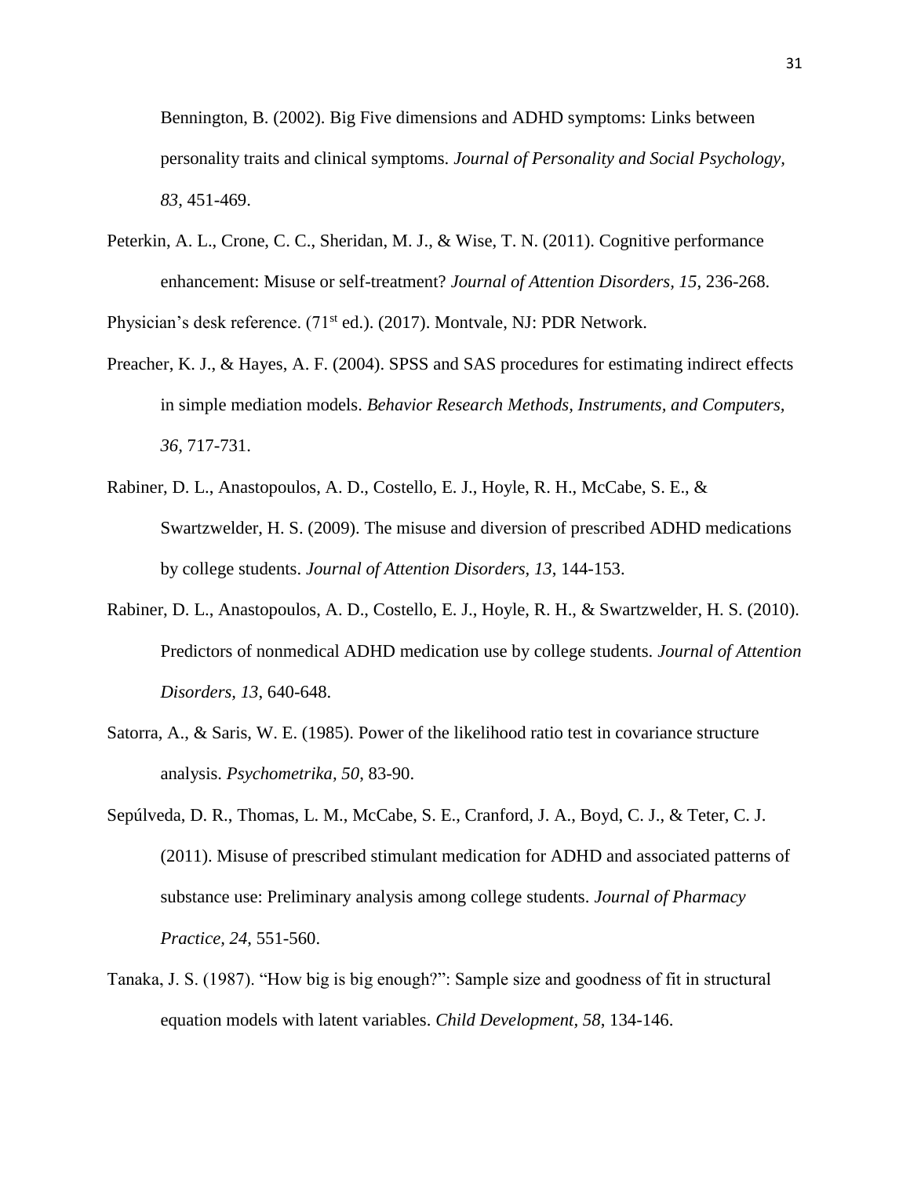Bennington, B. (2002). Big Five dimensions and ADHD symptoms: Links between personality traits and clinical symptoms. *Journal of Personality and Social Psychology, 83*, 451-469.

Peterkin, A. L., Crone, C. C., Sheridan, M. J., & Wise, T. N. (2011). Cognitive performance enhancement: Misuse or self-treatment? *Journal of Attention Disorders, 15*, 236-268.

Physician's desk reference. (71st ed.). (2017). Montvale, NJ: PDR Network.

Preacher, K. J., & Hayes, A. F. (2004). SPSS and SAS procedures for estimating indirect effects in simple mediation models. *Behavior Research Methods, Instruments, and Computers, 36,* 717-731.

Rabiner, D. L., Anastopoulos, A. D., Costello, E. J., Hoyle, R. H., McCabe, S. E., & Swartzwelder, H. S. (2009). The misuse and diversion of prescribed ADHD medications by college students. *Journal of Attention Disorders, 13*, 144-153.

Rabiner, D. L., Anastopoulos, A. D., Costello, E. J., Hoyle, R. H., & Swartzwelder, H. S. (2010). Predictors of nonmedical ADHD medication use by college students. *Journal of Attention Disorders, 13*, 640-648.

Satorra, A., & Saris, W. E. (1985). Power of the likelihood ratio test in covariance structure analysis. *Psychometrika, 50*, 83-90.

Sepúlveda, D. R., Thomas, L. M., McCabe, S. E., Cranford, J. A., Boyd, C. J., & Teter, C. J. (2011). Misuse of prescribed stimulant medication for ADHD and associated patterns of substance use: Preliminary analysis among college students. *Journal of Pharmacy Practice, 24*, 551-560.

Tanaka, J. S. (1987). "How big is big enough?": Sample size and goodness of fit in structural equation models with latent variables. *Child Development, 58*, 134-146.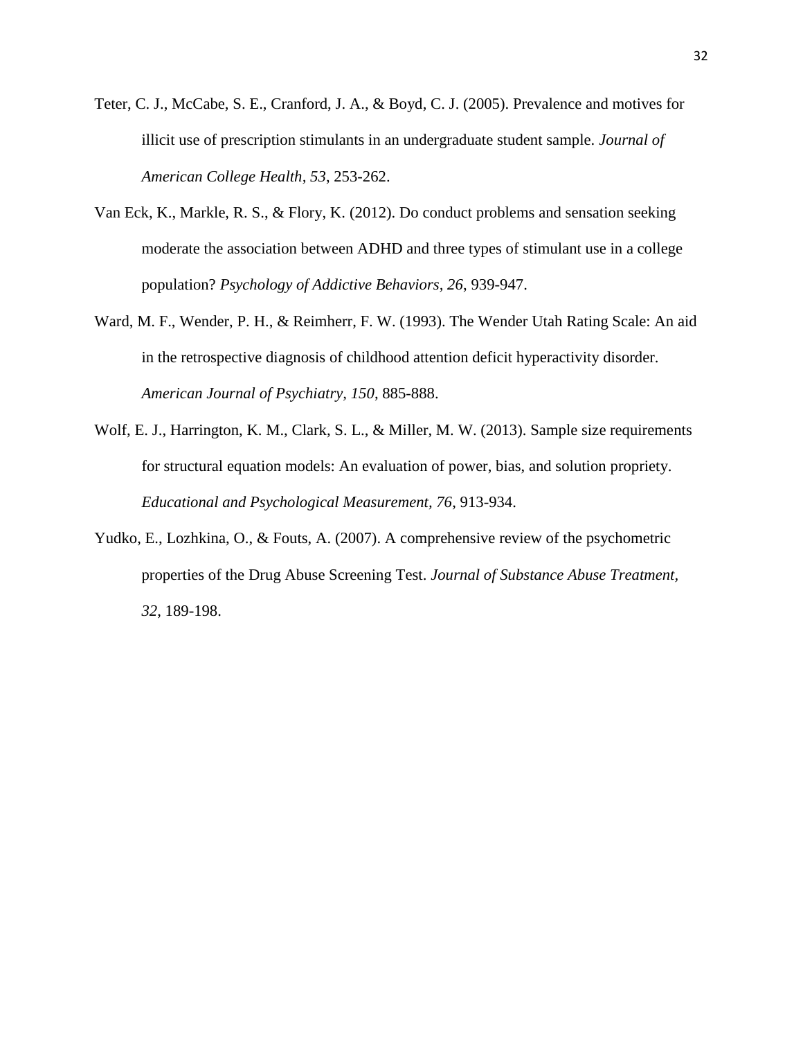Teter, C. J., McCabe, S. E., Cranford, J. A., & Boyd, C. J. (2005). Prevalence and motives for illicit use of prescription stimulants in an undergraduate student sample. *Journal of American College Health*, *53*, 253-262.

Van Eck, K., Markle, R. S., & Flory, K. (2012). Do conduct problems and sensation seeking moderate the association between ADHD and three types of stimulant use in a college population? *Psychology of Addictive Behaviors*, *26*, 939-947.

Ward, M. F., Wender, P. H., & Reimherr, F. W. (1993). The Wender Utah Rating Scale: An aid in the retrospective diagnosis of childhood attention deficit hyperactivity disorder. *American Journal of Psychiatry, 150*, 885-888.

Wolf, E. J., Harrington, K. M., Clark, S. L., & Miller, M. W. (2013). Sample size requirements for structural equation models: An evaluation of power, bias, and solution propriety. *Educational and Psychological Measurement, 76*, 913-934.

Yudko, E., Lozhkina, O., & Fouts, A. (2007). A comprehensive review of the psychometric properties of the Drug Abuse Screening Test. *Journal of Substance Abuse Treatment, 32*, 189-198.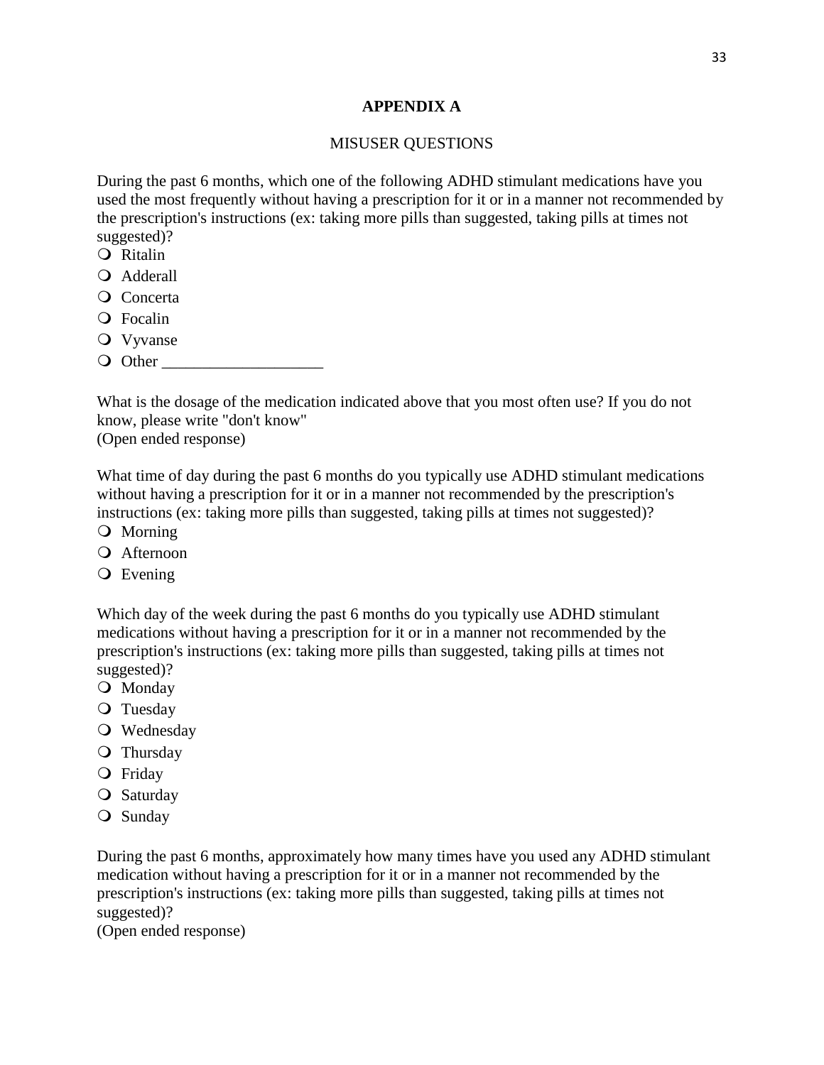# APPENDIX A

## MISUSER QUESTIONS

During the past 6 months, which one of the following ADHD stimulant medications have you used the most frequently without having a prescription for it or in a manner not recommended by the prescription's instructions (ex: taking more pills than suggested, taking pills at times not suggested)?

- Ritalin
- Adderall
- Concerta
- Focalin
- Vyvanse
- Other ____________________

What is the dosage of the medication indicated above that you most often use? If you do not know, please write "don't know"
(Open ended response)

What time of day during the past 6 months do you typically use ADHD stimulant medications without having a prescription for it or in a manner not recommended by the prescription's instructions (ex: taking more pills than suggested, taking pills at times not suggested)?

- Morning
- Afternoon
- Evening

Which day of the week during the past 6 months do you typically use ADHD stimulant medications without having a prescription for it or in a manner not recommended by the prescription's instructions (ex: taking more pills than suggested, taking pills at times not suggested)?

- Monday
- Tuesday
- Wednesday
- Thursday
- Friday
- Saturday
- Sunday

During the past 6 months, approximately how many times have you used any ADHD stimulant medication without having a prescription for it or in a manner not recommended by the prescription's instructions (ex: taking more pills than suggested, taking pills at times not suggested)?
(Open ended response)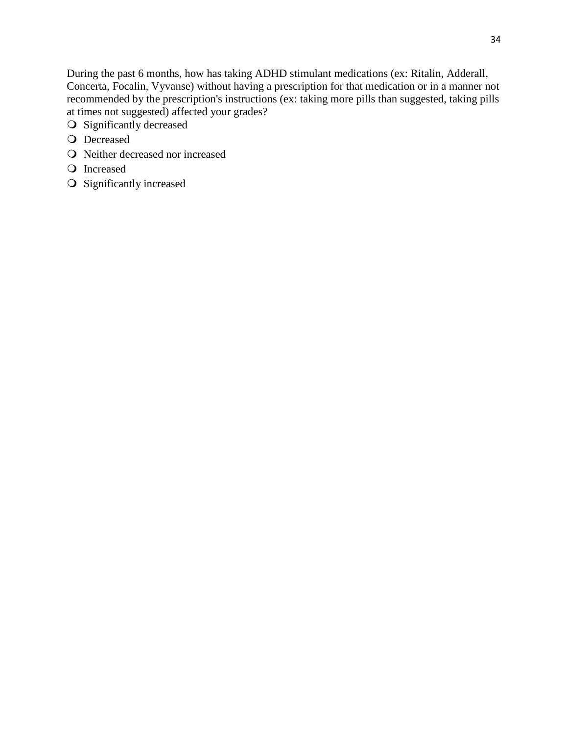During the past 6 months, how has taking ADHD stimulant medications (ex: Ritalin, Adderall, Concerta, Focalin, Vyvanse) without having a prescription for that medication or in a manner not recommended by the prescription's instructions (ex: taking more pills than suggested, taking pills at times not suggested) affected your grades?

- Significantly decreased
- Decreased
- Neither decreased nor increased
- Increased
- Significantly increased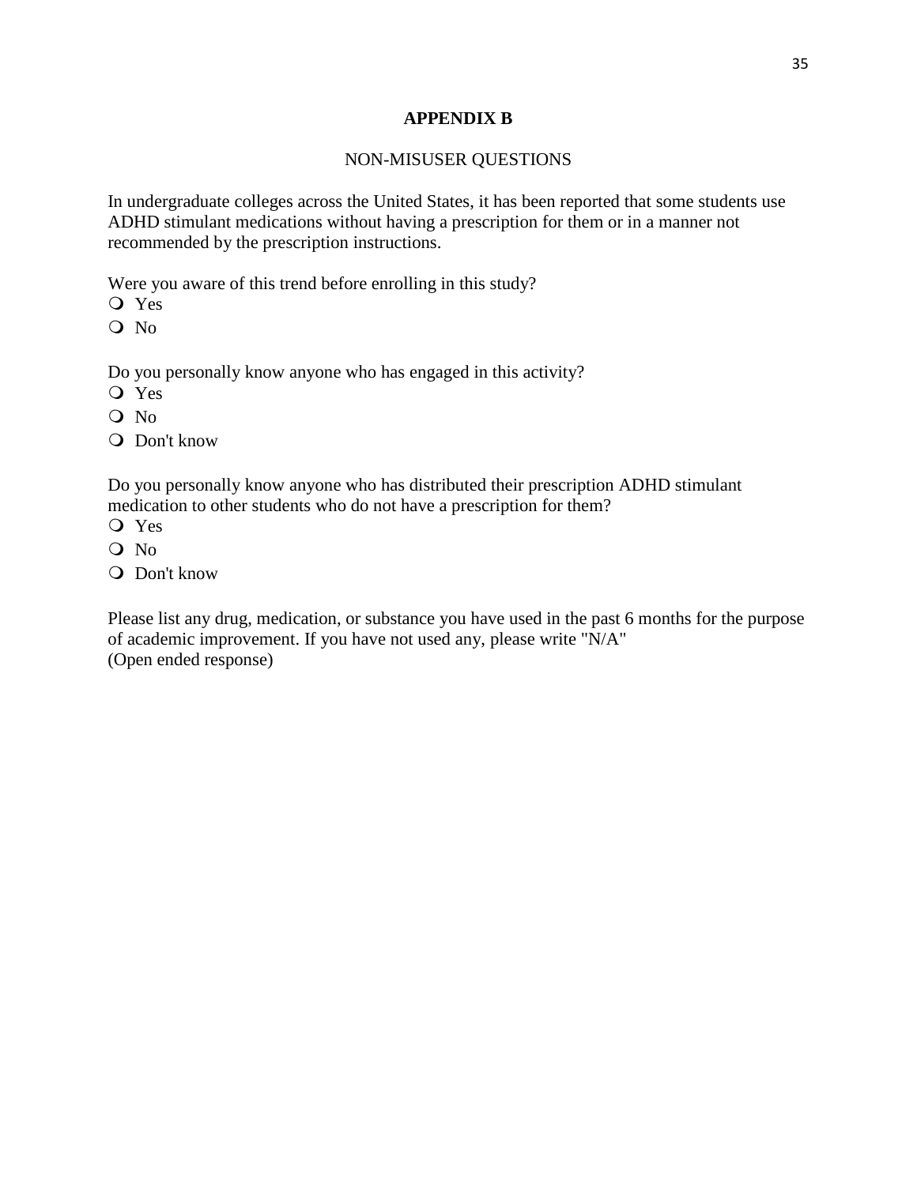## APPENDIX B

NON-MISUSER QUESTIONS

In undergraduate colleges across the United States, it has been reported that some students use ADHD stimulant medications without having a prescription for them or in a manner not recommended by the prescription instructions.

Were you aware of this trend before enrolling in this study?

- Yes
- No

Do you personally know anyone who has engaged in this activity?

- Yes
- No
- Don't know

Do you personally know anyone who has distributed their prescription ADHD stimulant medication to other students who do not have a prescription for them?

- Yes
- No
- Don't know

Please list any drug, medication, or substance you have used in the past 6 months for the purpose of academic improvement. If you have not used any, please write "N/A"
(Open ended response)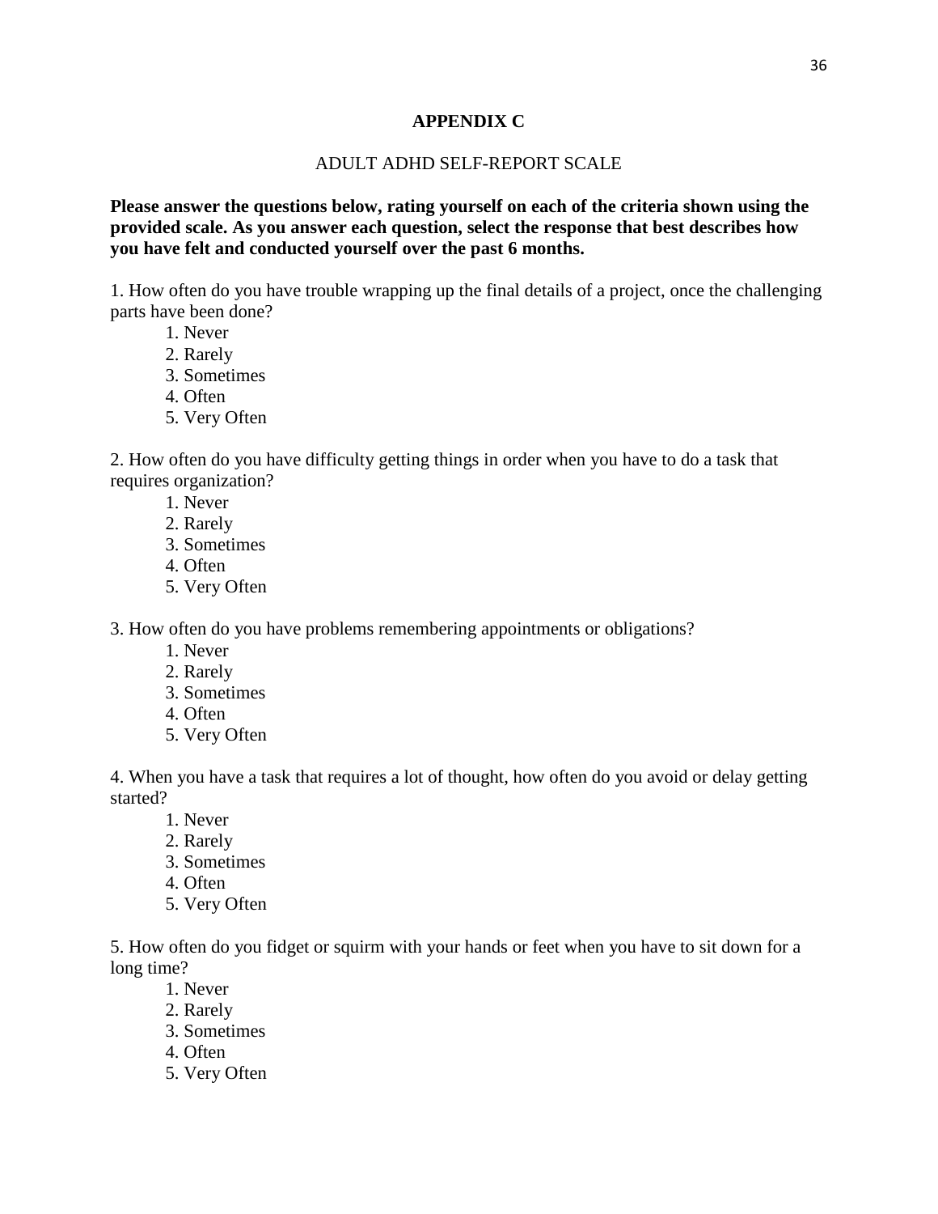# APPENDIX C

## ADULT ADHD SELF-REPORT SCALE

**Please answer the questions below, rating yourself on each of the criteria shown using the provided scale. As you answer each question, select the response that best describes how you have felt and conducted yourself over the past 6 months.**

1. How often do you have trouble wrapping up the final details of a project, once the challenging parts have been done?

   1. Never
   2. Rarely
   3. Sometimes
   4. Often
   5. Very Often

2. How often do you have difficulty getting things in order when you have to do a task that requires organization?

   1. Never
   2. Rarely
   3. Sometimes
   4. Often
   5. Very Often

3. How often do you have problems remembering appointments or obligations?

   1. Never
   2. Rarely
   3. Sometimes
   4. Often
   5. Very Often

4. When you have a task that requires a lot of thought, how often do you avoid or delay getting started?

   1. Never
   2. Rarely
   3. Sometimes
   4. Often
   5. Very Often

5. How often do you fidget or squirm with your hands or feet when you have to sit down for a long time?

   1. Never
   2. Rarely
   3. Sometimes
   4. Often
   5. Very Often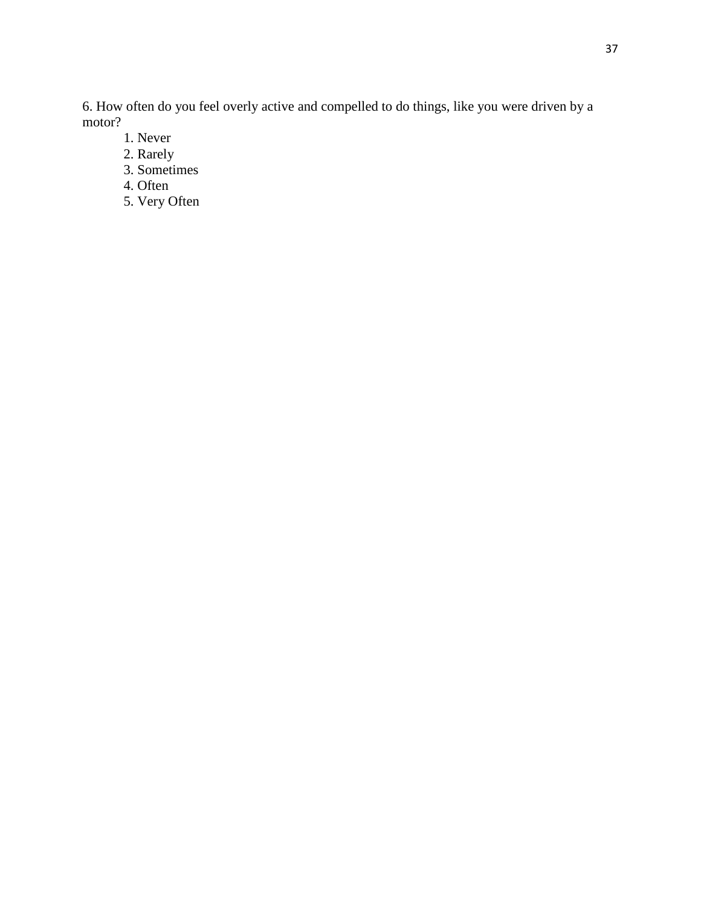6. How often do you feel overly active and compelled to do things, like you were driven by a motor?

1. Never
2. Rarely
3. Sometimes
4. Often
5. Very Often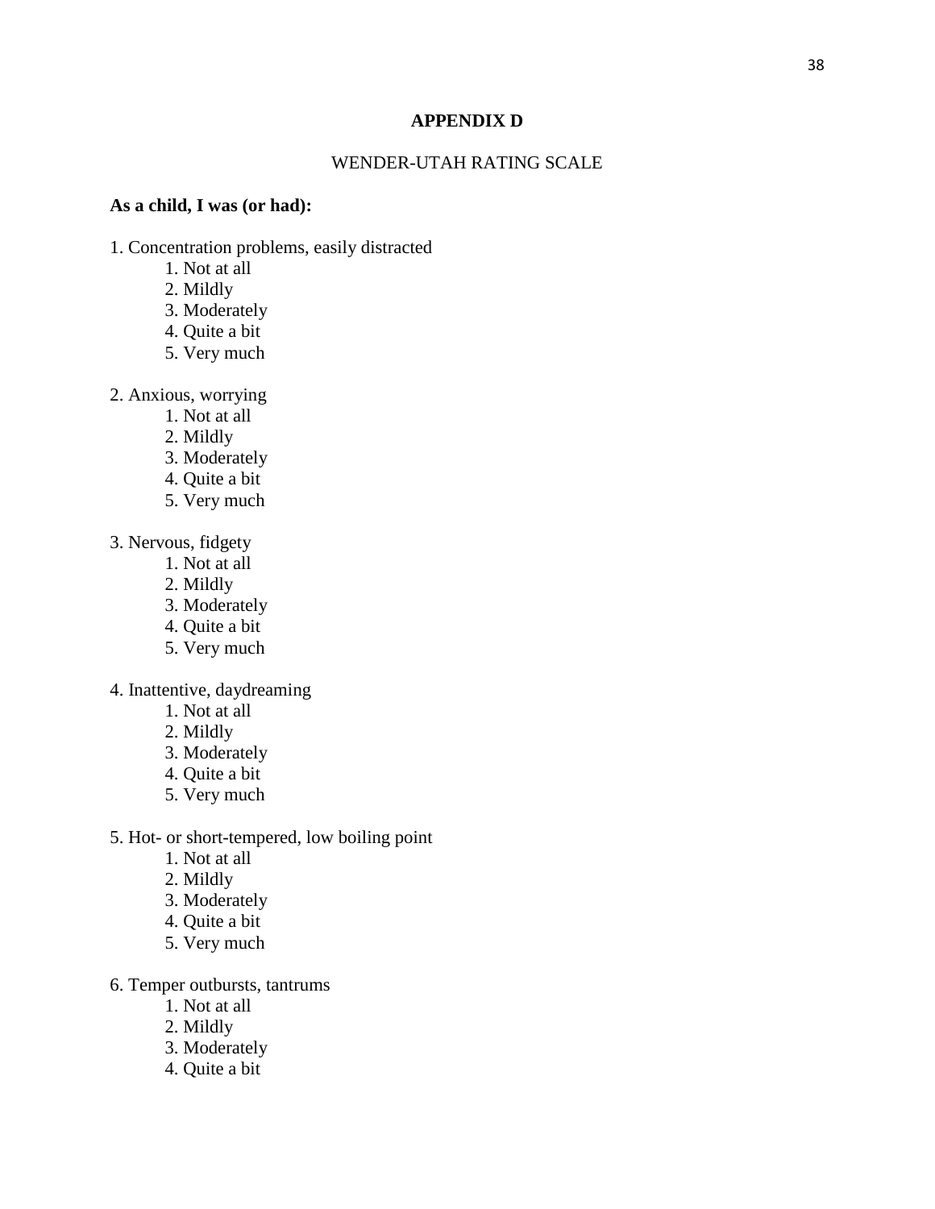**APPENDIX D**

WENDER-UTAH RATING SCALE

**As a child, I was (or had):**

1. Concentration problems, easily distracted
    1. Not at all
    2. Mildly
    3. Moderately
    4. Quite a bit
    5. Very much

2. Anxious, worrying
    1. Not at all
    2. Mildly
    3. Moderately
    4. Quite a bit
    5. Very much

3. Nervous, fidgety
    1. Not at all
    2. Mildly
    3. Moderately
    4. Quite a bit
    5. Very much

4. Inattentive, daydreaming
    1. Not at all
    2. Mildly
    3. Moderately
    4. Quite a bit
    5. Very much

5. Hot- or short-tempered, low boiling point
    1. Not at all
    2. Mildly
    3. Moderately
    4. Quite a bit
    5. Very much

6. Temper outbursts, tantrums
    1. Not at all
    2. Mildly
    3. Moderately
    4. Quite a bit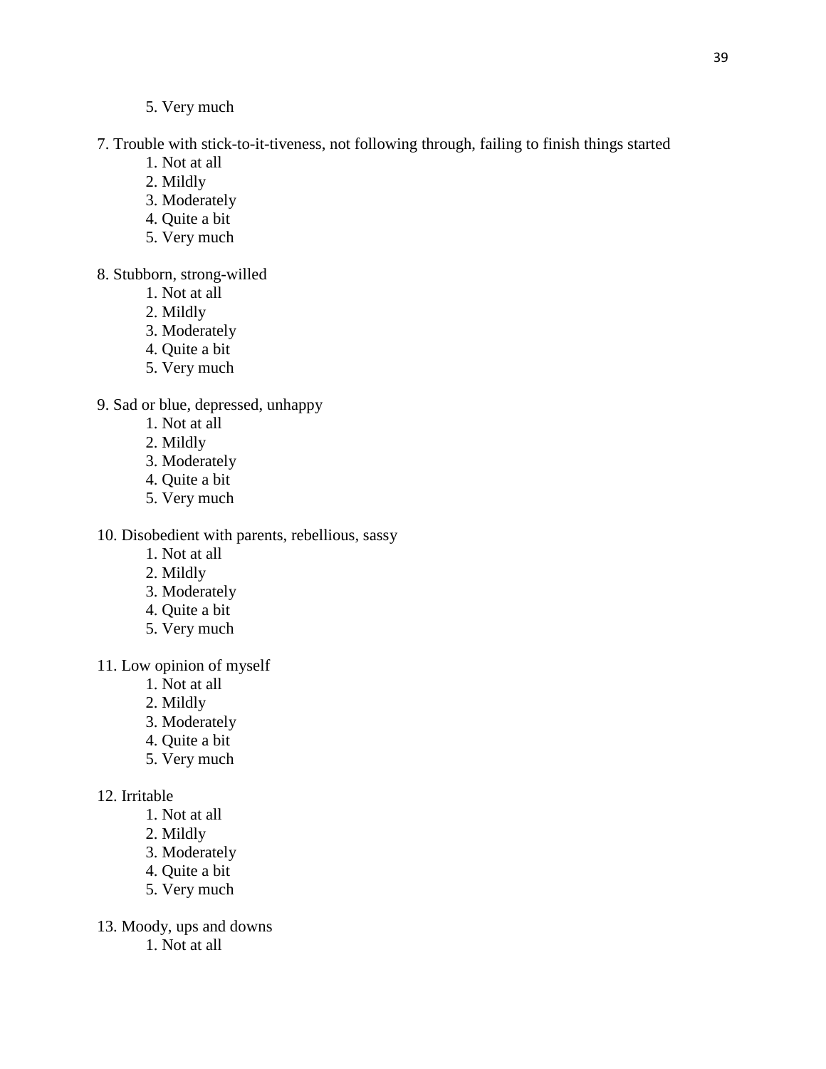5. Very much

7. Trouble with stick-to-it-tiveness, not following through, failing to finish things started

1. Not at all
2. Mildly
3. Moderately
4. Quite a bit
5. Very much

8. Stubborn, strong-willed

1. Not at all
2. Mildly
3. Moderately
4. Quite a bit
5. Very much

9. Sad or blue, depressed, unhappy

1. Not at all
2. Mildly
3. Moderately
4. Quite a bit
5. Very much

10. Disobedient with parents, rebellious, sassy

1. Not at all
2. Mildly
3. Moderately
4. Quite a bit
5. Very much

11. Low opinion of myself

1. Not at all
2. Mildly
3. Moderately
4. Quite a bit
5. Very much

12. Irritable

1. Not at all
2. Mildly
3. Moderately
4. Quite a bit
5. Very much

13. Moody, ups and downs

1. Not at all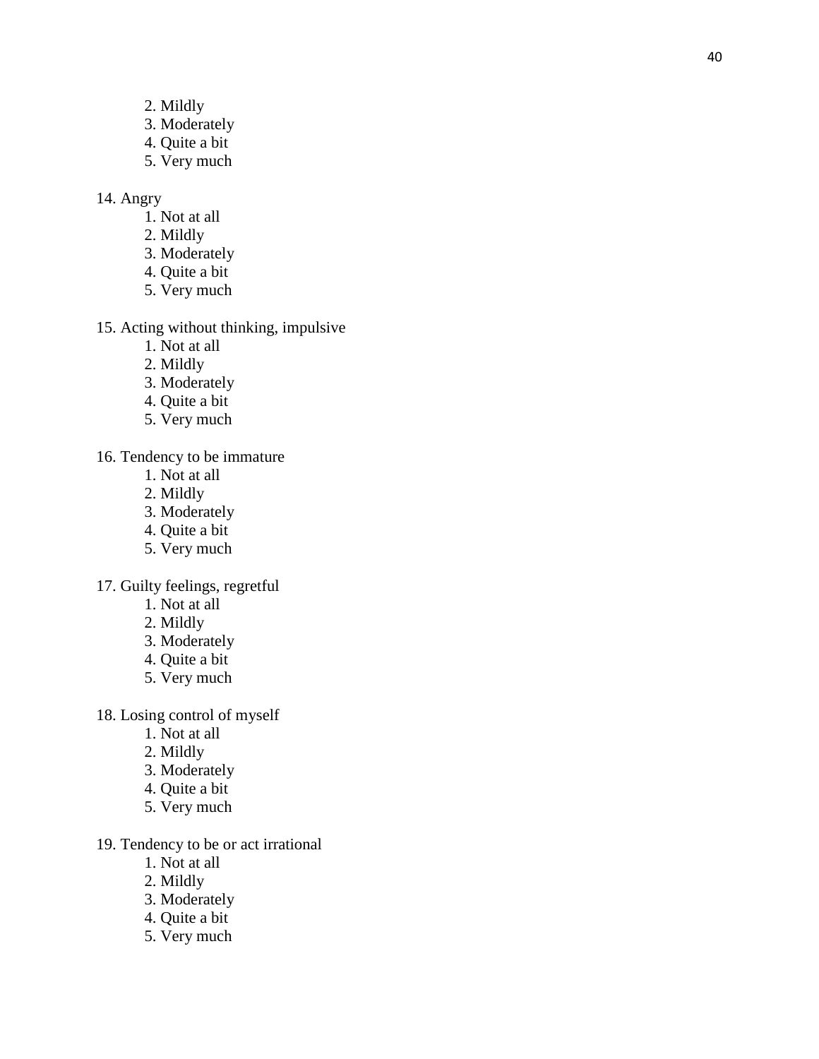2. Mildly
   3. Moderately
   4. Quite a bit
   5. Very much

14. Angry
   1. Not at all
   2. Mildly
   3. Moderately
   4. Quite a bit
   5. Very much

15. Acting without thinking, impulsive
   1. Not at all
   2. Mildly
   3. Moderately
   4. Quite a bit
   5. Very much

16. Tendency to be immature
   1. Not at all
   2. Mildly
   3. Moderately
   4. Quite a bit
   5. Very much

17. Guilty feelings, regretful
   1. Not at all
   2. Mildly
   3. Moderately
   4. Quite a bit
   5. Very much

18. Losing control of myself
   1. Not at all
   2. Mildly
   3. Moderately
   4. Quite a bit
   5. Very much

19. Tendency to be or act irrational
   1. Not at all
   2. Mildly
   3. Moderately
   4. Quite a bit
   5. Very much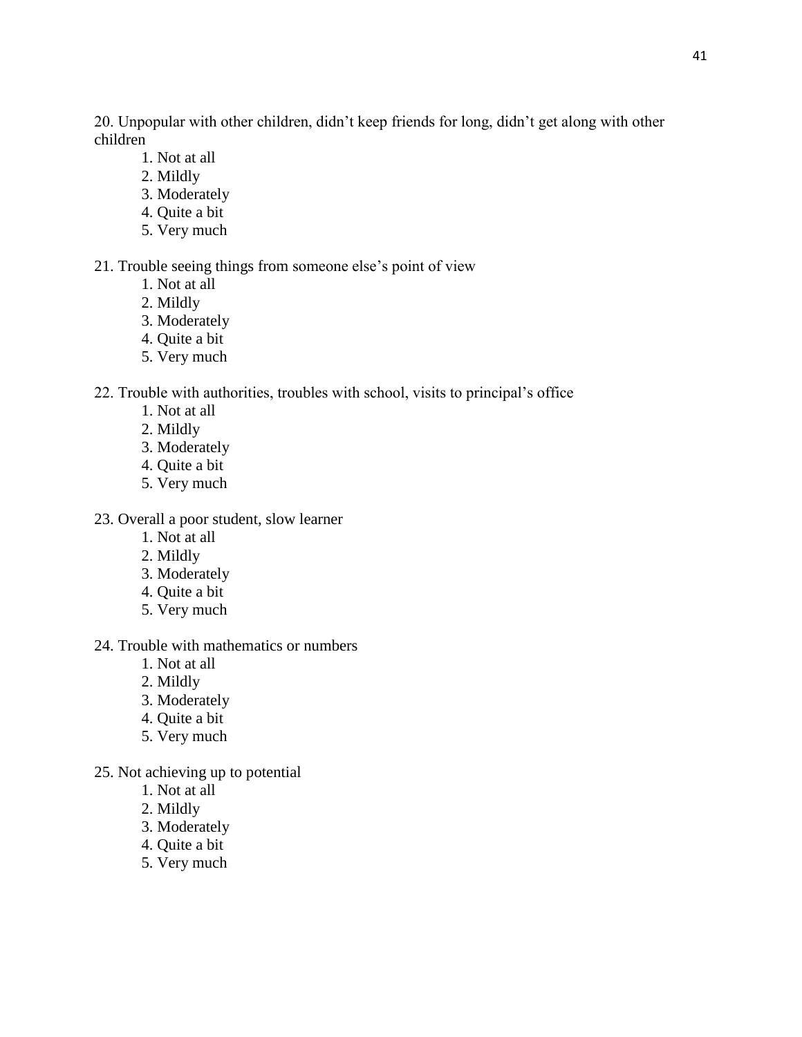20. Unpopular with other children, didn't keep friends for long, didn't get along with other children

   1. Not at all
   2. Mildly
   3. Moderately
   4. Quite a bit
   5. Very much

21. Trouble seeing things from someone else's point of view

   1. Not at all
   2. Mildly
   3. Moderately
   4. Quite a bit
   5. Very much

22. Trouble with authorities, troubles with school, visits to principal's office

   1. Not at all
   2. Mildly
   3. Moderately
   4. Quite a bit
   5. Very much

23. Overall a poor student, slow learner

   1. Not at all
   2. Mildly
   3. Moderately
   4. Quite a bit
   5. Very much

24. Trouble with mathematics or numbers

   1. Not at all
   2. Mildly
   3. Moderately
   4. Quite a bit
   5. Very much

25. Not achieving up to potential

   1. Not at all
   2. Mildly
   3. Moderately
   4. Quite a bit
   5. Very much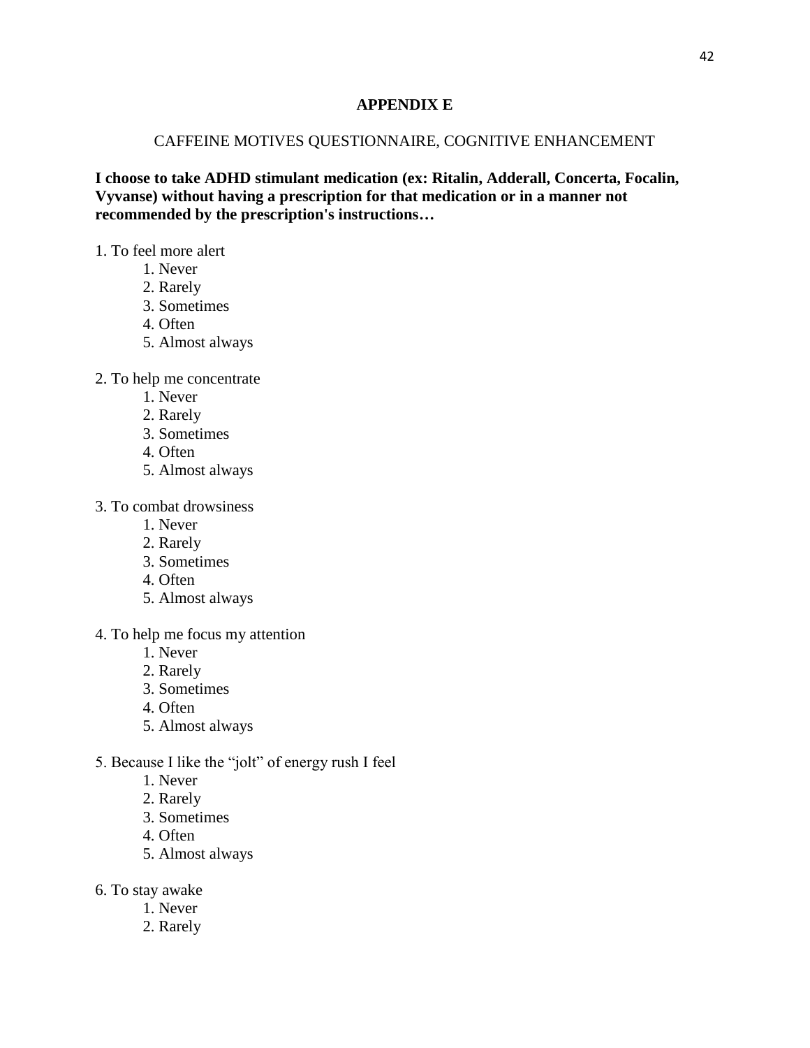## APPENDIX E

CAFFEINE MOTIVES QUESTIONNAIRE, COGNITIVE ENHANCEMENT

**I choose to take ADHD stimulant medication (ex: Ritalin, Adderall, Concerta, Focalin, Vyvanse) without having a prescription for that medication or in a manner not recommended by the prescription's instructions…**

1. To feel more alert
    1. Never
    2. Rarely
    3. Sometimes
    4. Often
    5. Almost always

2. To help me concentrate
    1. Never
    2. Rarely
    3. Sometimes
    4. Often
    5. Almost always

3. To combat drowsiness
    1. Never
    2. Rarely
    3. Sometimes
    4. Often
    5. Almost always

4. To help me focus my attention
    1. Never
    2. Rarely
    3. Sometimes
    4. Often
    5. Almost always

5. Because I like the "jolt" of energy rush I feel
    1. Never
    2. Rarely
    3. Sometimes
    4. Often
    5. Almost always

6. To stay awake
    1. Never
    2. Rarely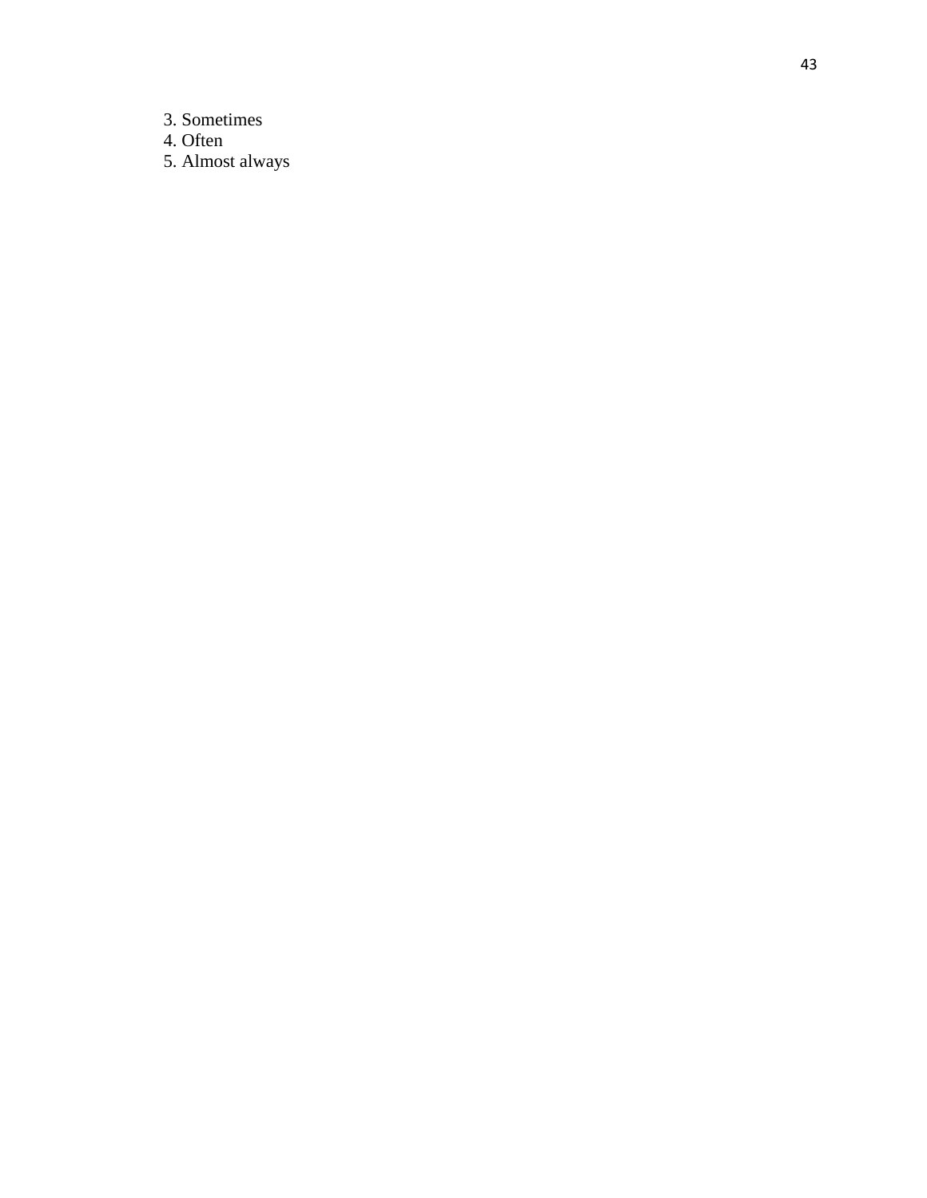3. Sometimes
4. Often
5. Almost always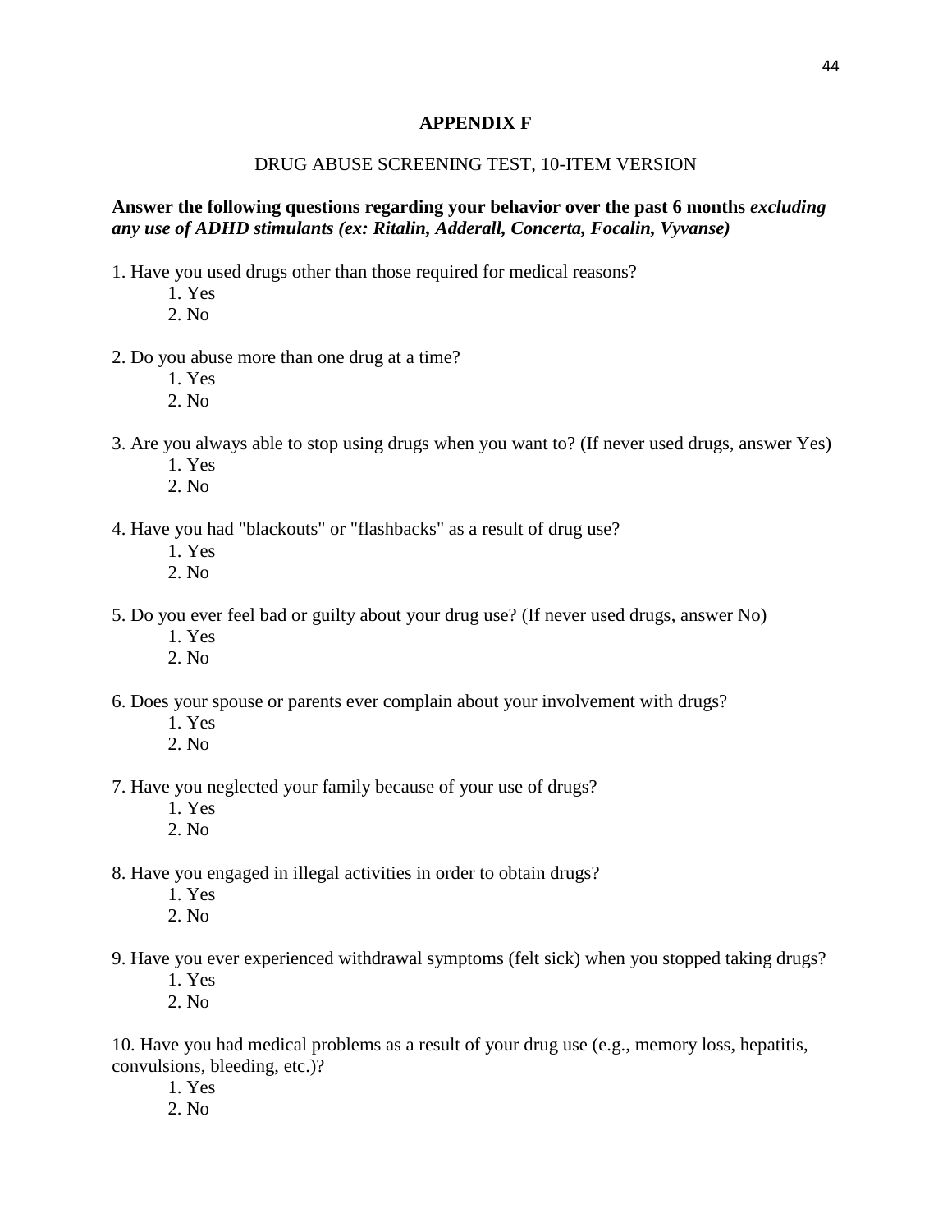# APPENDIX F

## DRUG ABUSE SCREENING TEST, 10-ITEM VERSION

**Answer the following questions regarding your behavior over the past 6 months *excluding any use of ADHD stimulants (ex: Ritalin, Adderall, Concerta, Focalin, Vyvanse)***

1. Have you used drugs other than those required for medical reasons?
    1. Yes
    2. No

2. Do you abuse more than one drug at a time?
    1. Yes
    2. No

3. Are you always able to stop using drugs when you want to? (If never used drugs, answer Yes)
    1. Yes
    2. No

4. Have you had "blackouts" or "flashbacks" as a result of drug use?
    1. Yes
    2. No

5. Do you ever feel bad or guilty about your drug use? (If never used drugs, answer No)
    1. Yes
    2. No

6. Does your spouse or parents ever complain about your involvement with drugs?
    1. Yes
    2. No

7. Have you neglected your family because of your use of drugs?
    1. Yes
    2. No

8. Have you engaged in illegal activities in order to obtain drugs?
    1. Yes
    2. No

9. Have you ever experienced withdrawal symptoms (felt sick) when you stopped taking drugs?
    1. Yes
    2. No

10. Have you had medical problems as a result of your drug use (e.g., memory loss, hepatitis, convulsions, bleeding, etc.)?
    1. Yes
    2. No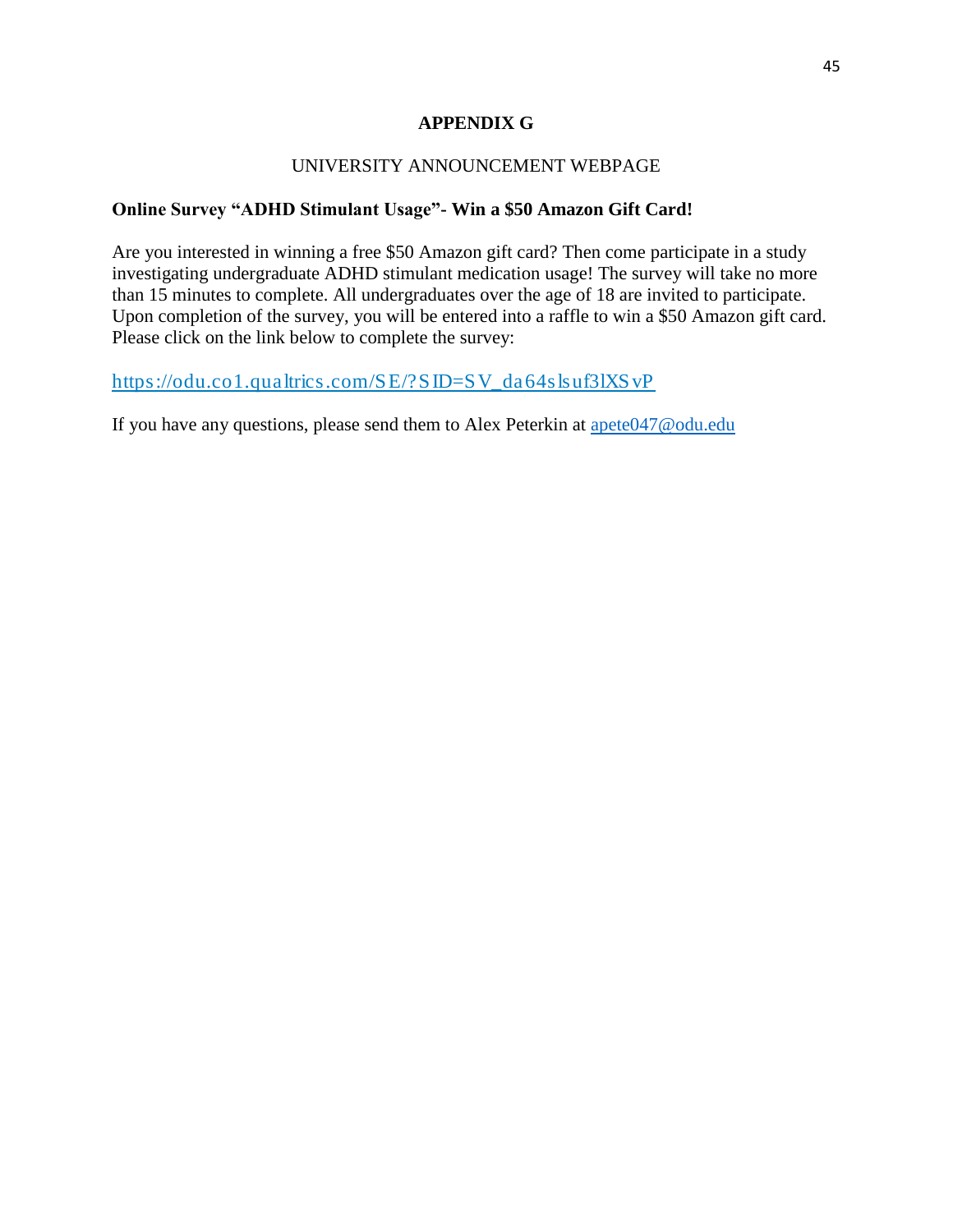# APPENDIX G

UNIVERSITY ANNOUNCEMENT WEBPAGE

**Online Survey "ADHD Stimulant Usage"- Win a $50 Amazon Gift Card!**

Are you interested in winning a free $50 Amazon gift card? Then come participate in a study investigating undergraduate ADHD stimulant medication usage! The survey will take no more than 15 minutes to complete. All undergraduates over the age of 18 are invited to participate. Upon completion of the survey, you will be entered into a raffle to win a $50 Amazon gift card. Please click on the link below to complete the survey:

https://odu.co1.qualtrics.com/SE/?SID=SV_da64slsuf3lXSvP

If you have any questions, please send them to Alex Peterkin at apete047@odu.edu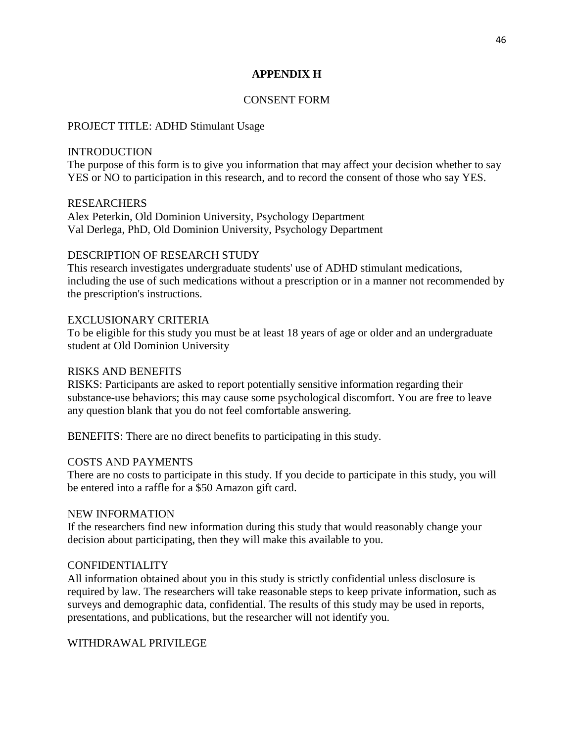## APPENDIX H

CONSENT FORM

PROJECT TITLE: ADHD Stimulant Usage

INTRODUCTION
The purpose of this form is to give you information that may affect your decision whether to say YES or NO to participation in this research, and to record the consent of those who say YES.

RESEARCHERS
Alex Peterkin, Old Dominion University, Psychology Department
Val Derlega, PhD, Old Dominion University, Psychology Department

DESCRIPTION OF RESEARCH STUDY
This research investigates undergraduate students' use of ADHD stimulant medications, including the use of such medications without a prescription or in a manner not recommended by the prescription's instructions.

EXCLUSIONARY CRITERIA
To be eligible for this study you must be at least 18 years of age or older and an undergraduate student at Old Dominion University

RISKS AND BENEFITS
RISKS: Participants are asked to report potentially sensitive information regarding their substance-use behaviors; this may cause some psychological discomfort. You are free to leave any question blank that you do not feel comfortable answering.

BENEFITS: There are no direct benefits to participating in this study.

COSTS AND PAYMENTS
There are no costs to participate in this study. If you decide to participate in this study, you will be entered into a raffle for a $50 Amazon gift card.

NEW INFORMATION
If the researchers find new information during this study that would reasonably change your decision about participating, then they will make this available to you.

CONFIDENTIALITY
All information obtained about you in this study is strictly confidential unless disclosure is required by law. The researchers will take reasonable steps to keep private information, such as surveys and demographic data, confidential. The results of this study may be used in reports, presentations, and publications, but the researcher will not identify you.

WITHDRAWAL PRIVILEGE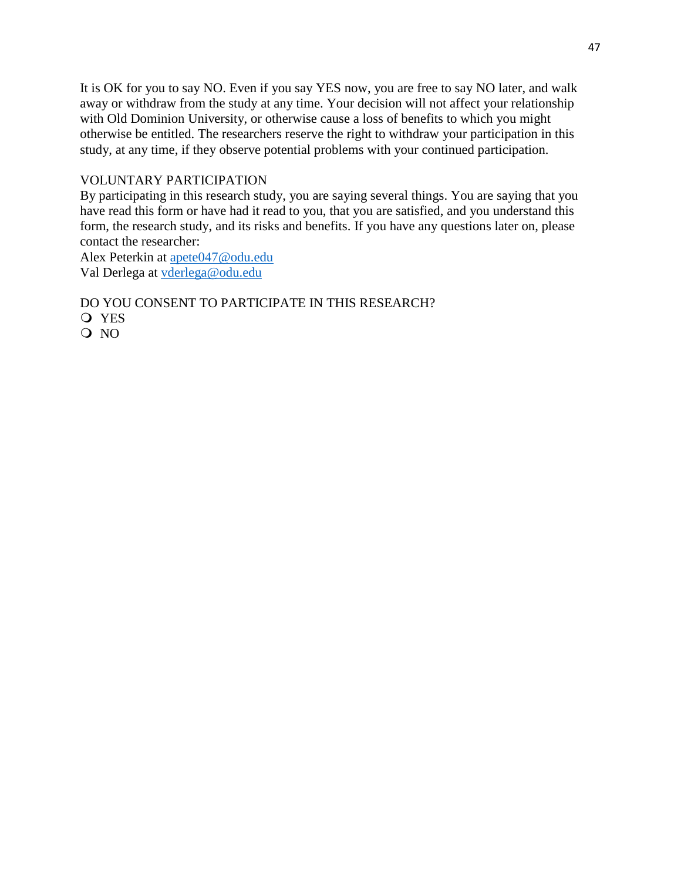It is OK for you to say NO. Even if you say YES now, you are free to say NO later, and walk away or withdraw from the study at any time. Your decision will not affect your relationship with Old Dominion University, or otherwise cause a loss of benefits to which you might otherwise be entitled. The researchers reserve the right to withdraw your participation in this study, at any time, if they observe potential problems with your continued participation.

VOLUNTARY PARTICIPATION

By participating in this research study, you are saying several things. You are saying that you have read this form or have had it read to you, that you are satisfied, and you understand this form, the research study, and its risks and benefits. If you have any questions later on, please contact the researcher:

Alex Peterkin at apete047@odu.edu

Val Derlega at vderlega@odu.edu

DO YOU CONSENT TO PARTICIPATE IN THIS RESEARCH?

- ❍ YES
- ❍ NO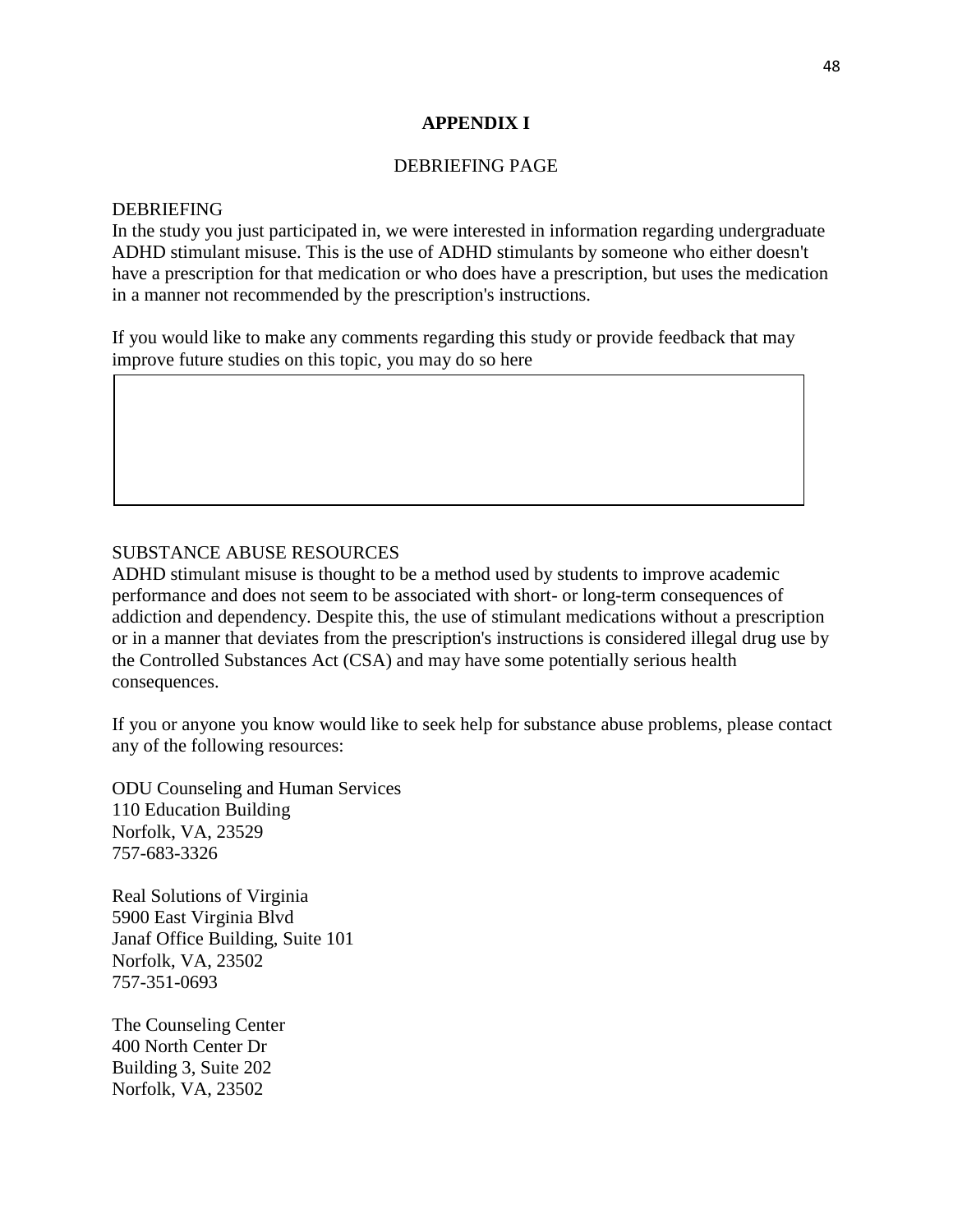## APPENDIX I

DEBRIEFING PAGE

DEBRIEFING

In the study you just participated in, we were interested in information regarding undergraduate ADHD stimulant misuse. This is the use of ADHD stimulants by someone who either doesn't have a prescription for that medication or who does have a prescription, but uses the medication in a manner not recommended by the prescription's instructions.

If you would like to make any comments regarding this study or provide feedback that may improve future studies on this topic, you may do so here

SUBSTANCE ABUSE RESOURCES

ADHD stimulant misuse is thought to be a method used by students to improve academic performance and does not seem to be associated with short- or long-term consequences of addiction and dependency. Despite this, the use of stimulant medications without a prescription or in a manner that deviates from the prescription's instructions is considered illegal drug use by the Controlled Substances Act (CSA) and may have some potentially serious health consequences.

If you or anyone you know would like to seek help for substance abuse problems, please contact any of the following resources:

ODU Counseling and Human Services  
110 Education Building  
Norfolk, VA, 23529  
757-683-3326

Real Solutions of Virginia  
5900 East Virginia Blvd  
Janaf Office Building, Suite 101  
Norfolk, VA, 23502  
757-351-0693

The Counseling Center  
400 North Center Dr  
Building 3, Suite 202  
Norfolk, VA, 23502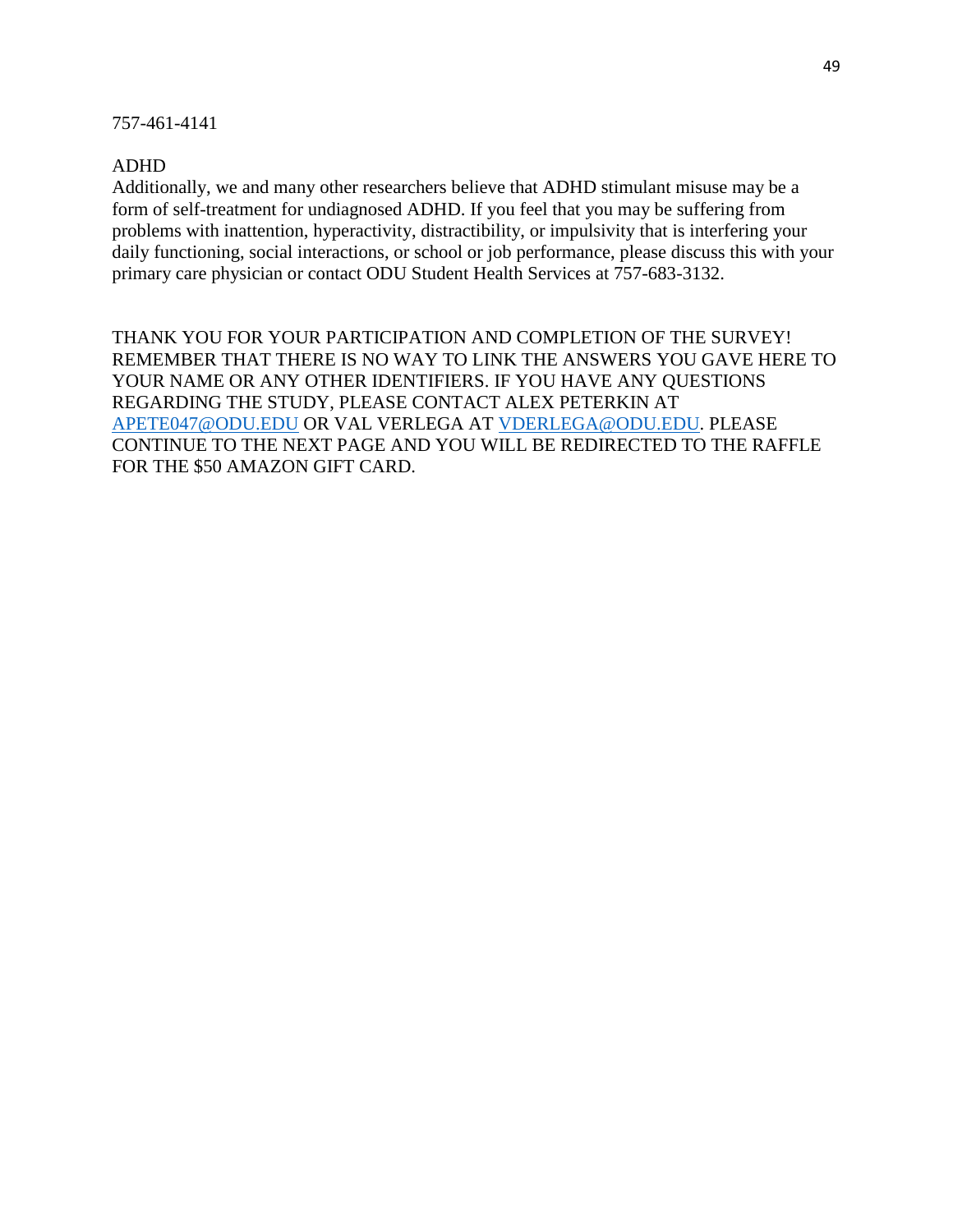757-461-4141

ADHD

Additionally, we and many other researchers believe that ADHD stimulant misuse may be a form of self-treatment for undiagnosed ADHD. If you feel that you may be suffering from problems with inattention, hyperactivity, distractibility, or impulsivity that is interfering your daily functioning, social interactions, or school or job performance, please discuss this with your primary care physician or contact ODU Student Health Services at 757-683-3132.

THANK YOU FOR YOUR PARTICIPATION AND COMPLETION OF THE SURVEY! REMEMBER THAT THERE IS NO WAY TO LINK THE ANSWERS YOU GAVE HERE TO YOUR NAME OR ANY OTHER IDENTIFIERS. IF YOU HAVE ANY QUESTIONS REGARDING THE STUDY, PLEASE CONTACT ALEX PETERKIN AT APETE047@ODU.EDU OR VAL VERLEGA AT VDERLEGA@ODU.EDU. PLEASE CONTINUE TO THE NEXT PAGE AND YOU WILL BE REDIRECTED TO THE RAFFLE FOR THE $50 AMAZON GIFT CARD.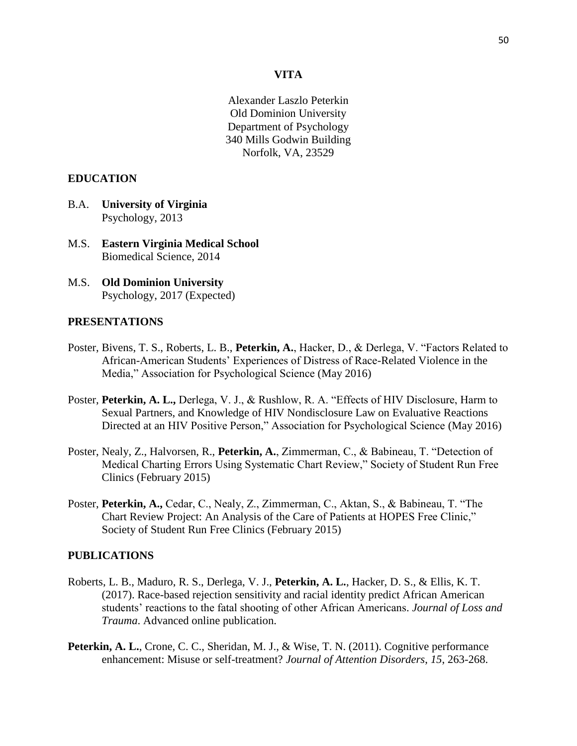# VITA

Alexander Laszlo Peterkin
Old Dominion University
Department of Psychology
340 Mills Godwin Building
Norfolk, VA, 23529

## EDUCATION

B.A. **University of Virginia**
Psychology, 2013

M.S. **Eastern Virginia Medical School**
Biomedical Science, 2014

M.S. **Old Dominion University**
Psychology, 2017 (Expected)

## PRESENTATIONS

Poster, Bivens, T. S., Roberts, L. B., **Peterkin, A.**, Hacker, D., & Derlega, V. "Factors Related to African-American Students' Experiences of Distress of Race-Related Violence in the Media," Association for Psychological Science (May 2016)

Poster, **Peterkin, A. L.,** Derlega, V. J., & Rushlow, R. A. "Effects of HIV Disclosure, Harm to Sexual Partners, and Knowledge of HIV Nondisclosure Law on Evaluative Reactions Directed at an HIV Positive Person," Association for Psychological Science (May 2016)

Poster, Nealy, Z., Halvorsen, R., **Peterkin, A.**, Zimmerman, C., & Babineau, T. "Detection of Medical Charting Errors Using Systematic Chart Review," Society of Student Run Free Clinics (February 2015)

Poster, **Peterkin, A.,** Cedar, C., Nealy, Z., Zimmerman, C., Aktan, S., & Babineau, T. "The Chart Review Project: An Analysis of the Care of Patients at HOPES Free Clinic," Society of Student Run Free Clinics (February 2015)

## PUBLICATIONS

Roberts, L. B., Maduro, R. S., Derlega, V. J., **Peterkin, A. L.**, Hacker, D. S., & Ellis, K. T. (2017). Race-based rejection sensitivity and racial identity predict African American students' reactions to the fatal shooting of other African Americans. *Journal of Loss and Trauma*. Advanced online publication.

**Peterkin, A. L.**, Crone, C. C., Sheridan, M. J., & Wise, T. N. (2011). Cognitive performance enhancement: Misuse or self-treatment? *Journal of Attention Disorders*, *15*, 263-268.